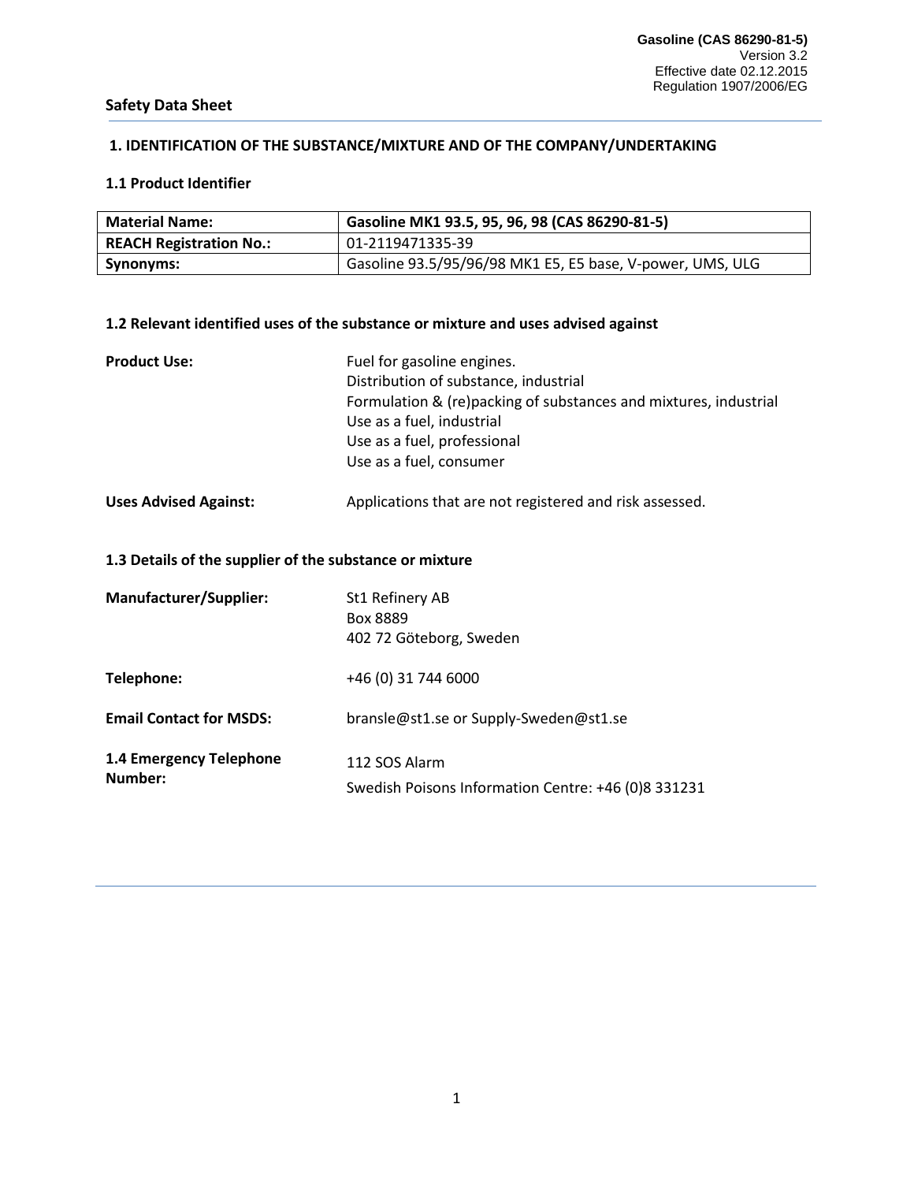Gasoline (CAS 86290-81-5)
Version 3.2
Effective date 02.12.2015
Regulation 1907/2006/EG

# Safety Data Sheet

## 1. IDENTIFICATION OF THE SUBSTANCE/MIXTURE AND OF THE COMPANY/UNDERTAKING

### 1.1 Product Identifier

| | |
|---|---|
| **Material Name:** | **Gasoline MK1 93.5, 95, 96, 98 (CAS 86290-81-5)** |
| **REACH Registration No.:** | 01-2119471335-39 |
| **Synonyms:** | Gasoline 93.5/95/96/98 MK1 E5, E5 base, V-power, UMS, ULG |

### 1.2 Relevant identified uses of the substance or mixture and uses advised against

**Product Use:**
Fuel for gasoline engines.
Distribution of substance, industrial
Formulation & (re)packing of substances and mixtures, industrial
Use as a fuel, industrial
Use as a fuel, professional
Use as a fuel, consumer

**Uses Advised Against:** Applications that are not registered and risk assessed.

### 1.3 Details of the supplier of the substance or mixture

**Manufacturer/Supplier:**
St1 Refinery AB
Box 8889
402 72 Göteborg, Sweden

**Telephone:** +46 (0) 31 744 6000

**Email Contact for MSDS:** bransle@st1.se or Supply-Sweden@st1.se

**1.4 Emergency Telephone Number:**
112 SOS Alarm
Swedish Poisons Information Centre: +46 (0)8 331231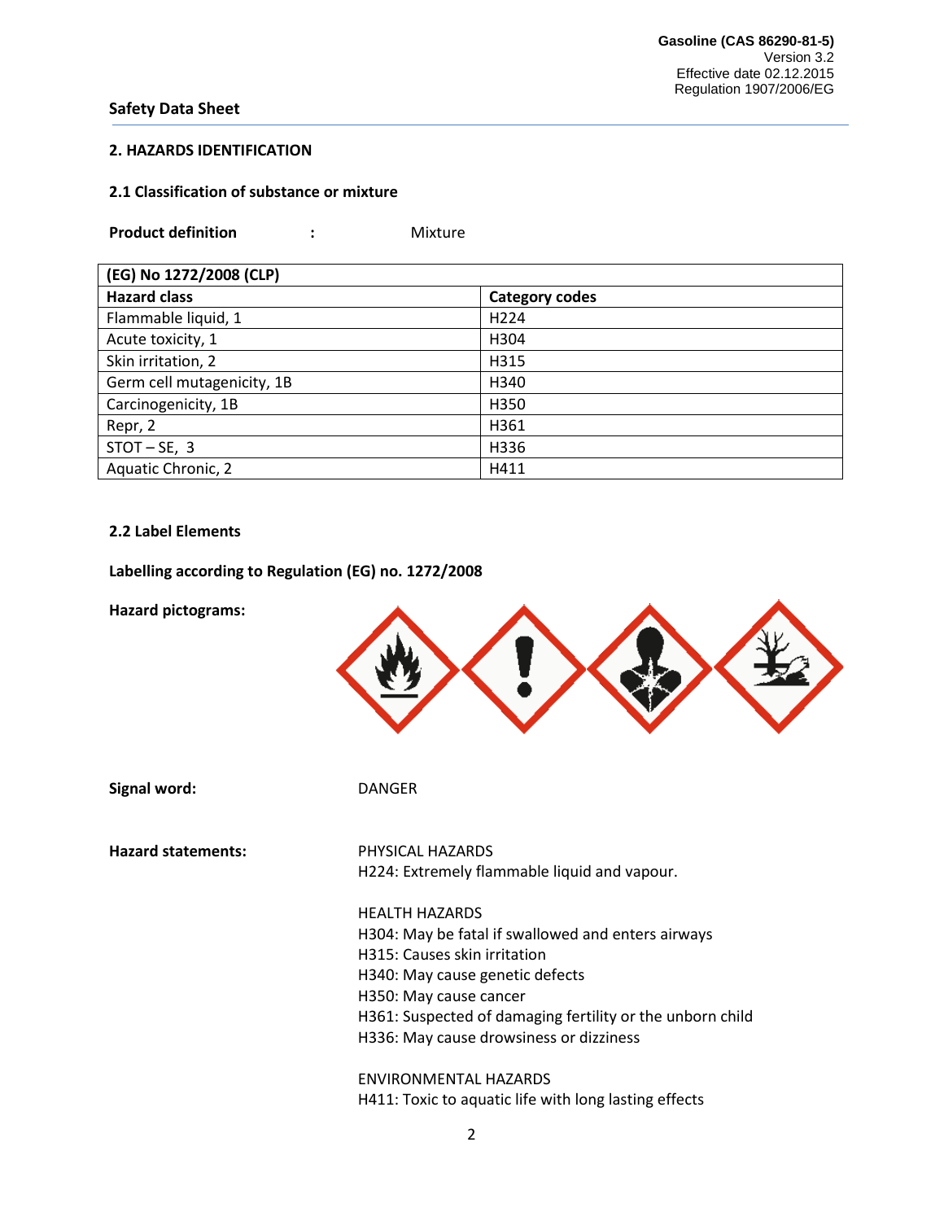## Safety Data Sheet

### 2. HAZARDS IDENTIFICATION

#### 2.1 Classification of substance or mixture

**Product definition** : Mixture

| (EG) No 1272/2008 (CLP) | |
|---|---|
| **Hazard class** | **Category codes** |
| Flammable liquid, 1 | H224 |
| Acute toxicity, 1 | H304 |
| Skin irritation, 2 | H315 |
| Germ cell mutagenicity, 1B | H340 |
| Carcinogenicity, 1B | H350 |
| Repr, 2 | H361 |
| STOT – SE, 3 | H336 |
| Aquatic Chronic, 2 | H411 |

#### 2.2 Label Elements

**Labelling according to Regulation (EG) no. 1272/2008**

**Hazard pictograms:**

**Signal word:** DANGER

**Hazard statements:**

PHYSICAL HAZARDS
H224: Extremely flammable liquid and vapour.

HEALTH HAZARDS
H304: May be fatal if swallowed and enters airways
H315: Causes skin irritation
H340: May cause genetic defects
H350: May cause cancer
H361: Suspected of damaging fertility or the unborn child
H336: May cause drowsiness or dizziness

ENVIRONMENTAL HAZARDS
H411: Toxic to aquatic life with long lasting effects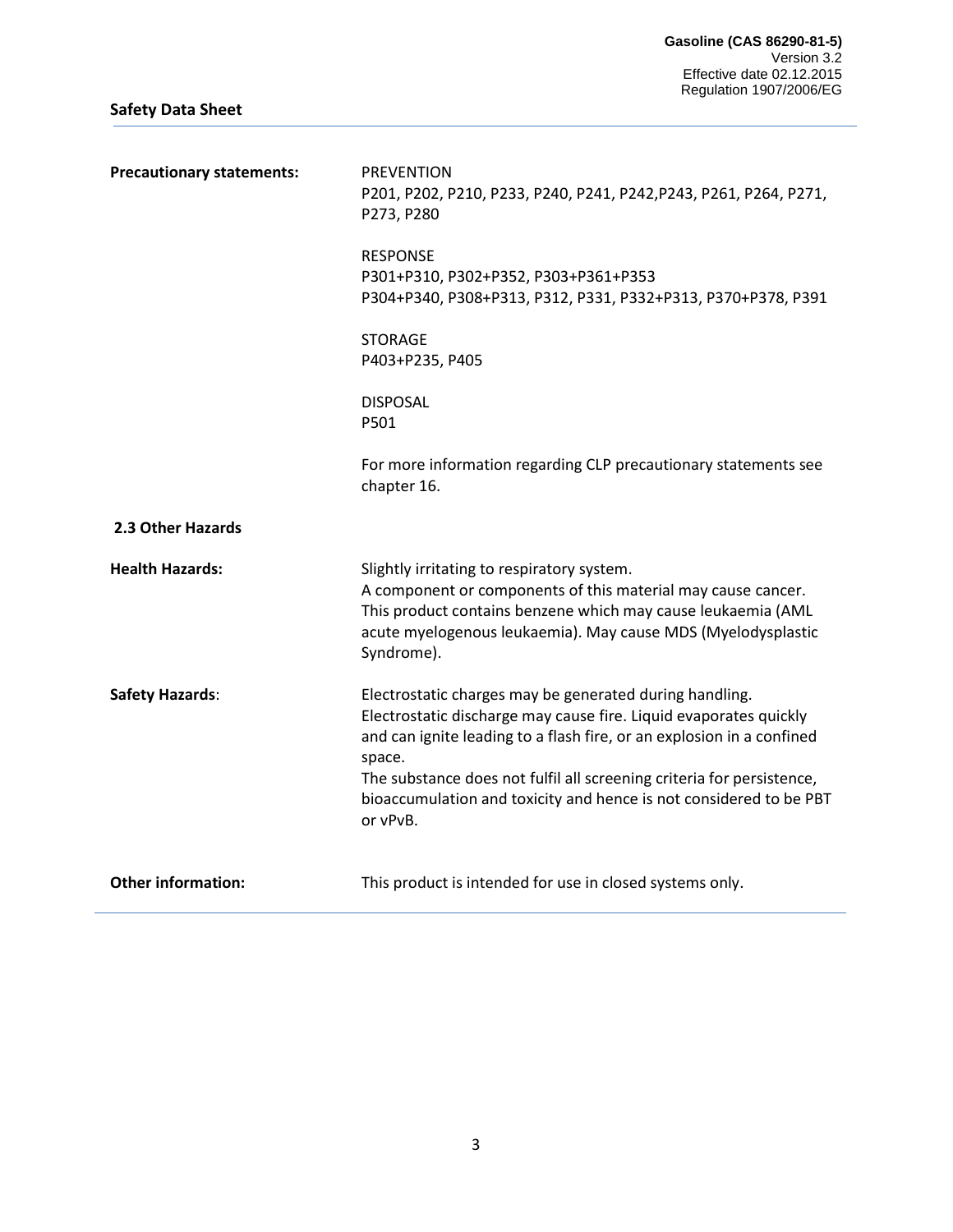**Precautionary statements:**

PREVENTION
P201, P202, P210, P233, P240, P241, P242,P243, P261, P264, P271, P273, P280

RESPONSE
P301+P310, P302+P352, P303+P361+P353
P304+P340, P308+P313, P312, P331, P332+P313, P370+P378, P391

STORAGE
P403+P235, P405

DISPOSAL
P501

For more information regarding CLP precautionary statements see chapter 16.

### 2.3 Other Hazards

**Health Hazards:**

Slightly irritating to respiratory system.
A component or components of this material may cause cancer.
This product contains benzene which may cause leukaemia (AML acute myelogenous leukaemia). May cause MDS (Myelodysplastic Syndrome).

**Safety Hazards**:

Electrostatic charges may be generated during handling. Electrostatic discharge may cause fire. Liquid evaporates quickly and can ignite leading to a flash fire, or an explosion in a confined space.
The substance does not fulfil all screening criteria for persistence, bioaccumulation and toxicity and hence is not considered to be PBT or vPvB.

**Other information:**

This product is intended for use in closed systems only.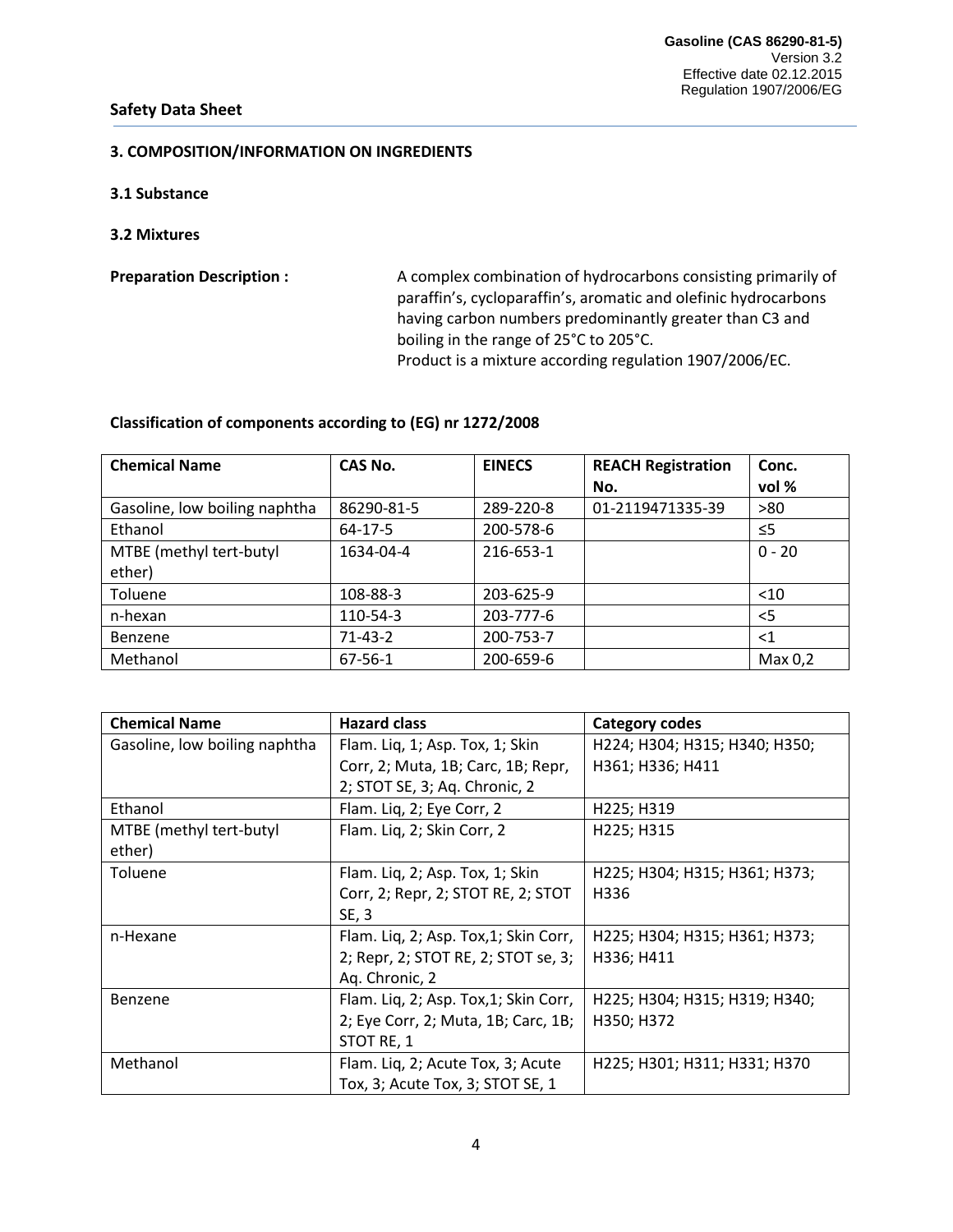**Safety Data Sheet**

## 3. COMPOSITION/INFORMATION ON INGREDIENTS

### 3.1 Substance

### 3.2 Mixtures

**Preparation Description :** A complex combination of hydrocarbons consisting primarily of paraffin's, cycloparaffin's, aromatic and olefinic hydrocarbons having carbon numbers predominantly greater than C3 and boiling in the range of 25°C to 205°C.
Product is a mixture according regulation 1907/2006/EC.

**Classification of components according to (EG) nr 1272/2008**

| Chemical Name | CAS No. | EINECS | REACH Registration No. | Conc. vol % |
|---|---|---|---|---|
| Gasoline, low boiling naphtha | 86290-81-5 | 289-220-8 | 01-2119471335-39 | >80 |
| Ethanol | 64-17-5 | 200-578-6 | | ≤5 |
| MTBE (methyl tert-butyl ether) | 1634-04-4 | 216-653-1 | | 0 - 20 |
| Toluene | 108-88-3 | 203-625-9 | | <10 |
| n-hexan | 110-54-3 | 203-777-6 | | <5 |
| Benzene | 71-43-2 | 200-753-7 | | <1 |
| Methanol | 67-56-1 | 200-659-6 | | Max 0,2 |

| Chemical Name | Hazard class | Category codes |
|---|---|---|
| Gasoline, low boiling naphtha | Flam. Liq, 1; Asp. Tox, 1; Skin Corr, 2; Muta, 1B; Carc, 1B; Repr, 2; STOT SE, 3; Aq. Chronic, 2 | H224; H304; H315; H340; H350; H361; H336; H411 |
| Ethanol | Flam. Liq, 2; Eye Corr, 2 | H225; H319 |
| MTBE (methyl tert-butyl ether) | Flam. Liq, 2; Skin Corr, 2 | H225; H315 |
| Toluene | Flam. Liq, 2; Asp. Tox, 1; Skin Corr, 2; Repr, 2; STOT RE, 2; STOT SE, 3 | H225; H304; H315; H361; H373; H336 |
| n-Hexane | Flam. Liq, 2; Asp. Tox,1; Skin Corr, 2; Repr, 2; STOT RE, 2; STOT se, 3; Aq. Chronic, 2 | H225; H304; H315; H361; H373; H336; H411 |
| Benzene | Flam. Liq, 2; Asp. Tox,1; Skin Corr, 2; Eye Corr, 2; Muta, 1B; Carc, 1B; STOT RE, 1 | H225; H304; H315; H319; H340; H350; H372 |
| Methanol | Flam. Liq, 2; Acute Tox, 3; Acute Tox, 3; Acute Tox, 3; STOT SE, 1 | H225; H301; H311; H331; H370 |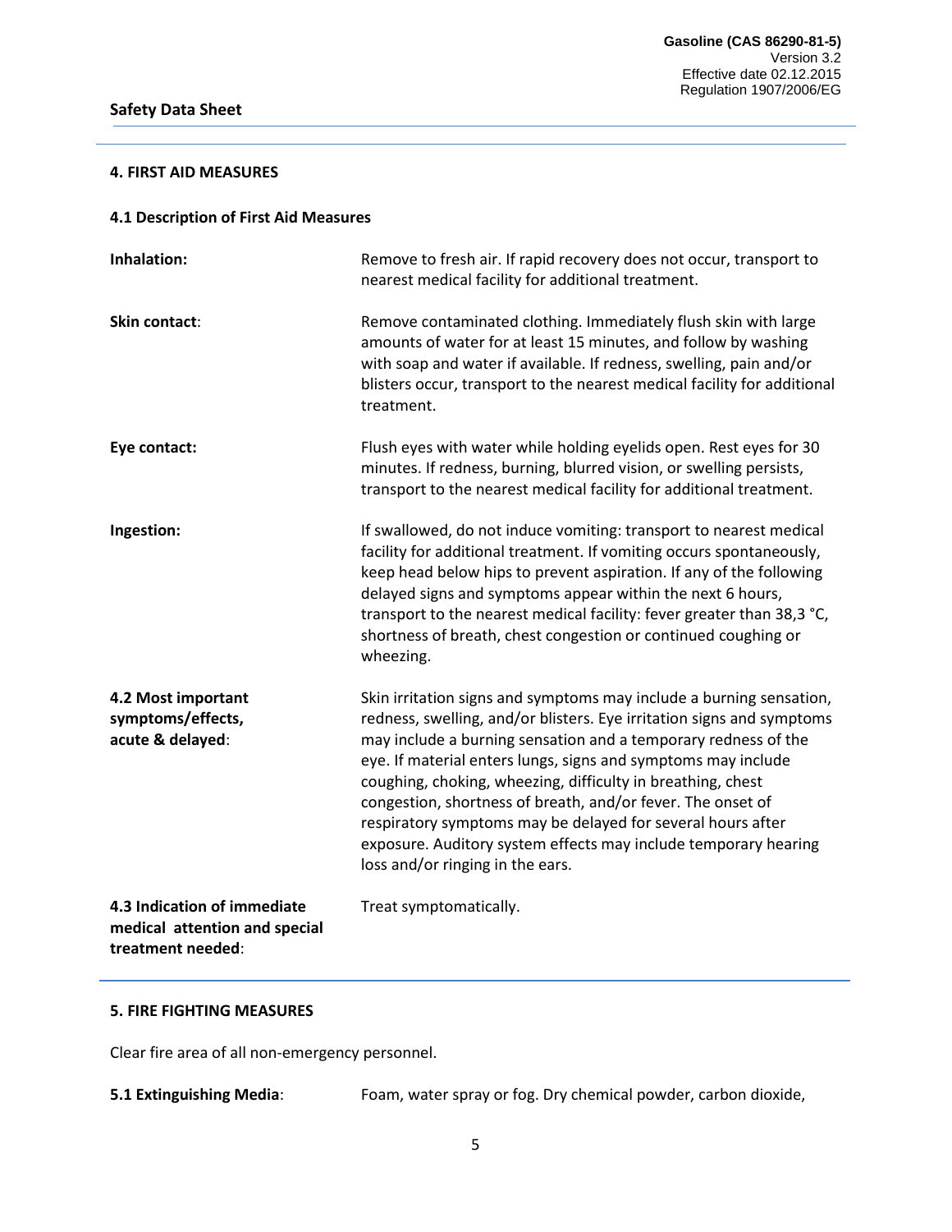## 4. FIRST AID MEASURES

### 4.1 Description of First Aid Measures

**Inhalation:** Remove to fresh air. If rapid recovery does not occur, transport to nearest medical facility for additional treatment.

**Skin contact**: Remove contaminated clothing. Immediately flush skin with large amounts of water for at least 15 minutes, and follow by washing with soap and water if available. If redness, swelling, pain and/or blisters occur, transport to the nearest medical facility for additional treatment.

**Eye contact:** Flush eyes with water while holding eyelids open. Rest eyes for 30 minutes. If redness, burning, blurred vision, or swelling persists, transport to the nearest medical facility for additional treatment.

**Ingestion:** If swallowed, do not induce vomiting: transport to nearest medical facility for additional treatment. If vomiting occurs spontaneously, keep head below hips to prevent aspiration. If any of the following delayed signs and symptoms appear within the next 6 hours, transport to the nearest medical facility: fever greater than 38,3 °C, shortness of breath, chest congestion or continued coughing or wheezing.

**4.2 Most important symptoms/effects, acute & delayed**: Skin irritation signs and symptoms may include a burning sensation, redness, swelling, and/or blisters. Eye irritation signs and symptoms may include a burning sensation and a temporary redness of the eye. If material enters lungs, signs and symptoms may include coughing, choking, wheezing, difficulty in breathing, chest congestion, shortness of breath, and/or fever. The onset of respiratory symptoms may be delayed for several hours after exposure. Auditory system effects may include temporary hearing loss and/or ringing in the ears.

**4.3 Indication of immediate medical attention and special treatment needed**: Treat symptomatically.

## 5. FIRE FIGHTING MEASURES

Clear fire area of all non-emergency personnel.

**5.1 Extinguishing Media**: Foam, water spray or fog. Dry chemical powder, carbon dioxide,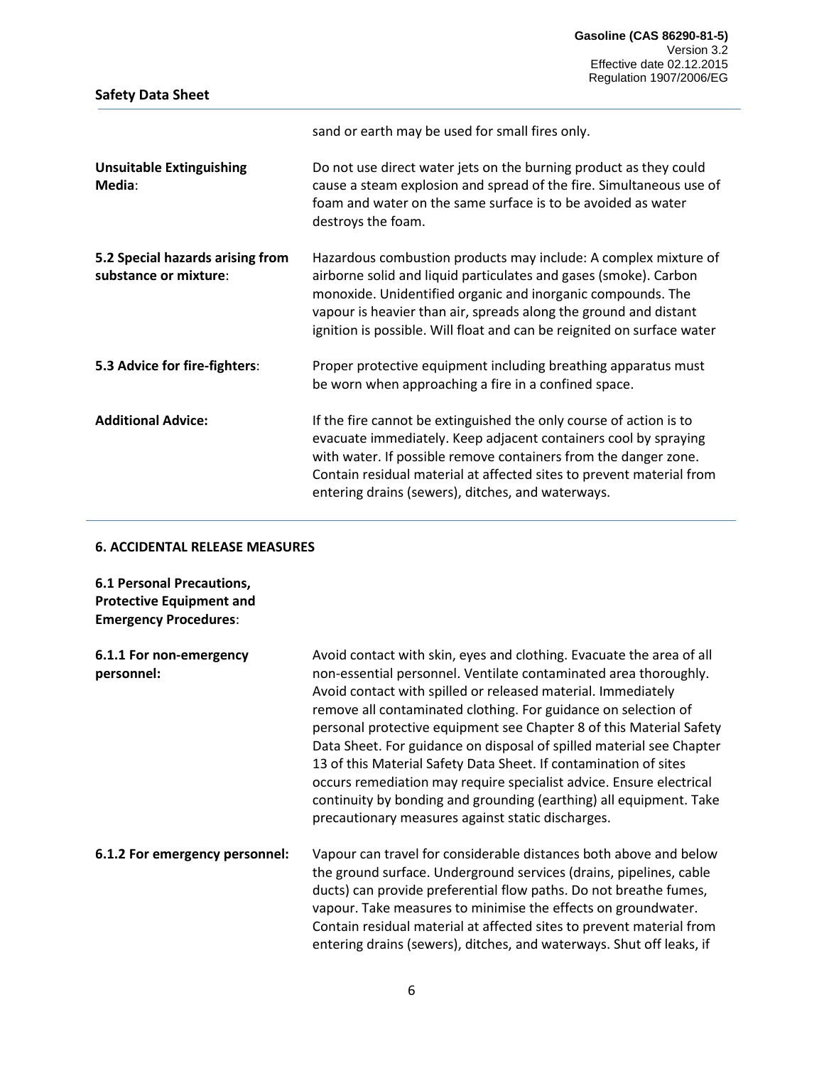sand or earth may be used for small fires only.

**Unsuitable Extinguishing Media**: Do not use direct water jets on the burning product as they could cause a steam explosion and spread of the fire. Simultaneous use of foam and water on the same surface is to be avoided as water destroys the foam.

**5.2 Special hazards arising from substance or mixture**: Hazardous combustion products may include: A complex mixture of airborne solid and liquid particulates and gases (smoke). Carbon monoxide. Unidentified organic and inorganic compounds. The vapour is heavier than air, spreads along the ground and distant ignition is possible. Will float and can be reignited on surface water

**5.3 Advice for fire-fighters**: Proper protective equipment including breathing apparatus must be worn when approaching a fire in a confined space.

**Additional Advice:** If the fire cannot be extinguished the only course of action is to evacuate immediately. Keep adjacent containers cool by spraying with water. If possible remove containers from the danger zone. Contain residual material at affected sites to prevent material from entering drains (sewers), ditches, and waterways.

## 6. ACCIDENTAL RELEASE MEASURES

**6.1 Personal Precautions, Protective Equipment and Emergency Procedures**:

**6.1.1 For non-emergency personnel:** Avoid contact with skin, eyes and clothing. Evacuate the area of all non-essential personnel. Ventilate contaminated area thoroughly. Avoid contact with spilled or released material. Immediately remove all contaminated clothing. For guidance on selection of personal protective equipment see Chapter 8 of this Material Safety Data Sheet. For guidance on disposal of spilled material see Chapter 13 of this Material Safety Data Sheet. If contamination of sites occurs remediation may require specialist advice. Ensure electrical continuity by bonding and grounding (earthing) all equipment. Take precautionary measures against static discharges.

**6.1.2 For emergency personnel:** Vapour can travel for considerable distances both above and below the ground surface. Underground services (drains, pipelines, cable ducts) can provide preferential flow paths. Do not breathe fumes, vapour. Take measures to minimise the effects on groundwater. Contain residual material at affected sites to prevent material from entering drains (sewers), ditches, and waterways. Shut off leaks, if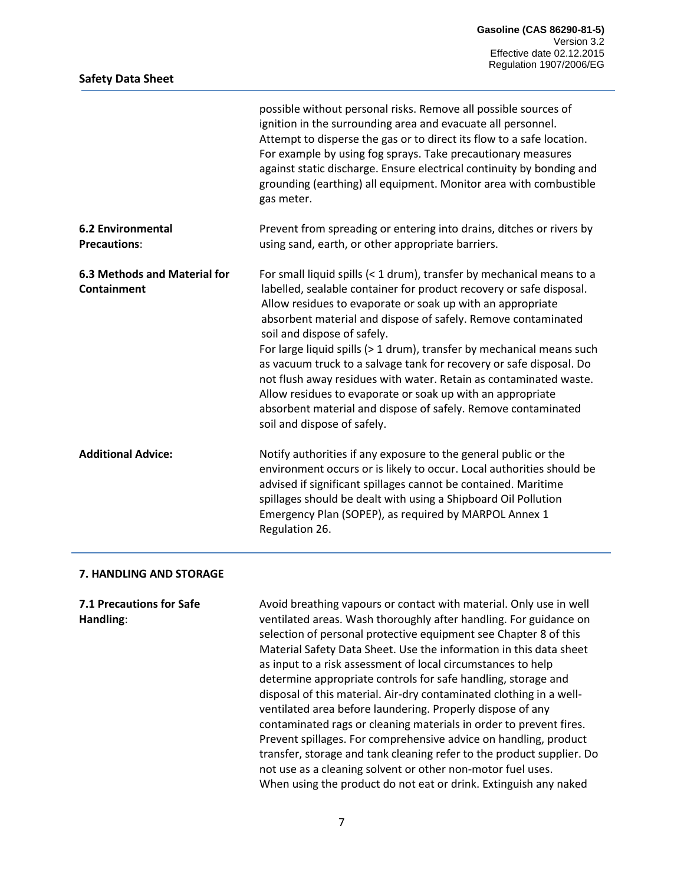possible without personal risks. Remove all possible sources of ignition in the surrounding area and evacuate all personnel. Attempt to disperse the gas or to direct its flow to a safe location. For example by using fog sprays. Take precautionary measures against static discharge. Ensure electrical continuity by bonding and grounding (earthing) all equipment. Monitor area with combustible gas meter.

**6.2 Environmental Precautions**: Prevent from spreading or entering into drains, ditches or rivers by using sand, earth, or other appropriate barriers.

**6.3 Methods and Material for Containment** For small liquid spills (< 1 drum), transfer by mechanical means to a labelled, sealable container for product recovery or safe disposal. Allow residues to evaporate or soak up with an appropriate absorbent material and dispose of safely. Remove contaminated soil and dispose of safely.
For large liquid spills (> 1 drum), transfer by mechanical means such as vacuum truck to a salvage tank for recovery or safe disposal. Do not flush away residues with water. Retain as contaminated waste. Allow residues to evaporate or soak up with an appropriate absorbent material and dispose of safely. Remove contaminated soil and dispose of safely.

**Additional Advice:** Notify authorities if any exposure to the general public or the environment occurs or is likely to occur. Local authorities should be advised if significant spillages cannot be contained. Maritime spillages should be dealt with using a Shipboard Oil Pollution Emergency Plan (SOPEP), as required by MARPOL Annex 1 Regulation 26.

## 7. HANDLING AND STORAGE

**7.1 Precautions for Safe Handling**: Avoid breathing vapours or contact with material. Only use in well ventilated areas. Wash thoroughly after handling. For guidance on selection of personal protective equipment see Chapter 8 of this Material Safety Data Sheet. Use the information in this data sheet as input to a risk assessment of local circumstances to help determine appropriate controls for safe handling, storage and disposal of this material. Air-dry contaminated clothing in a well-ventilated area before laundering. Properly dispose of any contaminated rags or cleaning materials in order to prevent fires. Prevent spillages. For comprehensive advice on handling, product transfer, storage and tank cleaning refer to the product supplier. Do not use as a cleaning solvent or other non-motor fuel uses.
When using the product do not eat or drink. Extinguish any naked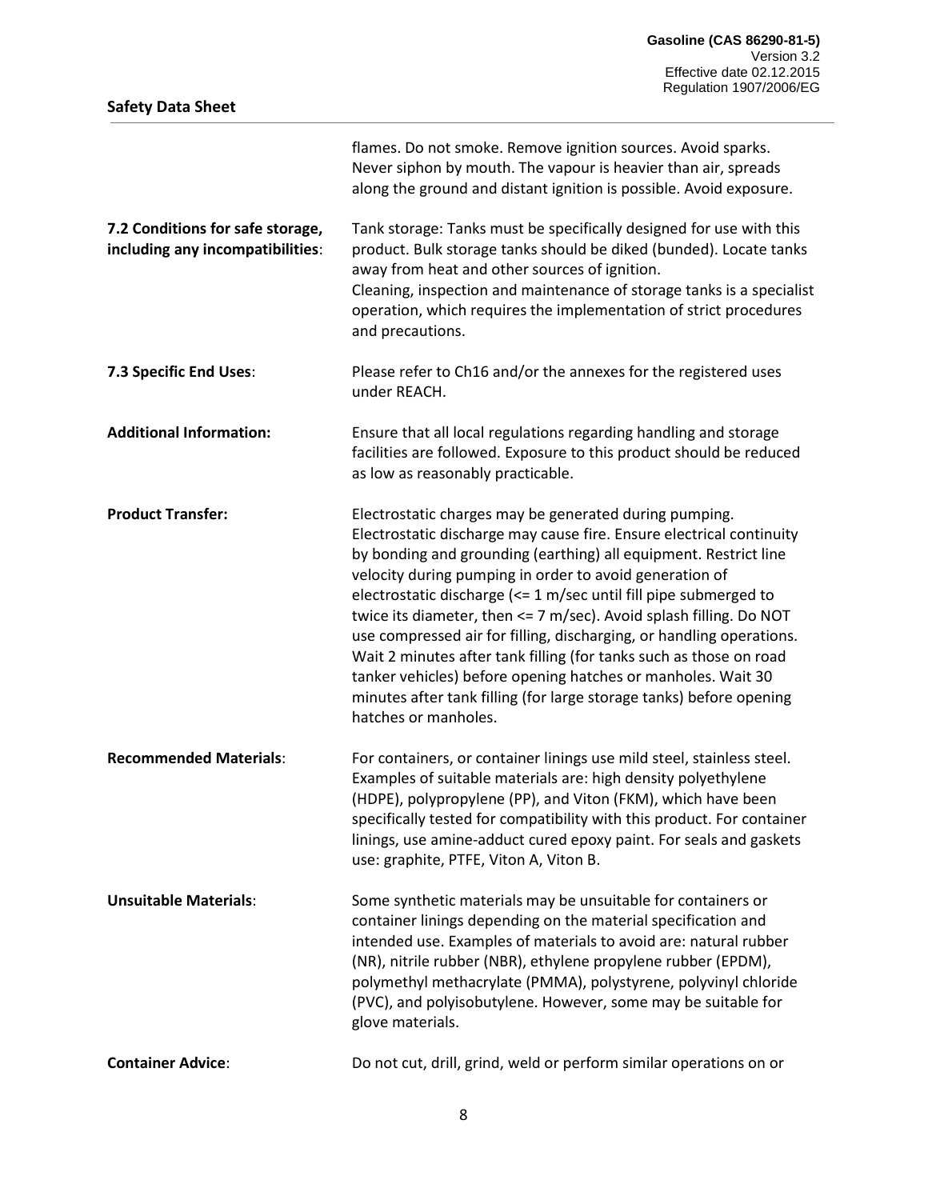flames. Do not smoke. Remove ignition sources. Avoid sparks. Never siphon by mouth. The vapour is heavier than air, spreads along the ground and distant ignition is possible. Avoid exposure.

**7.2 Conditions for safe storage, including any incompatibilities**: Tank storage: Tanks must be specifically designed for use with this product. Bulk storage tanks should be diked (bunded). Locate tanks away from heat and other sources of ignition.
Cleaning, inspection and maintenance of storage tanks is a specialist operation, which requires the implementation of strict procedures and precautions.

**7.3 Specific End Uses**: Please refer to Ch16 and/or the annexes for the registered uses under REACH.

**Additional Information:** Ensure that all local regulations regarding handling and storage facilities are followed. Exposure to this product should be reduced as low as reasonably practicable.

**Product Transfer:** Electrostatic charges may be generated during pumping. Electrostatic discharge may cause fire. Ensure electrical continuity by bonding and grounding (earthing) all equipment. Restrict line velocity during pumping in order to avoid generation of electrostatic discharge (<= 1 m/sec until fill pipe submerged to twice its diameter, then <= 7 m/sec). Avoid splash filling. Do NOT use compressed air for filling, discharging, or handling operations. Wait 2 minutes after tank filling (for tanks such as those on road tanker vehicles) before opening hatches or manholes. Wait 30 minutes after tank filling (for large storage tanks) before opening hatches or manholes.

**Recommended Materials**: For containers, or container linings use mild steel, stainless steel. Examples of suitable materials are: high density polyethylene (HDPE), polypropylene (PP), and Viton (FKM), which have been specifically tested for compatibility with this product. For container linings, use amine-adduct cured epoxy paint. For seals and gaskets use: graphite, PTFE, Viton A, Viton B.

**Unsuitable Materials**: Some synthetic materials may be unsuitable for containers or container linings depending on the material specification and intended use. Examples of materials to avoid are: natural rubber (NR), nitrile rubber (NBR), ethylene propylene rubber (EPDM), polymethyl methacrylate (PMMA), polystyrene, polyvinyl chloride (PVC), and polyisobutylene. However, some may be suitable for glove materials.

**Container Advice**: Do not cut, drill, grind, weld or perform similar operations on or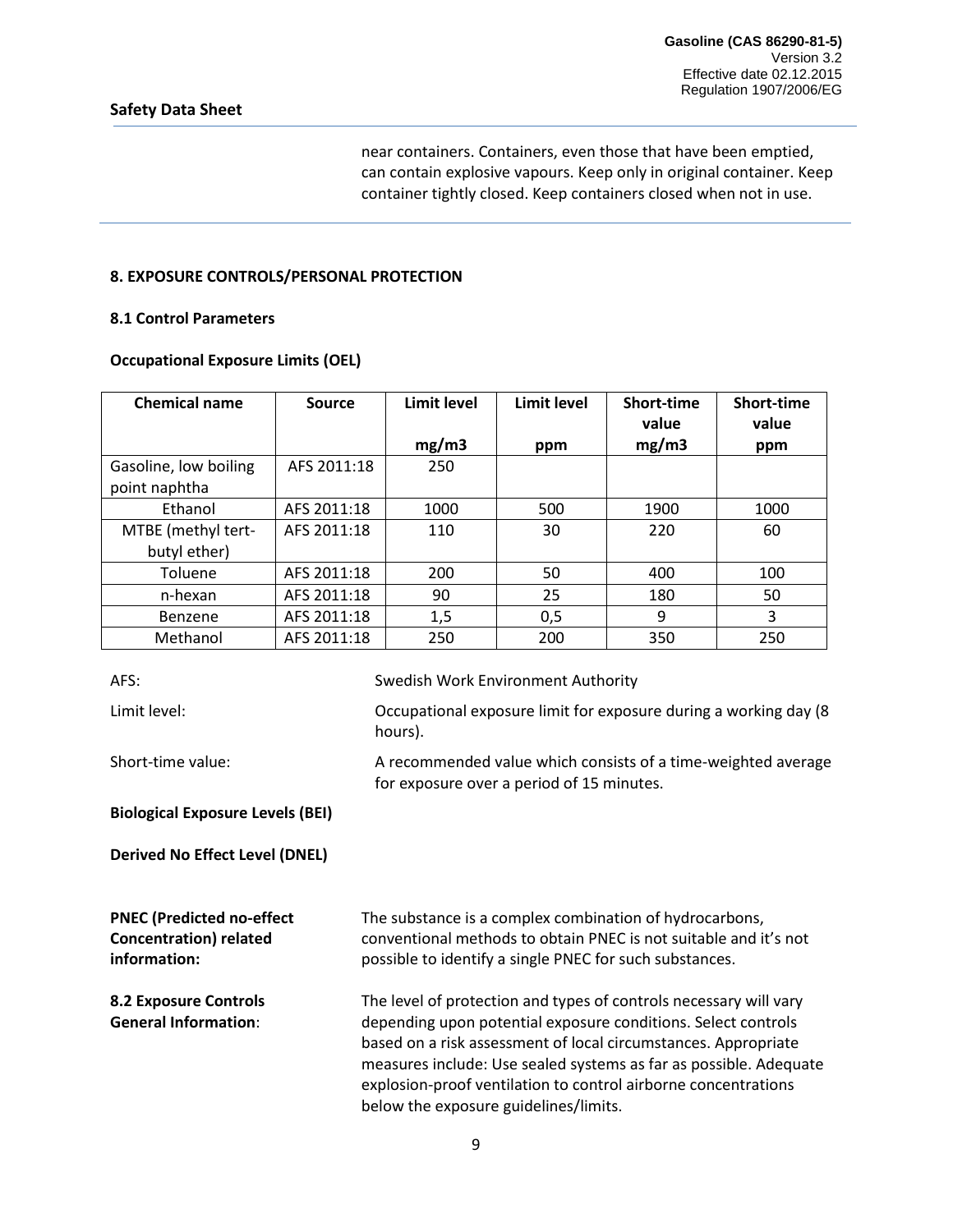near containers. Containers, even those that have been emptied, can contain explosive vapours. Keep only in original container. Keep container tightly closed. Keep containers closed when not in use.

## 8. EXPOSURE CONTROLS/PERSONAL PROTECTION

### 8.1 Control Parameters

**Occupational Exposure Limits (OEL)**

| Chemical name | Source | Limit level mg/m3 | Limit level ppm | Short-time value mg/m3 | Short-time value ppm |
|---|---|---|---|---|---|
| Gasoline, low boiling point naphtha | AFS 2011:18 | 250 | | | |
| Ethanol | AFS 2011:18 | 1000 | 500 | 1900 | 1000 |
| MTBE (methyl tert-butyl ether) | AFS 2011:18 | 110 | 30 | 220 | 60 |
| Toluene | AFS 2011:18 | 200 | 50 | 400 | 100 |
| n-hexan | AFS 2011:18 | 90 | 25 | 180 | 50 |
| Benzene | AFS 2011:18 | 1,5 | 0,5 | 9 | 3 |
| Methanol | AFS 2011:18 | 250 | 200 | 350 | 250 |

AFS: Swedish Work Environment Authority

Limit level: Occupational exposure limit for exposure during a working day (8 hours).

Short-time value: A recommended value which consists of a time-weighted average for exposure over a period of 15 minutes.

**Biological Exposure Levels (BEI)**

**Derived No Effect Level (DNEL)**

**PNEC (Predicted no-effect Concentration) related information:** The substance is a complex combination of hydrocarbons, conventional methods to obtain PNEC is not suitable and it's not possible to identify a single PNEC for such substances.

**8.2 Exposure Controls General Information**: The level of protection and types of controls necessary will vary depending upon potential exposure conditions. Select controls based on a risk assessment of local circumstances. Appropriate measures include: Use sealed systems as far as possible. Adequate explosion-proof ventilation to control airborne concentrations below the exposure guidelines/limits.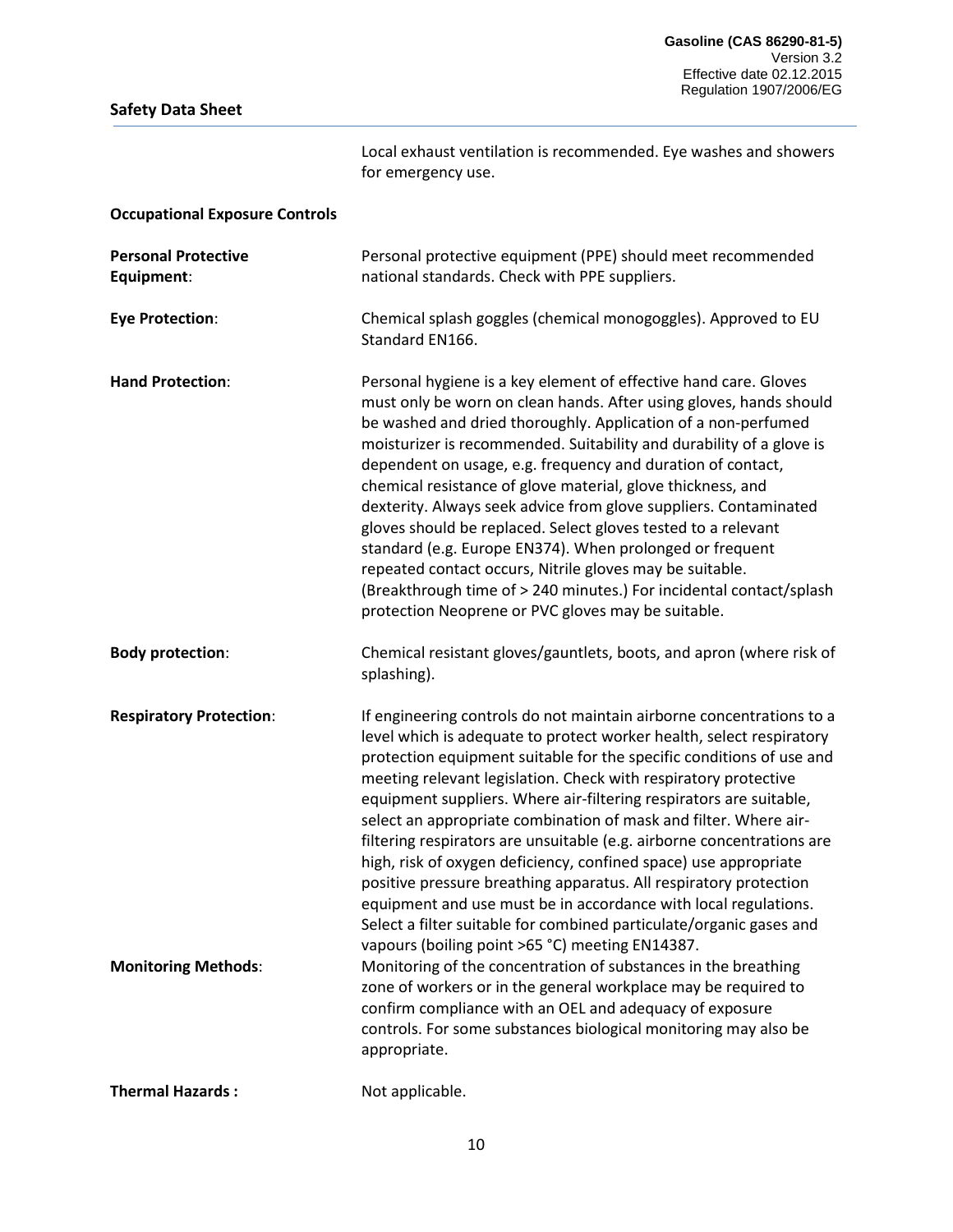Local exhaust ventilation is recommended. Eye washes and showers for emergency use.

**Occupational Exposure Controls**

**Personal Protective Equipment**: Personal protective equipment (PPE) should meet recommended national standards. Check with PPE suppliers.

**Eye Protection**: Chemical splash goggles (chemical monogoggles). Approved to EU Standard EN166.

**Hand Protection**: Personal hygiene is a key element of effective hand care. Gloves must only be worn on clean hands. After using gloves, hands should be washed and dried thoroughly. Application of a non-perfumed moisturizer is recommended. Suitability and durability of a glove is dependent on usage, e.g. frequency and duration of contact, chemical resistance of glove material, glove thickness, and dexterity. Always seek advice from glove suppliers. Contaminated gloves should be replaced. Select gloves tested to a relevant standard (e.g. Europe EN374). When prolonged or frequent repeated contact occurs, Nitrile gloves may be suitable. (Breakthrough time of > 240 minutes.) For incidental contact/splash protection Neoprene or PVC gloves may be suitable.

**Body protection**: Chemical resistant gloves/gauntlets, boots, and apron (where risk of splashing).

**Respiratory Protection**: If engineering controls do not maintain airborne concentrations to a level which is adequate to protect worker health, select respiratory protection equipment suitable for the specific conditions of use and meeting relevant legislation. Check with respiratory protective equipment suppliers. Where air-filtering respirators are suitable, select an appropriate combination of mask and filter. Where air-filtering respirators are unsuitable (e.g. airborne concentrations are high, risk of oxygen deficiency, confined space) use appropriate positive pressure breathing apparatus. All respiratory protection equipment and use must be in accordance with local regulations. Select a filter suitable for combined particulate/organic gases and vapours (boiling point >65 °C) meeting EN14387.

**Monitoring Methods**: Monitoring of the concentration of substances in the breathing zone of workers or in the general workplace may be required to confirm compliance with an OEL and adequacy of exposure controls. For some substances biological monitoring may also be appropriate.

**Thermal Hazards :** Not applicable.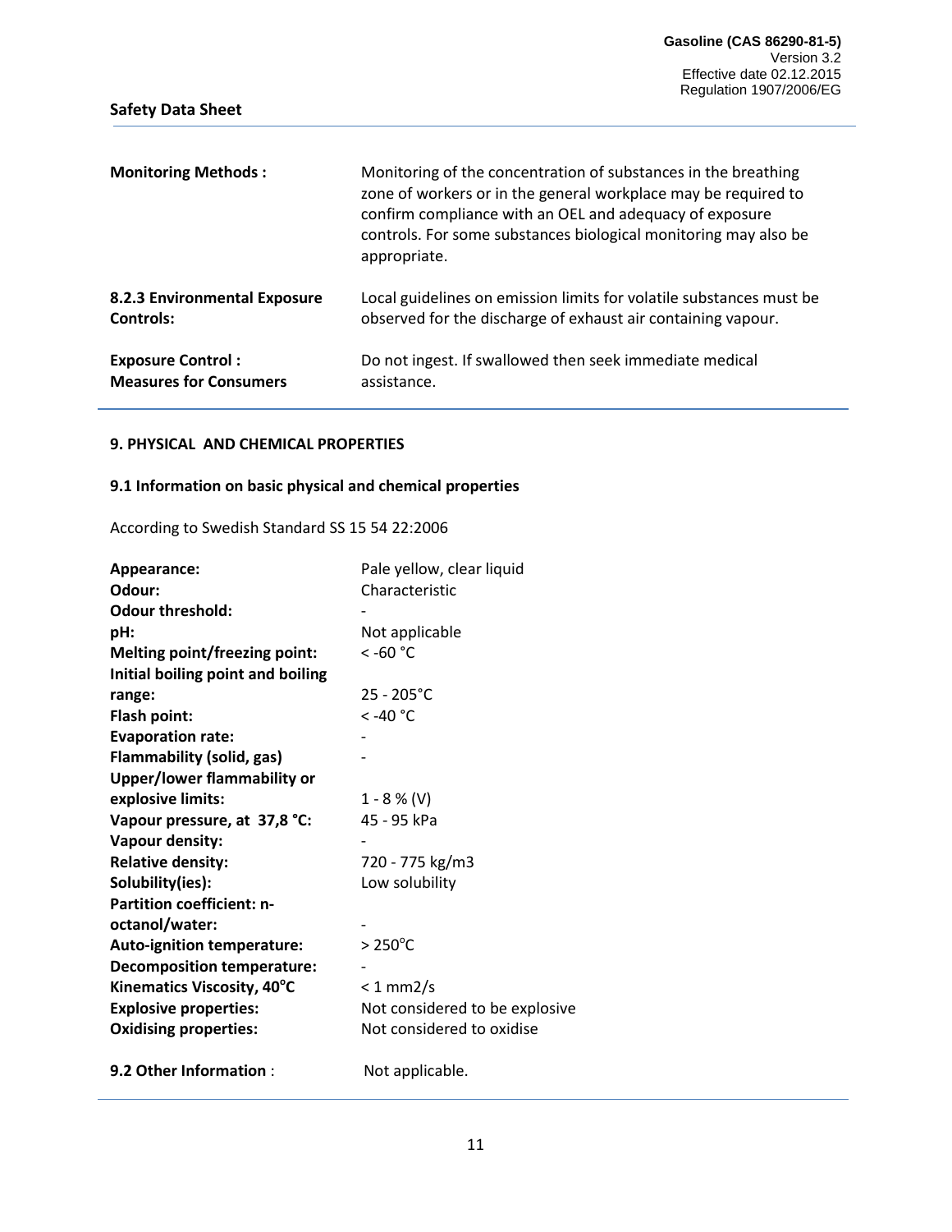| | |
|---|---|
| **Monitoring Methods :** | Monitoring of the concentration of substances in the breathing zone of workers or in the general workplace may be required to confirm compliance with an OEL and adequacy of exposure controls. For some substances biological monitoring may also be appropriate. |
| **8.2.3 Environmental Exposure Controls:** | Local guidelines on emission limits for volatile substances must be observed for the discharge of exhaust air containing vapour. |
| **Exposure Control : Measures for Consumers** | Do not ingest. If swallowed then seek immediate medical assistance. |

## 9. PHYSICAL AND CHEMICAL PROPERTIES

### 9.1 Information on basic physical and chemical properties

According to Swedish Standard SS 15 54 22:2006

| | |
|---|---|
| **Appearance:** | Pale yellow, clear liquid |
| **Odour:** | Characteristic |
| **Odour threshold:** | - |
| **pH:** | Not applicable |
| **Melting point/freezing point:** | < -60 °C |
| **Initial boiling point and boiling range:** | 25 - 205°C |
| **Flash point:** | < -40 °C |
| **Evaporation rate:** | - |
| **Flammability (solid, gas)** | - |
| **Upper/lower flammability or explosive limits:** | 1 - 8 % (V) |
| **Vapour pressure, at 37,8 °C:** | 45 - 95 kPa |
| **Vapour density:** | - |
| **Relative density:** | 720 - 775 kg/m3 |
| **Solubility(ies):** | Low solubility |
| **Partition coefficient: n-octanol/water:** | - |
| **Auto-ignition temperature:** | > 250°C |
| **Decomposition temperature:** | - |
| **Kinematics Viscosity, 40°C** | < 1 mm2/s |
| **Explosive properties:** | Not considered to be explosive |
| **Oxidising properties:** | Not considered to oxidise |

**9.2 Other Information** : Not applicable.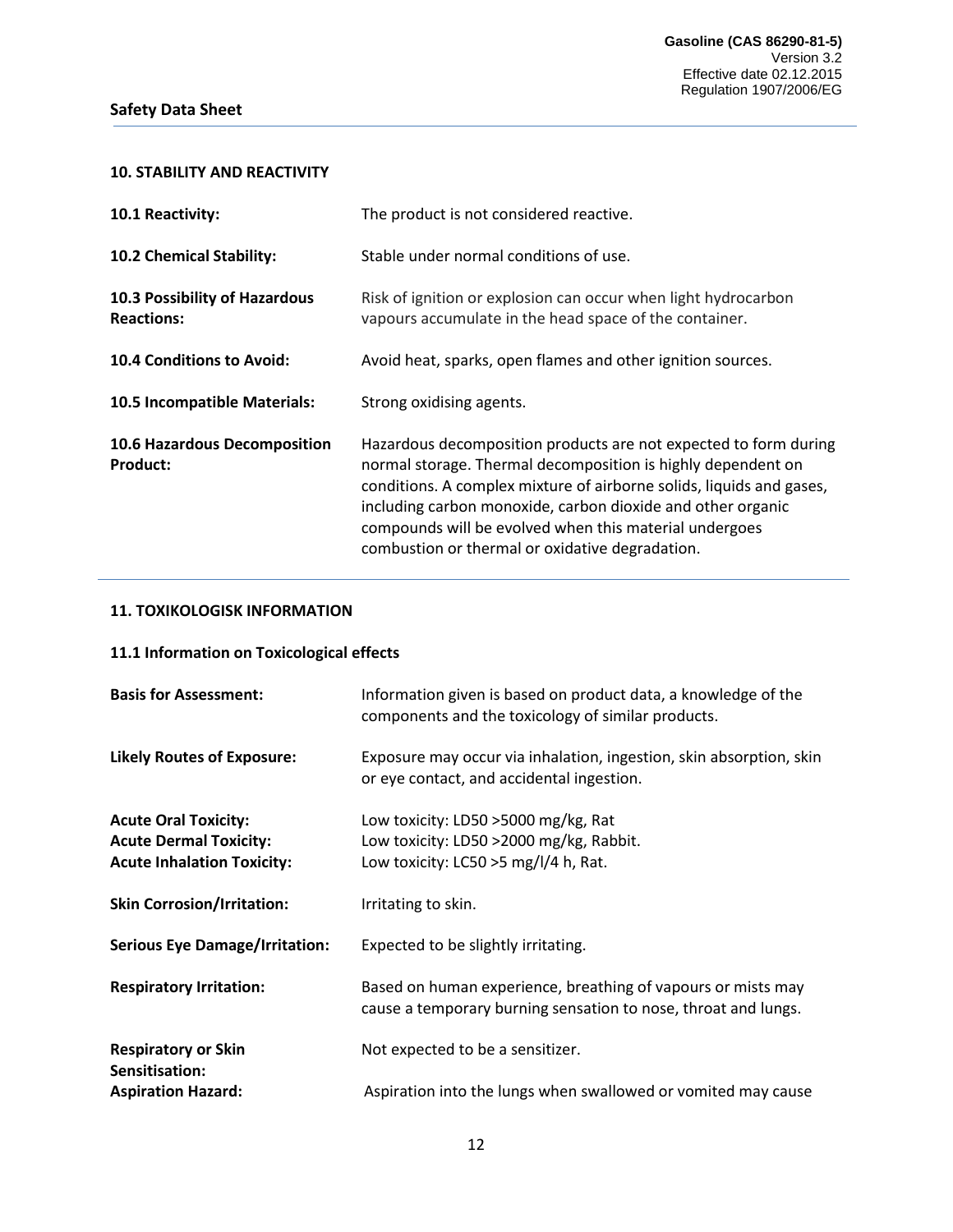## 10. STABILITY AND REACTIVITY

| | |
|---|---|
| **10.1 Reactivity:** | The product is not considered reactive. |
| **10.2 Chemical Stability:** | Stable under normal conditions of use. |
| **10.3 Possibility of Hazardous Reactions:** | Risk of ignition or explosion can occur when light hydrocarbon vapours accumulate in the head space of the container. |
| **10.4 Conditions to Avoid:** | Avoid heat, sparks, open flames and other ignition sources. |
| **10.5 Incompatible Materials:** | Strong oxidising agents. |
| **10.6 Hazardous Decomposition Product:** | Hazardous decomposition products are not expected to form during normal storage. Thermal decomposition is highly dependent on conditions. A complex mixture of airborne solids, liquids and gases, including carbon monoxide, carbon dioxide and other organic compounds will be evolved when this material undergoes combustion or thermal or oxidative degradation. |

## 11. TOXIKOLOGISK INFORMATION

### 11.1 Information on Toxicological effects

| | |
|---|---|
| **Basis for Assessment:** | Information given is based on product data, a knowledge of the components and the toxicology of similar products. |
| **Likely Routes of Exposure:** | Exposure may occur via inhalation, ingestion, skin absorption, skin or eye contact, and accidental ingestion. |
| **Acute Oral Toxicity:** | Low toxicity: LD50 >5000 mg/kg, Rat |
| **Acute Dermal Toxicity:** | Low toxicity: LD50 >2000 mg/kg, Rabbit. |
| **Acute Inhalation Toxicity:** | Low toxicity: LC50 >5 mg/l/4 h, Rat. |
| **Skin Corrosion/Irritation:** | Irritating to skin. |
| **Serious Eye Damage/Irritation:** | Expected to be slightly irritating. |
| **Respiratory Irritation:** | Based on human experience, breathing of vapours or mists may cause a temporary burning sensation to nose, throat and lungs. |
| **Respiratory or Skin Sensitisation:** | Not expected to be a sensitizer. |
| **Aspiration Hazard:** | Aspiration into the lungs when swallowed or vomited may cause |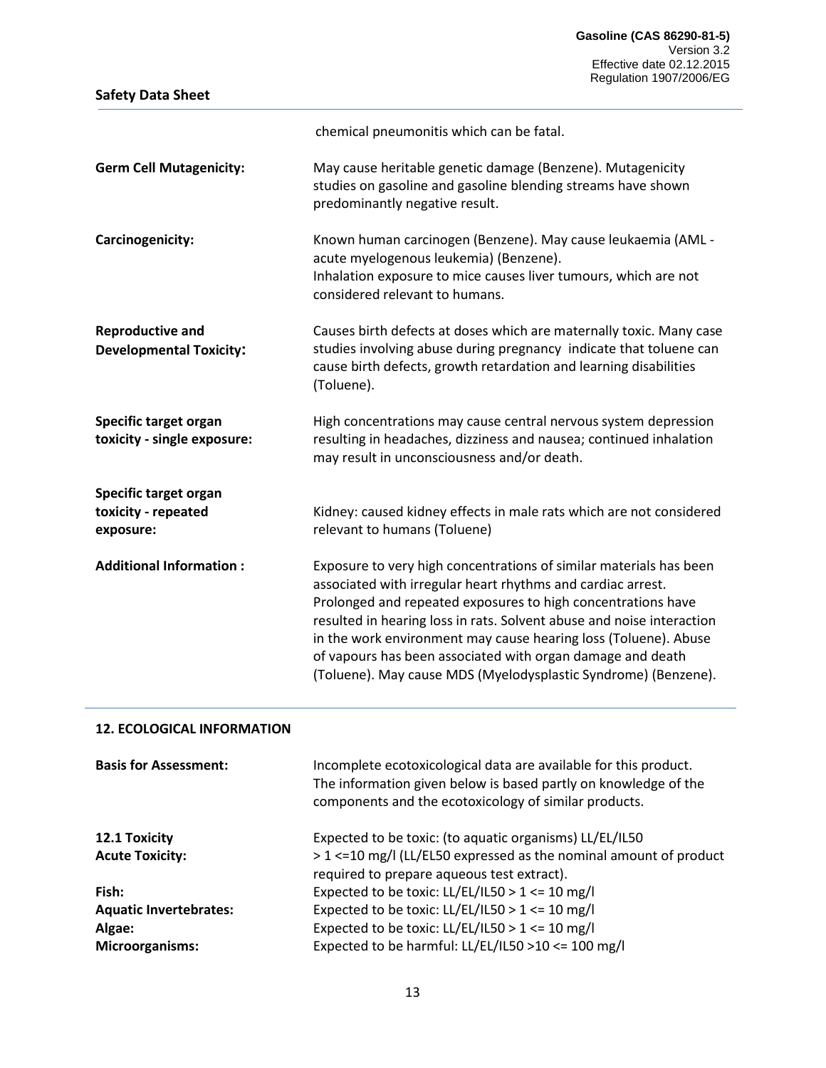chemical pneumonitis which can be fatal.

| | |
|---|---|
| **Germ Cell Mutagenicity:** | May cause heritable genetic damage (Benzene). Mutagenicity studies on gasoline and gasoline blending streams have shown predominantly negative result. |
| **Carcinogenicity:** | Known human carcinogen (Benzene). May cause leukaemia (AML - acute myelogenous leukemia) (Benzene). Inhalation exposure to mice causes liver tumours, which are not considered relevant to humans. |
| **Reproductive and Developmental Toxicity:** | Causes birth defects at doses which are maternally toxic. Many case studies involving abuse during pregnancy indicate that toluene can cause birth defects, growth retardation and learning disabilities (Toluene). |
| **Specific target organ toxicity - single exposure:** | High concentrations may cause central nervous system depression resulting in headaches, dizziness and nausea; continued inhalation may result in unconsciousness and/or death. |
| **Specific target organ toxicity - repeated exposure:** | Kidney: caused kidney effects in male rats which are not considered relevant to humans (Toluene) |
| **Additional Information :** | Exposure to very high concentrations of similar materials has been associated with irregular heart rhythms and cardiac arrest. Prolonged and repeated exposures to high concentrations have resulted in hearing loss in rats. Solvent abuse and noise interaction in the work environment may cause hearing loss (Toluene). Abuse of vapours has been associated with organ damage and death (Toluene). May cause MDS (Myelodysplastic Syndrome) (Benzene). |

## 12. ECOLOGICAL INFORMATION

| | |
|---|---|
| **Basis for Assessment:** | Incomplete ecotoxicological data are available for this product. The information given below is based partly on knowledge of the components and the ecotoxicology of similar products. |
| **12.1 Toxicity** **Acute Toxicity:** | Expected to be toxic: (to aquatic organisms) LL/EL/IL50 > 1 <=10 mg/l (LL/EL50 expressed as the nominal amount of product required to prepare aqueous test extract). |
| **Fish:** | Expected to be toxic: LL/EL/IL50 > 1 <= 10 mg/l |
| **Aquatic Invertebrates:** | Expected to be toxic: LL/EL/IL50 > 1 <= 10 mg/l |
| **Algae:** | Expected to be toxic: LL/EL/IL50 > 1 <= 10 mg/l |
| **Microorganisms:** | Expected to be harmful: LL/EL/IL50 >10 <= 100 mg/l |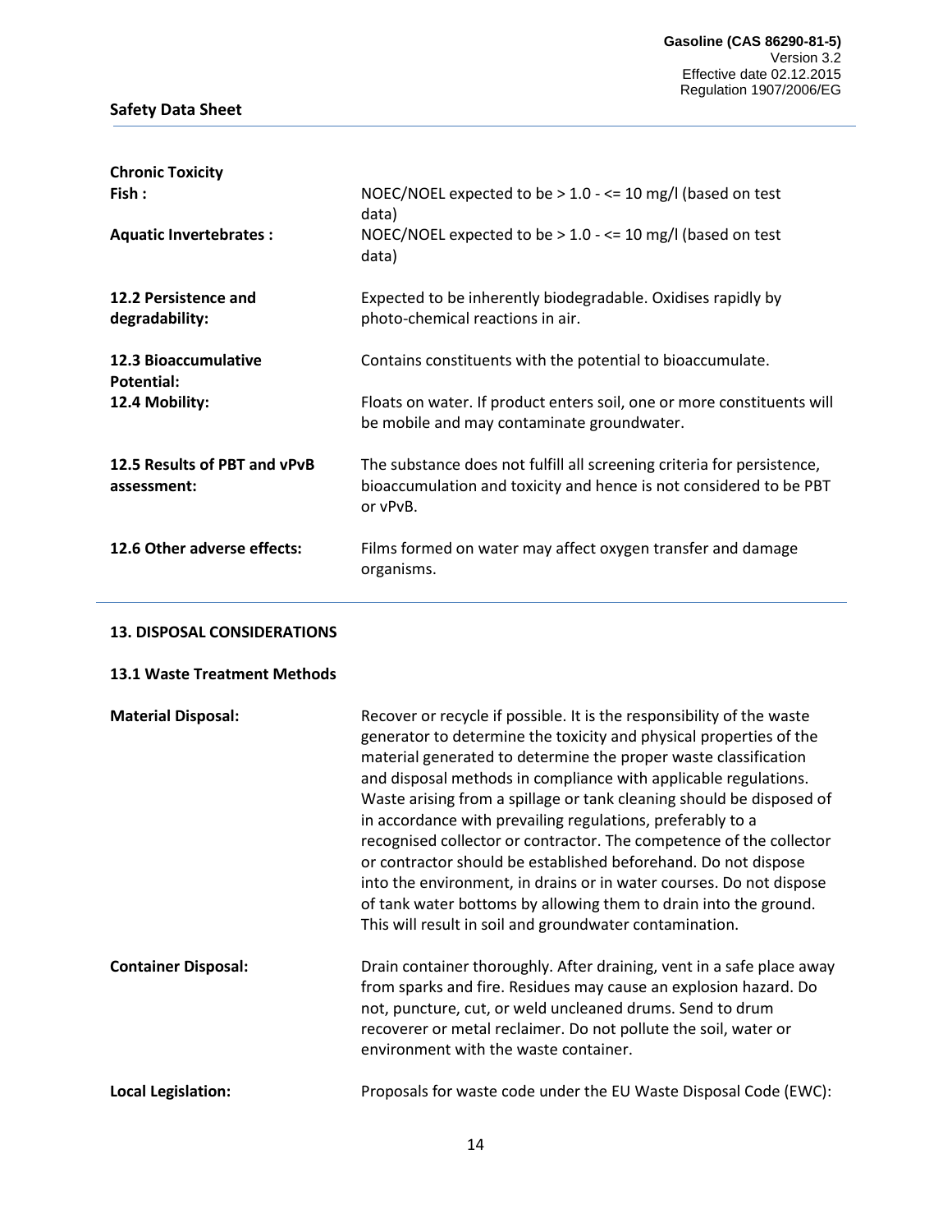**Chronic Toxicity**

**Fish :** NOEC/NOEL expected to be > 1.0 - <= 10 mg/l (based on test data)

**Aquatic Invertebrates :** NOEC/NOEL expected to be > 1.0 - <= 10 mg/l (based on test data)

**12.2 Persistence and degradability:** Expected to be inherently biodegradable. Oxidises rapidly by photo-chemical reactions in air.

**12.3 Bioaccumulative Potential:** Contains constituents with the potential to bioaccumulate.

**12.4 Mobility:** Floats on water. If product enters soil, one or more constituents will be mobile and may contaminate groundwater.

**12.5 Results of PBT and vPvB assessment:** The substance does not fulfill all screening criteria for persistence, bioaccumulation and toxicity and hence is not considered to be PBT or vPvB.

**12.6 Other adverse effects:** Films formed on water may affect oxygen transfer and damage organisms.

## 13. DISPOSAL CONSIDERATIONS

### 13.1 Waste Treatment Methods

**Material Disposal:** Recover or recycle if possible. It is the responsibility of the waste generator to determine the toxicity and physical properties of the material generated to determine the proper waste classification and disposal methods in compliance with applicable regulations. Waste arising from a spillage or tank cleaning should be disposed of in accordance with prevailing regulations, preferably to a recognised collector or contractor. The competence of the collector or contractor should be established beforehand. Do not dispose into the environment, in drains or in water courses. Do not dispose of tank water bottoms by allowing them to drain into the ground. This will result in soil and groundwater contamination.

**Container Disposal:** Drain container thoroughly. After draining, vent in a safe place away from sparks and fire. Residues may cause an explosion hazard. Do not, puncture, cut, or weld uncleaned drums. Send to drum recoverer or metal reclaimer. Do not pollute the soil, water or environment with the waste container.

**Local Legislation:** Proposals for waste code under the EU Waste Disposal Code (EWC):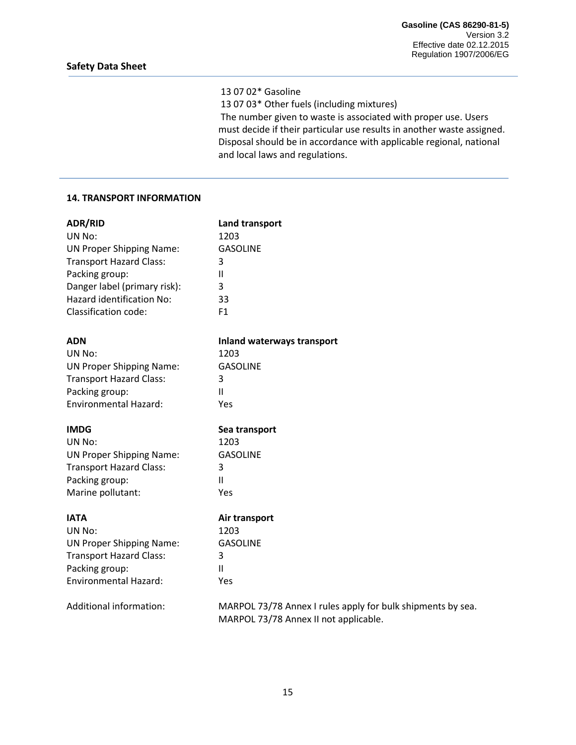13 07 02* Gasoline
13 07 03* Other fuels (including mixtures)
The number given to waste is associated with proper use. Users must decide if their particular use results in another waste assigned. Disposal should be in accordance with applicable regional, national and local laws and regulations.

## 14. TRANSPORT INFORMATION

| **ADR/RID** | **Land transport** |
|---|---|
| UN No: | 1203 |
| UN Proper Shipping Name: | GASOLINE |
| Transport Hazard Class: | 3 |
| Packing group: | II |
| Danger label (primary risk): | 3 |
| Hazard identification No: | 33 |
| Classification code: | F1 |

| **ADN** | **Inland waterways transport** |
|---|---|
| UN No: | 1203 |
| UN Proper Shipping Name: | GASOLINE |
| Transport Hazard Class: | 3 |
| Packing group: | II |
| Environmental Hazard: | Yes |

| **IMDG** | **Sea transport** |
|---|---|
| UN No: | 1203 |
| UN Proper Shipping Name: | GASOLINE |
| Transport Hazard Class: | 3 |
| Packing group: | II |
| Marine pollutant: | Yes |

| **IATA** | **Air transport** |
|---|---|
| UN No: | 1203 |
| UN Proper Shipping Name: | GASOLINE |
| Transport Hazard Class: | 3 |
| Packing group: | II |
| Environmental Hazard: | Yes |

Additional information: MARPOL 73/78 Annex I rules apply for bulk shipments by sea. MARPOL 73/78 Annex II not applicable.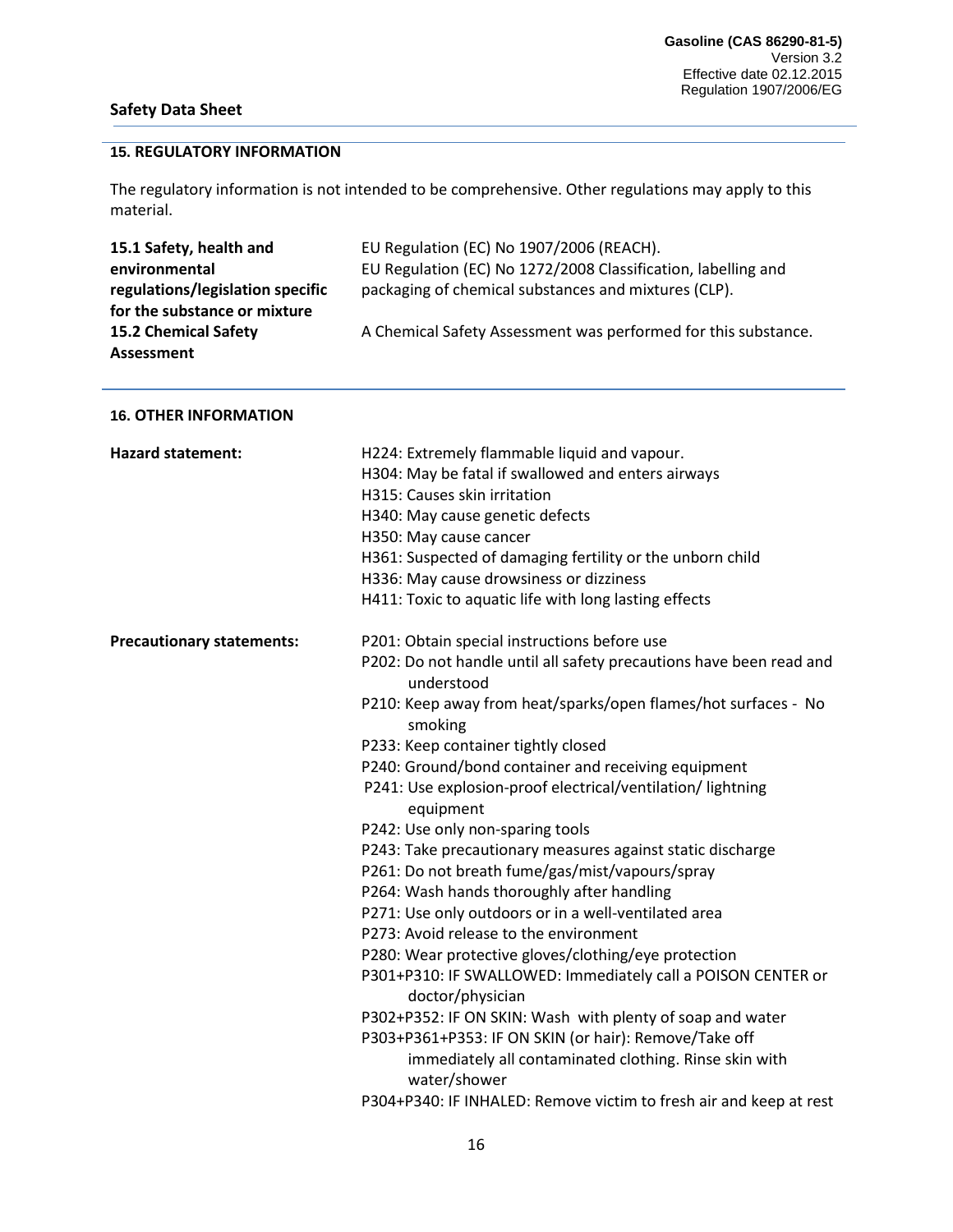## 15. REGULATORY INFORMATION

The regulatory information is not intended to be comprehensive. Other regulations may apply to this material.

| | |
|---|---|
| **15.1 Safety, health and environmental regulations/legislation specific for the substance or mixture** | EU Regulation (EC) No 1907/2006 (REACH). EU Regulation (EC) No 1272/2008 Classification, labelling and packaging of chemical substances and mixtures (CLP). |
| **15.2 Chemical Safety Assessment** | A Chemical Safety Assessment was performed for this substance. |

## 16. OTHER INFORMATION

**Hazard statement:**

H224: Extremely flammable liquid and vapour.
H304: May be fatal if swallowed and enters airways
H315: Causes skin irritation
H340: May cause genetic defects
H350: May cause cancer
H361: Suspected of damaging fertility or the unborn child
H336: May cause drowsiness or dizziness
H411: Toxic to aquatic life with long lasting effects

**Precautionary statements:**

P201: Obtain special instructions before use
P202: Do not handle until all safety precautions have been read and understood
P210: Keep away from heat/sparks/open flames/hot surfaces - No smoking
P233: Keep container tightly closed
P240: Ground/bond container and receiving equipment
P241: Use explosion-proof electrical/ventilation/ lightning equipment
P242: Use only non-sparing tools
P243: Take precautionary measures against static discharge
P261: Do not breath fume/gas/mist/vapours/spray
P264: Wash hands thoroughly after handling
P271: Use only outdoors or in a well-ventilated area
P273: Avoid release to the environment
P280: Wear protective gloves/clothing/eye protection
P301+P310: IF SWALLOWED: Immediately call a POISON CENTER or doctor/physician
P302+P352: IF ON SKIN: Wash with plenty of soap and water
P303+P361+P353: IF ON SKIN (or hair): Remove/Take off immediately all contaminated clothing. Rinse skin with water/shower
P304+P340: IF INHALED: Remove victim to fresh air and keep at rest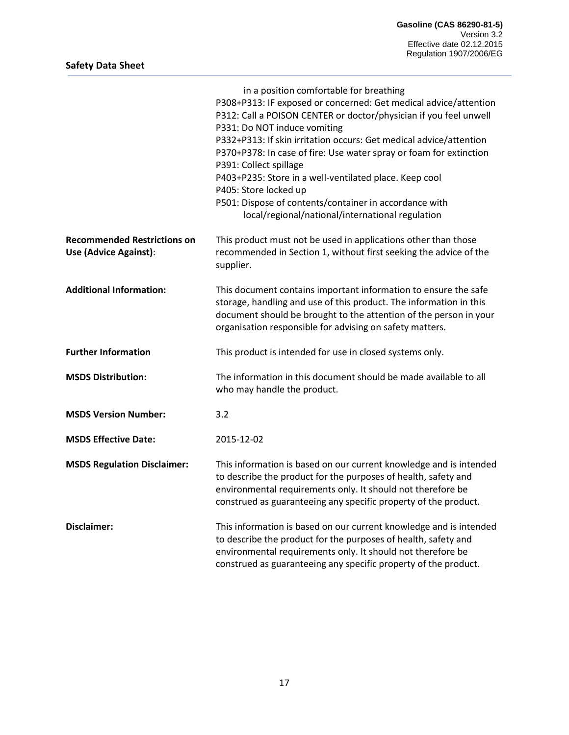in a position comfortable for breathing
P308+P313: IF exposed or concerned: Get medical advice/attention
P312: Call a POISON CENTER or doctor/physician if you feel unwell
P331: Do NOT induce vomiting
P332+P313: If skin irritation occurs: Get medical advice/attention
P370+P378: In case of fire: Use water spray or foam for extinction
P391: Collect spillage
P403+P235: Store in a well-ventilated place. Keep cool
P405: Store locked up
P501: Dispose of contents/container in accordance with local/regional/national/international regulation

**Recommended Restrictions on Use (Advice Against)**: This product must not be used in applications other than those recommended in Section 1, without first seeking the advice of the supplier.

**Additional Information:** This document contains important information to ensure the safe storage, handling and use of this product. The information in this document should be brought to the attention of the person in your organisation responsible for advising on safety matters.

**Further Information** This product is intended for use in closed systems only.

**MSDS Distribution:** The information in this document should be made available to all who may handle the product.

**MSDS Version Number:** 3.2

**MSDS Effective Date:** 2015-12-02

**MSDS Regulation Disclaimer:** This information is based on our current knowledge and is intended to describe the product for the purposes of health, safety and environmental requirements only. It should not therefore be construed as guaranteeing any specific property of the product.

**Disclaimer:** This information is based on our current knowledge and is intended to describe the product for the purposes of health, safety and environmental requirements only. It should not therefore be construed as guaranteeing any specific property of the product.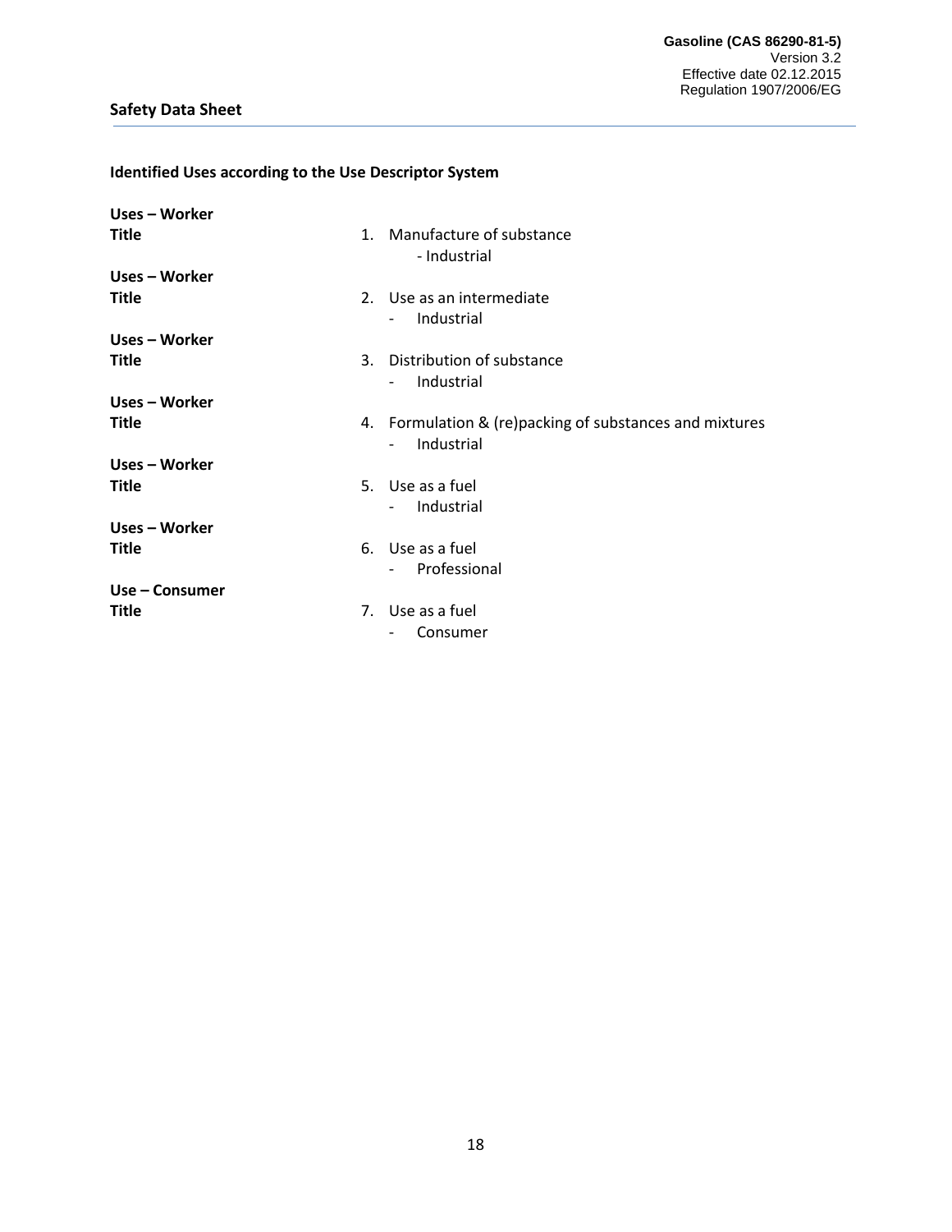## Identified Uses according to the Use Descriptor System

**Uses – Worker**
**Title**

1. Manufacture of substance
   - Industrial

**Uses – Worker**
**Title**

2. Use as an intermediate
   - Industrial

**Uses – Worker**
**Title**

3. Distribution of substance
   - Industrial

**Uses – Worker**
**Title**

4. Formulation & (re)packing of substances and mixtures
   - Industrial

**Uses – Worker**
**Title**

5. Use as a fuel
   - Industrial

**Uses – Worker**
**Title**

6. Use as a fuel
   - Professional

**Use – Consumer**
**Title**

7. Use as a fuel
   - Consumer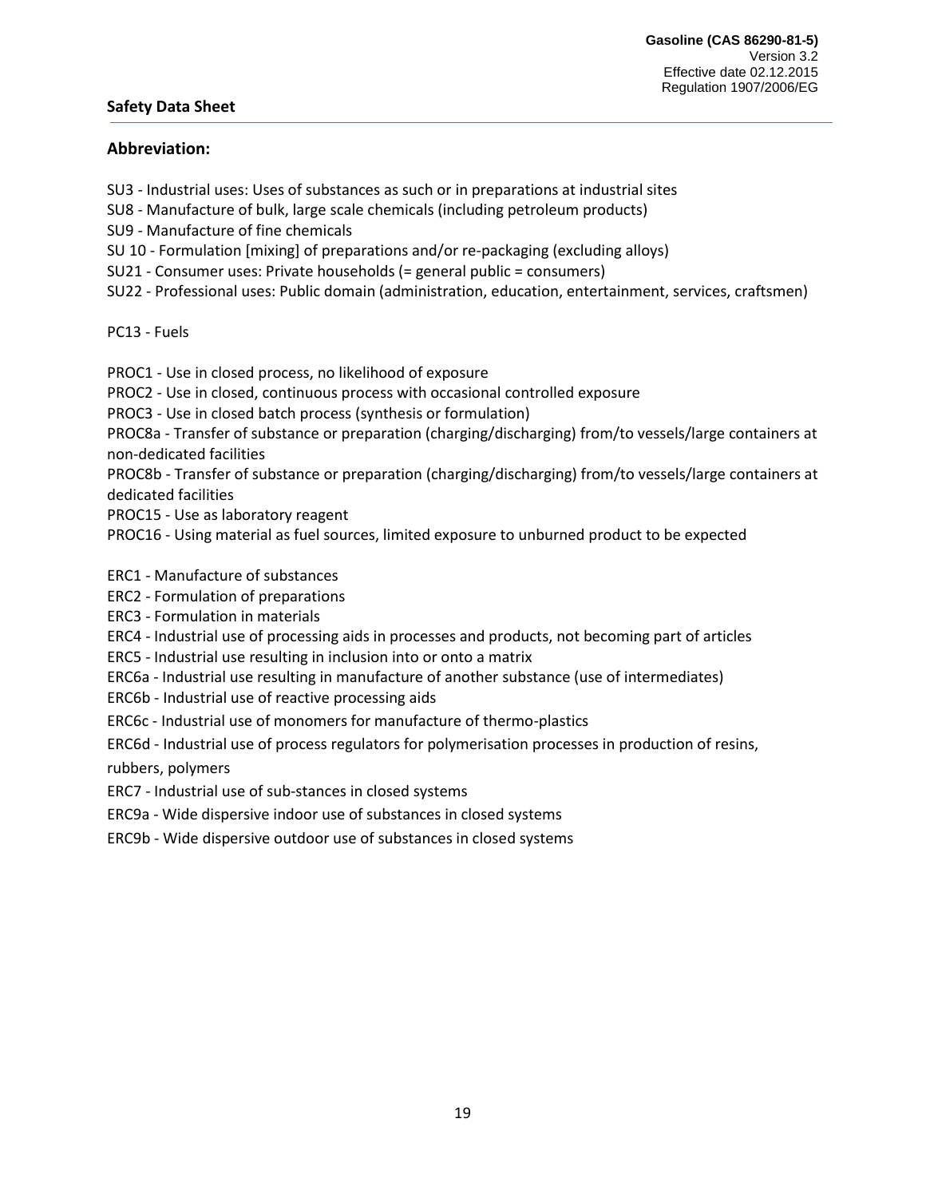## Abbreviation:

SU3 - Industrial uses: Uses of substances as such or in preparations at industrial sites
SU8 - Manufacture of bulk, large scale chemicals (including petroleum products)
SU9 - Manufacture of fine chemicals
SU 10 - Formulation [mixing] of preparations and/or re-packaging (excluding alloys)
SU21 - Consumer uses: Private households (= general public = consumers)
SU22 - Professional uses: Public domain (administration, education, entertainment, services, craftsmen)

PC13 - Fuels

PROC1 - Use in closed process, no likelihood of exposure
PROC2 - Use in closed, continuous process with occasional controlled exposure
PROC3 - Use in closed batch process (synthesis or formulation)
PROC8a - Transfer of substance or preparation (charging/discharging) from/to vessels/large containers at non-dedicated facilities
PROC8b - Transfer of substance or preparation (charging/discharging) from/to vessels/large containers at dedicated facilities
PROC15 - Use as laboratory reagent
PROC16 - Using material as fuel sources, limited exposure to unburned product to be expected

ERC1 - Manufacture of substances
ERC2 - Formulation of preparations
ERC3 - Formulation in materials
ERC4 - Industrial use of processing aids in processes and products, not becoming part of articles
ERC5 - Industrial use resulting in inclusion into or onto a matrix
ERC6a - Industrial use resulting in manufacture of another substance (use of intermediates)
ERC6b - Industrial use of reactive processing aids
ERC6c - Industrial use of monomers for manufacture of thermo-plastics
ERC6d - Industrial use of process regulators for polymerisation processes in production of resins, rubbers, polymers
ERC7 - Industrial use of sub-stances in closed systems
ERC9a - Wide dispersive indoor use of substances in closed systems
ERC9b - Wide dispersive outdoor use of substances in closed systems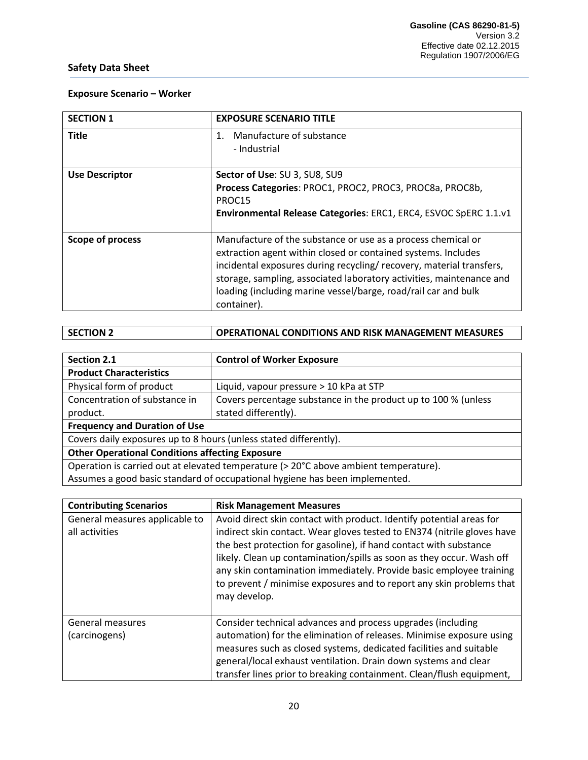## Safety Data Sheet

### Exposure Scenario – Worker

| **SECTION 1** | **EXPOSURE SCENARIO TITLE** |
|---|---|
| **Title** | 1. Manufacture of substance<br>- Industrial |
| **Use Descriptor** | **Sector of Use**: SU 3, SU8, SU9<br>**Process Categories**: PROC1, PROC2, PROC3, PROC8a, PROC8b, PROC15<br>**Environmental Release Categories**: ERC1, ERC4, ESVOC SpERC 1.1.v1 |
| **Scope of process** | Manufacture of the substance or use as a process chemical or extraction agent within closed or contained systems. Includes incidental exposures during recycling/ recovery, material transfers, storage, sampling, associated laboratory activities, maintenance and loading (including marine vessel/barge, road/rail car and bulk container). |

| **SECTION 2** | **OPERATIONAL CONDITIONS AND RISK MANAGEMENT MEASURES** |
|---|---|

| **Section 2.1** | **Control of Worker Exposure** |
|---|---|
| **Product Characteristics** | |
| Physical form of product | Liquid, vapour pressure > 10 kPa at STP |
| Concentration of substance in product. | Covers percentage substance in the product up to 100 % (unless stated differently). |
| **Frequency and Duration of Use** | |
| Covers daily exposures up to 8 hours (unless stated differently). | |
| **Other Operational Conditions affecting Exposure** | |
| Operation is carried out at elevated temperature (> 20°C above ambient temperature).<br>Assumes a good basic standard of occupational hygiene has been implemented. | |

| **Contributing Scenarios** | **Risk Management Measures** |
|---|---|
| General measures applicable to all activities | Avoid direct skin contact with product. Identify potential areas for indirect skin contact. Wear gloves tested to EN374 (nitrile gloves have the best protection for gasoline), if hand contact with substance likely. Clean up contamination/spills as soon as they occur. Wash off any skin contamination immediately. Provide basic employee training to prevent / minimise exposures and to report any skin problems that may develop. |
| General measures (carcinogens) | Consider technical advances and process upgrades (including automation) for the elimination of releases. Minimise exposure using measures such as closed systems, dedicated facilities and suitable general/local exhaust ventilation. Drain down systems and clear transfer lines prior to breaking containment. Clean/flush equipment, |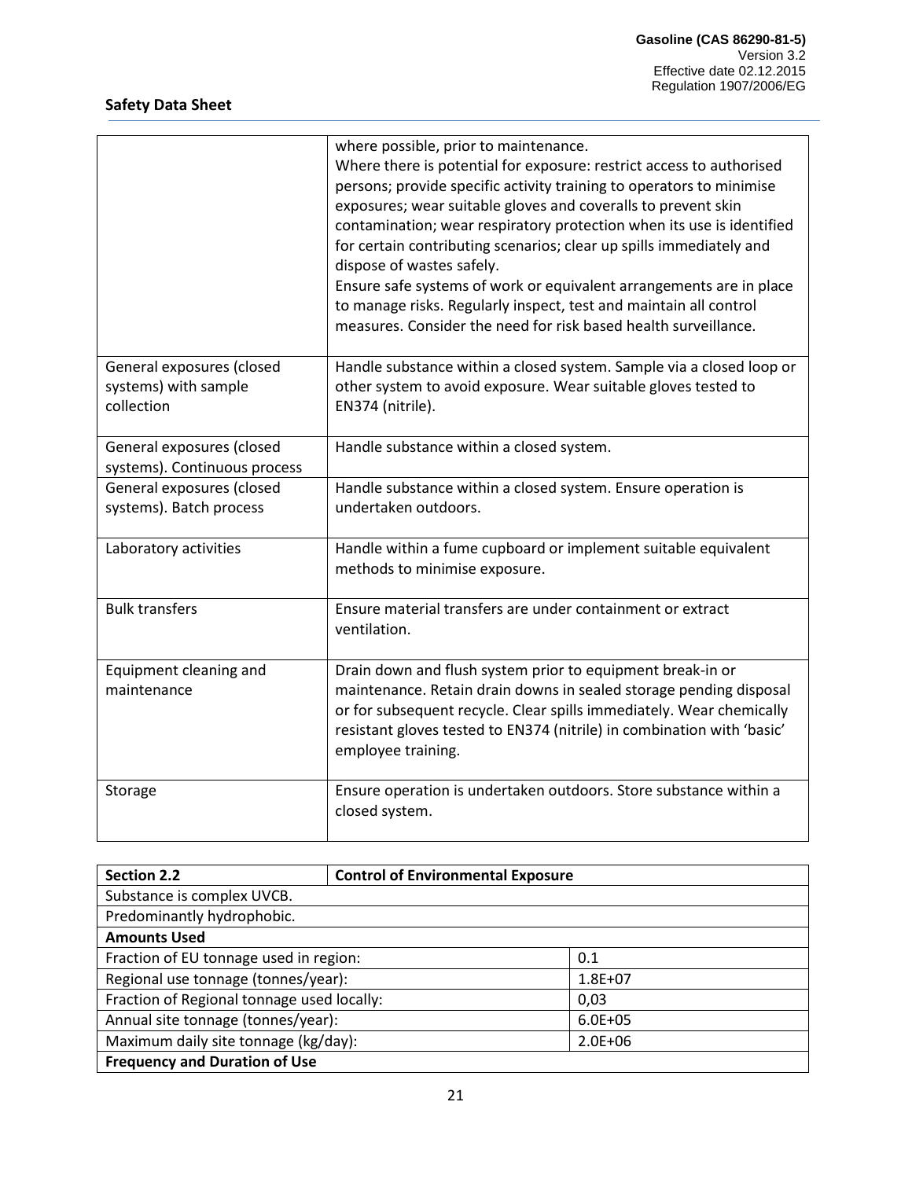**Safety Data Sheet**

| | |
|---|---|
| | where possible, prior to maintenance.<br>Where there is potential for exposure: restrict access to authorised persons; provide specific activity training to operators to minimise exposures; wear suitable gloves and coveralls to prevent skin contamination; wear respiratory protection when its use is identified for certain contributing scenarios; clear up spills immediately and dispose of wastes safely.<br>Ensure safe systems of work or equivalent arrangements are in place to manage risks. Regularly inspect, test and maintain all control measures. Consider the need for risk based health surveillance. |
| General exposures (closed systems) with sample collection | Handle substance within a closed system. Sample via a closed loop or other system to avoid exposure. Wear suitable gloves tested to EN374 (nitrile). |
| General exposures (closed systems). Continuous process | Handle substance within a closed system. |
| General exposures (closed systems). Batch process | Handle substance within a closed system. Ensure operation is undertaken outdoors. |
| Laboratory activities | Handle within a fume cupboard or implement suitable equivalent methods to minimise exposure. |
| Bulk transfers | Ensure material transfers are under containment or extract ventilation. |
| Equipment cleaning and maintenance | Drain down and flush system prior to equipment break-in or maintenance. Retain drain downs in sealed storage pending disposal or for subsequent recycle. Clear spills immediately. Wear chemically resistant gloves tested to EN374 (nitrile) in combination with 'basic' employee training. |
| Storage | Ensure operation is undertaken outdoors. Store substance within a closed system. |

| **Section 2.2** | **Control of Environmental Exposure** |
|---|---|
| Substance is complex UVCB. | |
| Predominantly hydrophobic. | |
| **Amounts Used** | |
| Fraction of EU tonnage used in region: | 0.1 |
| Regional use tonnage (tonnes/year): | 1.8E+07 |
| Fraction of Regional tonnage used locally: | 0,03 |
| Annual site tonnage (tonnes/year): | 6.0E+05 |
| Maximum daily site tonnage (kg/day): | 2.0E+06 |
| **Frequency and Duration of Use** | |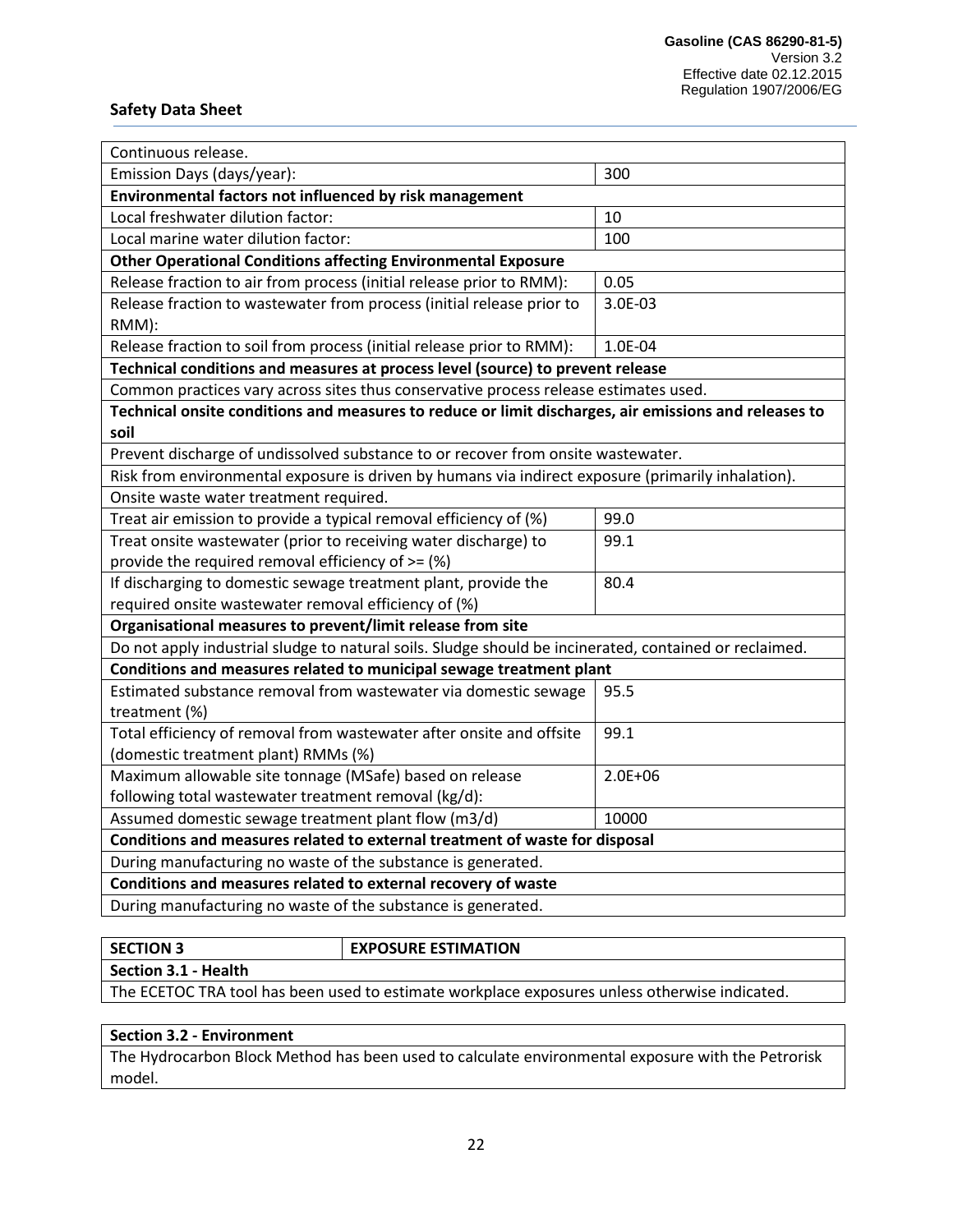| | |
|---|---|
| Continuous release. | |
| Emission Days (days/year): | 300 |
| **Environmental factors not influenced by risk management** | |
| Local freshwater dilution factor: | 10 |
| Local marine water dilution factor: | 100 |
| **Other Operational Conditions affecting Environmental Exposure** | |
| Release fraction to air from process (initial release prior to RMM): | 0.05 |
| Release fraction to wastewater from process (initial release prior to RMM): | 3.0E-03 |
| Release fraction to soil from process (initial release prior to RMM): | 1.0E-04 |
| **Technical conditions and measures at process level (source) to prevent release** | |
| Common practices vary across sites thus conservative process release estimates used. | |
| **Technical onsite conditions and measures to reduce or limit discharges, air emissions and releases to soil** | |
| Prevent discharge of undissolved substance to or recover from onsite wastewater. | |
| Risk from environmental exposure is driven by humans via indirect exposure (primarily inhalation). | |
| Onsite waste water treatment required. | |
| Treat air emission to provide a typical removal efficiency of (%) | 99.0 |
| Treat onsite wastewater (prior to receiving water discharge) to provide the required removal efficiency of >= (%) | 99.1 |
| If discharging to domestic sewage treatment plant, provide the required onsite wastewater removal efficiency of (%) | 80.4 |
| **Organisational measures to prevent/limit release from site** | |
| Do not apply industrial sludge to natural soils. Sludge should be incinerated, contained or reclaimed. | |
| **Conditions and measures related to municipal sewage treatment plant** | |
| Estimated substance removal from wastewater via domestic sewage treatment (%) | 95.5 |
| Total efficiency of removal from wastewater after onsite and offsite (domestic treatment plant) RMMs (%) | 99.1 |
| Maximum allowable site tonnage (MSafe) based on release following total wastewater treatment removal (kg/d): | 2.0E+06 |
| Assumed domestic sewage treatment plant flow (m3/d) | 10000 |
| **Conditions and measures related to external treatment of waste for disposal** | |
| During manufacturing no waste of the substance is generated. | |
| **Conditions and measures related to external recovery of waste** | |
| During manufacturing no waste of the substance is generated. | |

| **SECTION 3** | **EXPOSURE ESTIMATION** |
|---|---|
| **Section 3.1 - Health** | |
| The ECETOC TRA tool has been used to estimate workplace exposures unless otherwise indicated. | |

| **Section 3.2 - Environment** |
|---|
| The Hydrocarbon Block Method has been used to calculate environmental exposure with the Petrorisk model. |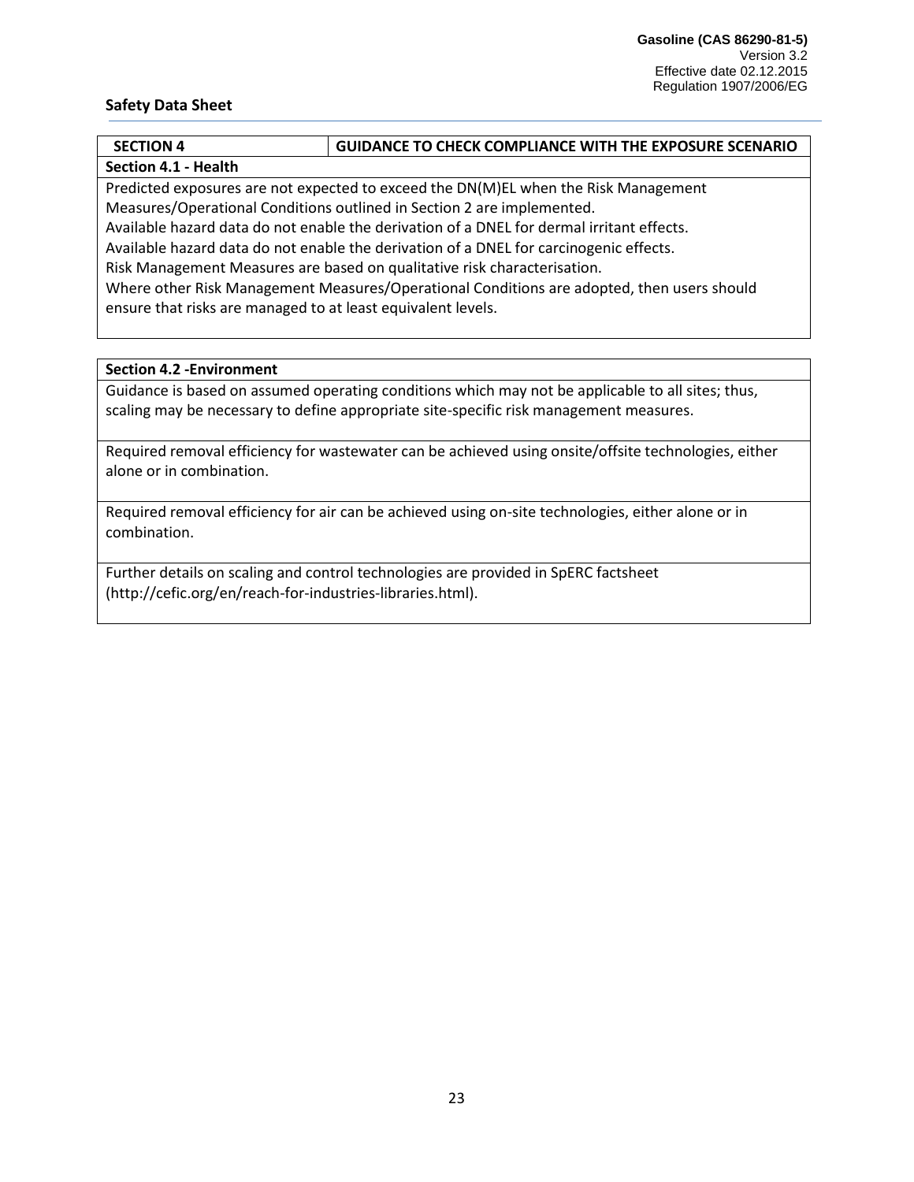| SECTION 4 | GUIDANCE TO CHECK COMPLIANCE WITH THE EXPOSURE SCENARIO |
|---|---|

**Section 4.1 - Health**

Predicted exposures are not expected to exceed the DN(M)EL when the Risk Management Measures/Operational Conditions outlined in Section 2 are implemented.
Available hazard data do not enable the derivation of a DNEL for dermal irritant effects.
Available hazard data do not enable the derivation of a DNEL for carcinogenic effects.
Risk Management Measures are based on qualitative risk characterisation.
Where other Risk Management Measures/Operational Conditions are adopted, then users should ensure that risks are managed to at least equivalent levels.

**Section 4.2 -Environment**

Guidance is based on assumed operating conditions which may not be applicable to all sites; thus, scaling may be necessary to define appropriate site-specific risk management measures.

Required removal efficiency for wastewater can be achieved using onsite/offsite technologies, either alone or in combination.

Required removal efficiency for air can be achieved using on-site technologies, either alone or in combination.

Further details on scaling and control technologies are provided in SpERC factsheet (http://cefic.org/en/reach-for-industries-libraries.html).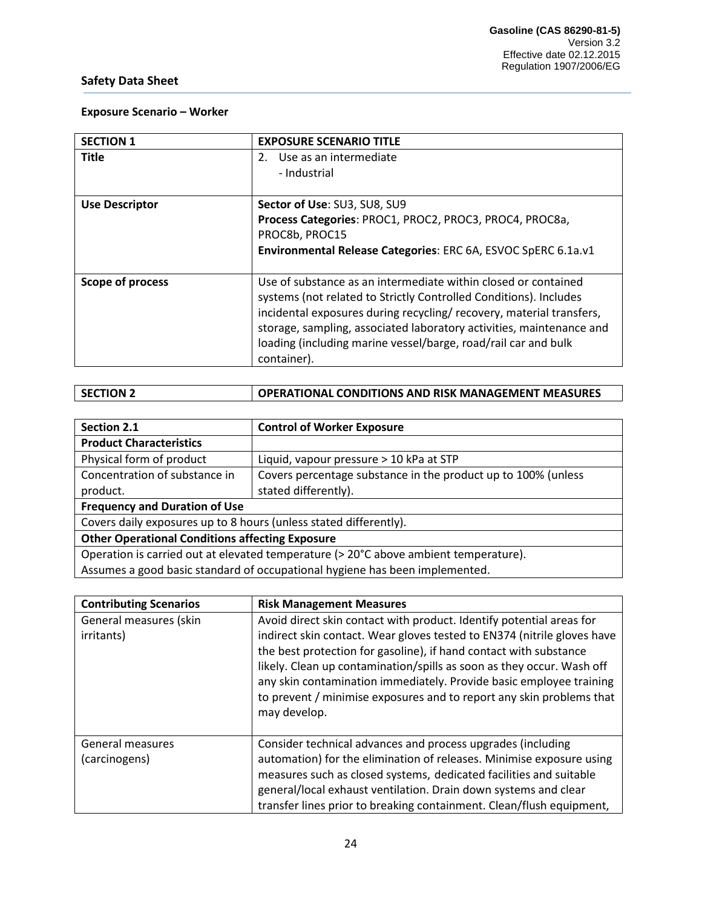**Safety Data Sheet**

**Exposure Scenario – Worker**

| **SECTION 1** | **EXPOSURE SCENARIO TITLE** |
|---|---|
| **Title** | 2. Use as an intermediate<br>- Industrial |
| **Use Descriptor** | **Sector of Use**: SU3, SU8, SU9<br>**Process Categories**: PROC1, PROC2, PROC3, PROC4, PROC8a, PROC8b, PROC15<br>**Environmental Release Categories**: ERC 6A, ESVOC SpERC 6.1a.v1 |
| **Scope of process** | Use of substance as an intermediate within closed or contained systems (not related to Strictly Controlled Conditions). Includes incidental exposures during recycling/ recovery, material transfers, storage, sampling, associated laboratory activities, maintenance and loading (including marine vessel/barge, road/rail car and bulk container). |

| **SECTION 2** | **OPERATIONAL CONDITIONS AND RISK MANAGEMENT MEASURES** |
|---|---|

| **Section 2.1** | **Control of Worker Exposure** |
|---|---|
| **Product Characteristics** | |
| Physical form of product | Liquid, vapour pressure > 10 kPa at STP |
| Concentration of substance in product. | Covers percentage substance in the product up to 100% (unless stated differently). |
| **Frequency and Duration of Use** | |
| Covers daily exposures up to 8 hours (unless stated differently). | |
| **Other Operational Conditions affecting Exposure** | |
| Operation is carried out at elevated temperature (> 20°C above ambient temperature).<br>Assumes a good basic standard of occupational hygiene has been implemented. | |

| **Contributing Scenarios** | **Risk Management Measures** |
|---|---|
| General measures (skin irritants) | Avoid direct skin contact with product. Identify potential areas for indirect skin contact. Wear gloves tested to EN374 (nitrile gloves have the best protection for gasoline), if hand contact with substance likely. Clean up contamination/spills as soon as they occur. Wash off any skin contamination immediately. Provide basic employee training to prevent / minimise exposures and to report any skin problems that may develop. |
| General measures (carcinogens) | Consider technical advances and process upgrades (including automation) for the elimination of releases. Minimise exposure using measures such as closed systems, dedicated facilities and suitable general/local exhaust ventilation. Drain down systems and clear transfer lines prior to breaking containment. Clean/flush equipment, |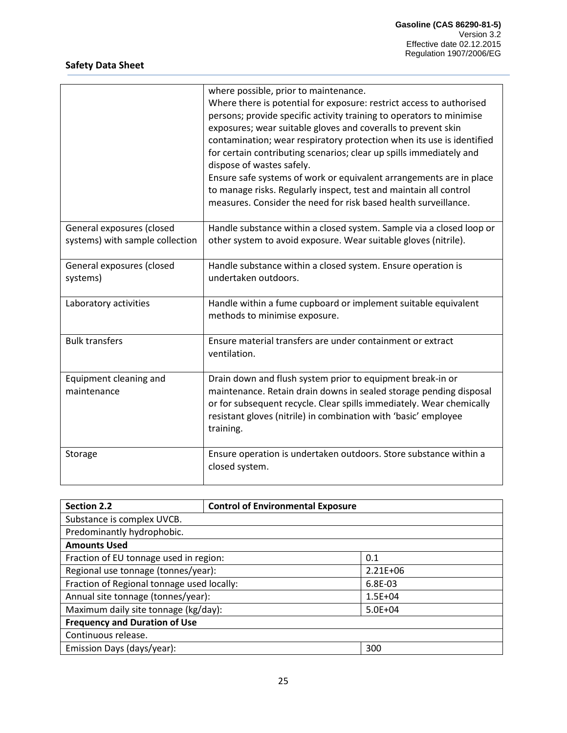## Safety Data Sheet

| | |
|---|---|
| | where possible, prior to maintenance. Where there is potential for exposure: restrict access to authorised persons; provide specific activity training to operators to minimise exposures; wear suitable gloves and coveralls to prevent skin contamination; wear respiratory protection when its use is identified for certain contributing scenarios; clear up spills immediately and dispose of wastes safely. Ensure safe systems of work or equivalent arrangements are in place to manage risks. Regularly inspect, test and maintain all control measures. Consider the need for risk based health surveillance. |
| General exposures (closed systems) with sample collection | Handle substance within a closed system. Sample via a closed loop or other system to avoid exposure. Wear suitable gloves (nitrile). |
| General exposures (closed systems) | Handle substance within a closed system. Ensure operation is undertaken outdoors. |
| Laboratory activities | Handle within a fume cupboard or implement suitable equivalent methods to minimise exposure. |
| Bulk transfers | Ensure material transfers are under containment or extract ventilation. |
| Equipment cleaning and maintenance | Drain down and flush system prior to equipment break-in or maintenance. Retain drain downs in sealed storage pending disposal or for subsequent recycle. Clear spills immediately. Wear chemically resistant gloves (nitrile) in combination with 'basic' employee training. |
| Storage | Ensure operation is undertaken outdoors. Store substance within a closed system. |

| **Section 2.2** | **Control of Environmental Exposure** |
|---|---|
| Substance is complex UVCB. | |
| Predominantly hydrophobic. | |
| **Amounts Used** | |
| Fraction of EU tonnage used in region: | 0.1 |
| Regional use tonnage (tonnes/year): | 2.21E+06 |
| Fraction of Regional tonnage used locally: | 6.8E-03 |
| Annual site tonnage (tonnes/year): | 1.5E+04 |
| Maximum daily site tonnage (kg/day): | 5.0E+04 |
| **Frequency and Duration of Use** | |
| Continuous release. | |
| Emission Days (days/year): | 300 |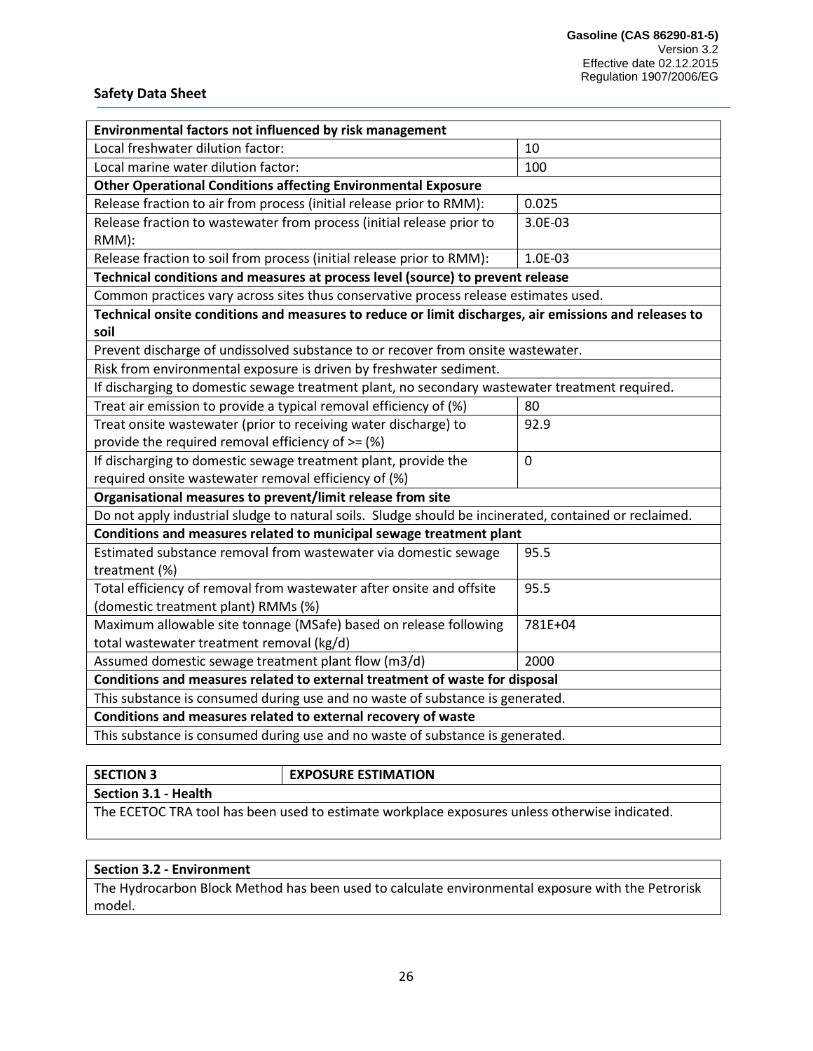| Environmental factors not influenced by risk management | |
|---|---|
| Local freshwater dilution factor: | 10 |
| Local marine water dilution factor: | 100 |
| **Other Operational Conditions affecting Environmental Exposure** | |
| Release fraction to air from process (initial release prior to RMM): | 0.025 |
| Release fraction to wastewater from process (initial release prior to RMM): | 3.0E-03 |
| Release fraction to soil from process (initial release prior to RMM): | 1.0E-03 |
| **Technical conditions and measures at process level (source) to prevent release** | |
| Common practices vary across sites thus conservative process release estimates used. | |
| **Technical onsite conditions and measures to reduce or limit discharges, air emissions and releases to soil** | |
| Prevent discharge of undissolved substance to or recover from onsite wastewater. | |
| Risk from environmental exposure is driven by freshwater sediment. | |
| If discharging to domestic sewage treatment plant, no secondary wastewater treatment required. | |
| Treat air emission to provide a typical removal efficiency of (%) | 80 |
| Treat onsite wastewater (prior to receiving water discharge) to provide the required removal efficiency of >= (%) | 92.9 |
| If discharging to domestic sewage treatment plant, provide the required onsite wastewater removal efficiency of (%) | 0 |
| **Organisational measures to prevent/limit release from site** | |
| Do not apply industrial sludge to natural soils. Sludge should be incinerated, contained or reclaimed. | |
| **Conditions and measures related to municipal sewage treatment plant** | |
| Estimated substance removal from wastewater via domestic sewage treatment (%) | 95.5 |
| Total efficiency of removal from wastewater after onsite and offsite (domestic treatment plant) RMMs (%) | 95.5 |
| Maximum allowable site tonnage (MSafe) based on release following total wastewater treatment removal (kg/d) | 781E+04 |
| Assumed domestic sewage treatment plant flow (m3/d) | 2000 |
| **Conditions and measures related to external treatment of waste for disposal** | |
| This substance is consumed during use and no waste of substance is generated. | |
| **Conditions and measures related to external recovery of waste** | |
| This substance is consumed during use and no waste of substance is generated. | |

| SECTION 3 | EXPOSURE ESTIMATION |
|---|---|
| **Section 3.1 - Health** | |
| The ECETOC TRA tool has been used to estimate workplace exposures unless otherwise indicated. | |

| Section 3.2 - Environment |
|---|
| The Hydrocarbon Block Method has been used to calculate environmental exposure with the Petrorisk model. |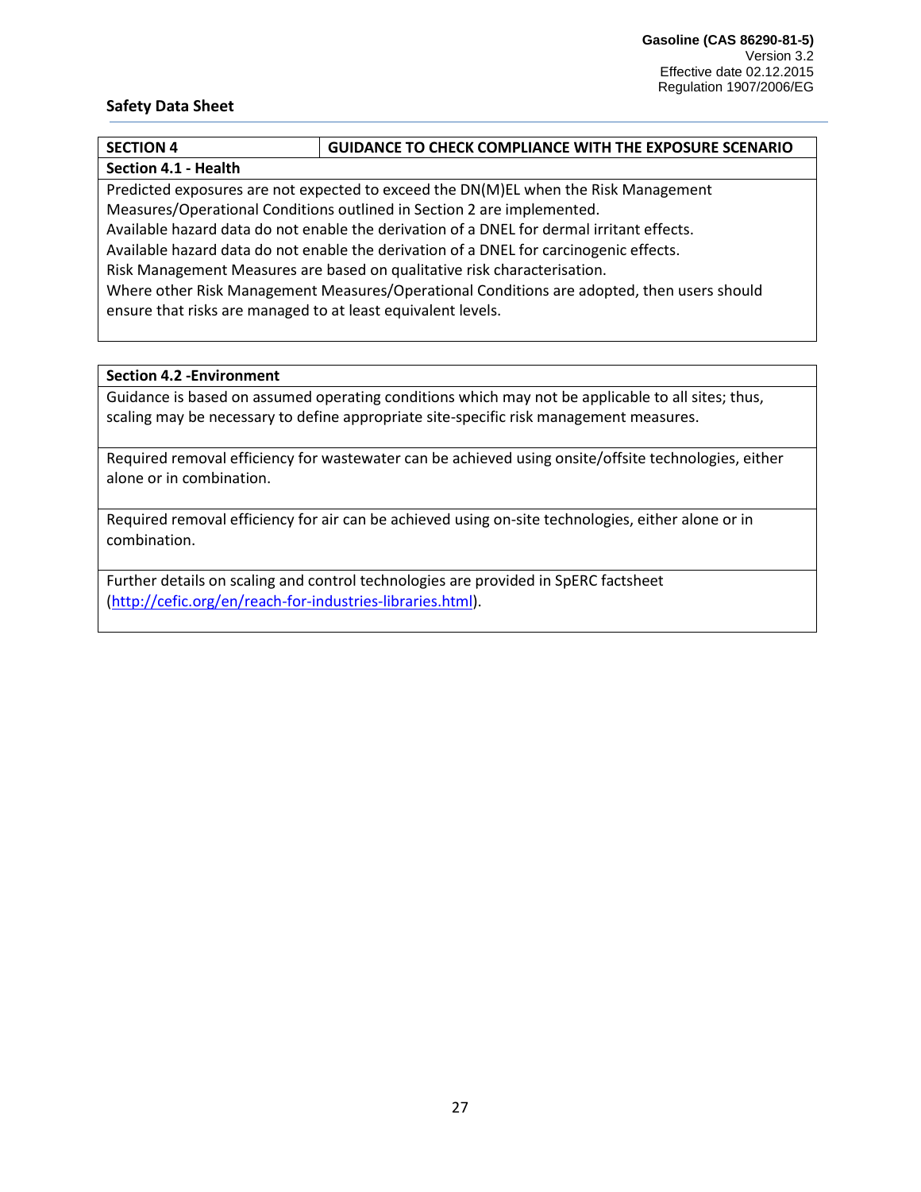| SECTION 4 | GUIDANCE TO CHECK COMPLIANCE WITH THE EXPOSURE SCENARIO |
|---|---|

**Section 4.1 - Health**

Predicted exposures are not expected to exceed the DN(M)EL when the Risk Management Measures/Operational Conditions outlined in Section 2 are implemented.
Available hazard data do not enable the derivation of a DNEL for dermal irritant effects.
Available hazard data do not enable the derivation of a DNEL for carcinogenic effects.
Risk Management Measures are based on qualitative risk characterisation.
Where other Risk Management Measures/Operational Conditions are adopted, then users should ensure that risks are managed to at least equivalent levels.

**Section 4.2 -Environment**

Guidance is based on assumed operating conditions which may not be applicable to all sites; thus, scaling may be necessary to define appropriate site-specific risk management measures.

Required removal efficiency for wastewater can be achieved using onsite/offsite technologies, either alone or in combination.

Required removal efficiency for air can be achieved using on-site technologies, either alone or in combination.

Further details on scaling and control technologies are provided in SpERC factsheet (http://cefic.org/en/reach-for-industries-libraries.html).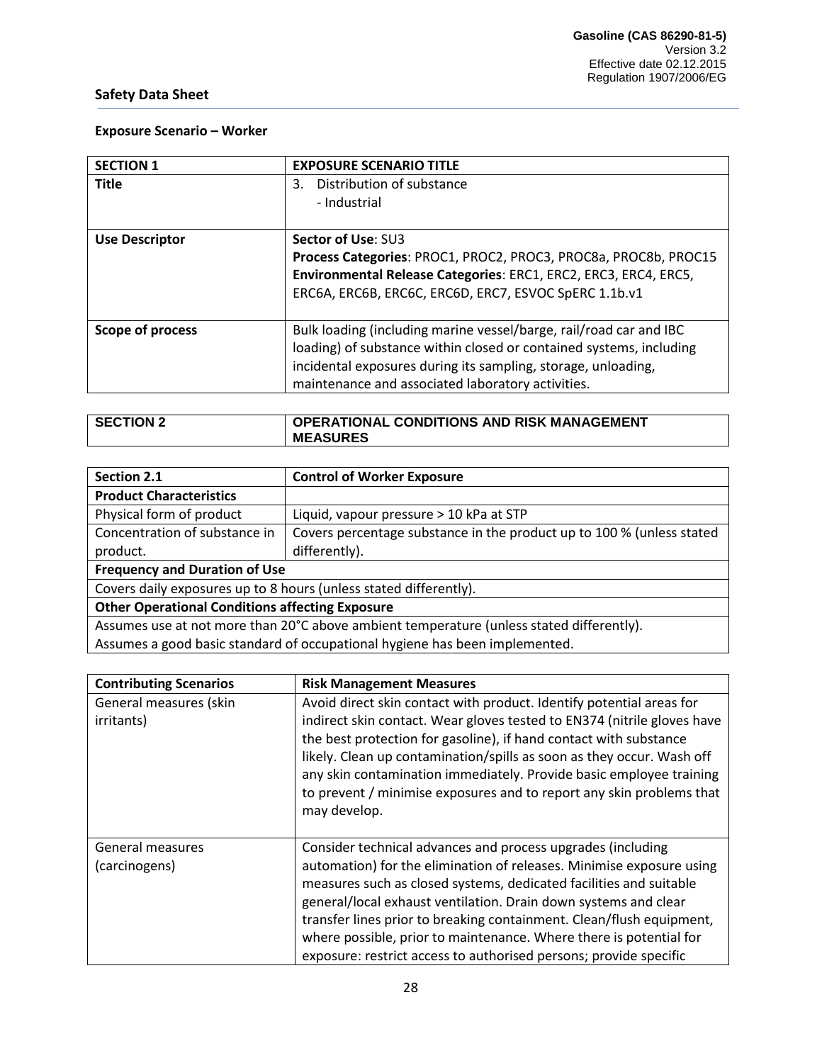## Safety Data Sheet

### Exposure Scenario – Worker

| SECTION 1 | EXPOSURE SCENARIO TITLE |
|---|---|
| **Title** | 3. Distribution of substance<br>- Industrial |
| **Use Descriptor** | **Sector of Use**: SU3<br>**Process Categories**: PROC1, PROC2, PROC3, PROC8a, PROC8b, PROC15<br>**Environmental Release Categories**: ERC1, ERC2, ERC3, ERC4, ERC5, ERC6A, ERC6B, ERC6C, ERC6D, ERC7, ESVOC SpERC 1.1b.v1 |
| **Scope of process** | Bulk loading (including marine vessel/barge, rail/road car and IBC loading) of substance within closed or contained systems, including incidental exposures during its sampling, storage, unloading, maintenance and associated laboratory activities. |

| SECTION 2 | OPERATIONAL CONDITIONS AND RISK MANAGEMENT MEASURES |
|---|---|

| Section 2.1 | Control of Worker Exposure |
|---|---|
| **Product Characteristics** | |
| Physical form of product | Liquid, vapour pressure > 10 kPa at STP |
| Concentration of substance in product. | Covers percentage substance in the product up to 100 % (unless stated differently). |
| **Frequency and Duration of Use** | |
| Covers daily exposures up to 8 hours (unless stated differently). | |
| **Other Operational Conditions affecting Exposure** | |
| Assumes use at not more than 20°C above ambient temperature (unless stated differently).<br>Assumes a good basic standard of occupational hygiene has been implemented. | |

| Contributing Scenarios | Risk Management Measures |
|---|---|
| General measures (skin irritants) | Avoid direct skin contact with product. Identify potential areas for indirect skin contact. Wear gloves tested to EN374 (nitrile gloves have the best protection for gasoline), if hand contact with substance likely. Clean up contamination/spills as soon as they occur. Wash off any skin contamination immediately. Provide basic employee training to prevent / minimise exposures and to report any skin problems that may develop. |
| General measures (carcinogens) | Consider technical advances and process upgrades (including automation) for the elimination of releases. Minimise exposure using measures such as closed systems, dedicated facilities and suitable general/local exhaust ventilation. Drain down systems and clear transfer lines prior to breaking containment. Clean/flush equipment, where possible, prior to maintenance. Where there is potential for exposure: restrict access to authorised persons; provide specific |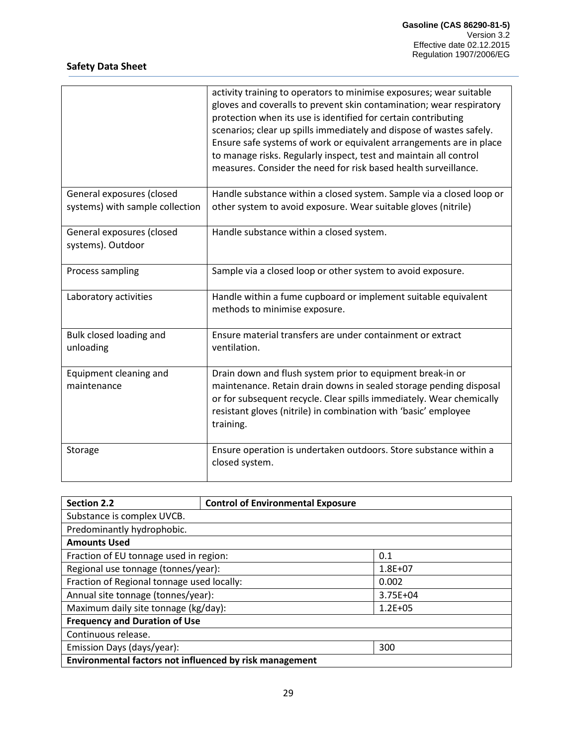## Safety Data Sheet

| | |
|---|---|
| | activity training to operators to minimise exposures; wear suitable gloves and coveralls to prevent skin contamination; wear respiratory protection when its use is identified for certain contributing scenarios; clear up spills immediately and dispose of wastes safely. Ensure safe systems of work or equivalent arrangements are in place to manage risks. Regularly inspect, test and maintain all control measures. Consider the need for risk based health surveillance. |
| General exposures (closed systems) with sample collection | Handle substance within a closed system. Sample via a closed loop or other system to avoid exposure. Wear suitable gloves (nitrile) |
| General exposures (closed systems). Outdoor | Handle substance within a closed system. |
| Process sampling | Sample via a closed loop or other system to avoid exposure. |
| Laboratory activities | Handle within a fume cupboard or implement suitable equivalent methods to minimise exposure. |
| Bulk closed loading and unloading | Ensure material transfers are under containment or extract ventilation. |
| Equipment cleaning and maintenance | Drain down and flush system prior to equipment break-in or maintenance. Retain drain downs in sealed storage pending disposal or for subsequent recycle. Clear spills immediately. Wear chemically resistant gloves (nitrile) in combination with 'basic' employee training. |
| Storage | Ensure operation is undertaken outdoors. Store substance within a closed system. |

| **Section 2.2** | **Control of Environmental Exposure** |
|---|---|
| Substance is complex UVCB. | |
| Predominantly hydrophobic. | |
| **Amounts Used** | |
| Fraction of EU tonnage used in region: | 0.1 |
| Regional use tonnage (tonnes/year): | 1.8E+07 |
| Fraction of Regional tonnage used locally: | 0.002 |
| Annual site tonnage (tonnes/year): | 3.75E+04 |
| Maximum daily site tonnage (kg/day): | 1.2E+05 |
| **Frequency and Duration of Use** | |
| Continuous release. | |
| Emission Days (days/year): | 300 |
| **Environmental factors not influenced by risk management** | |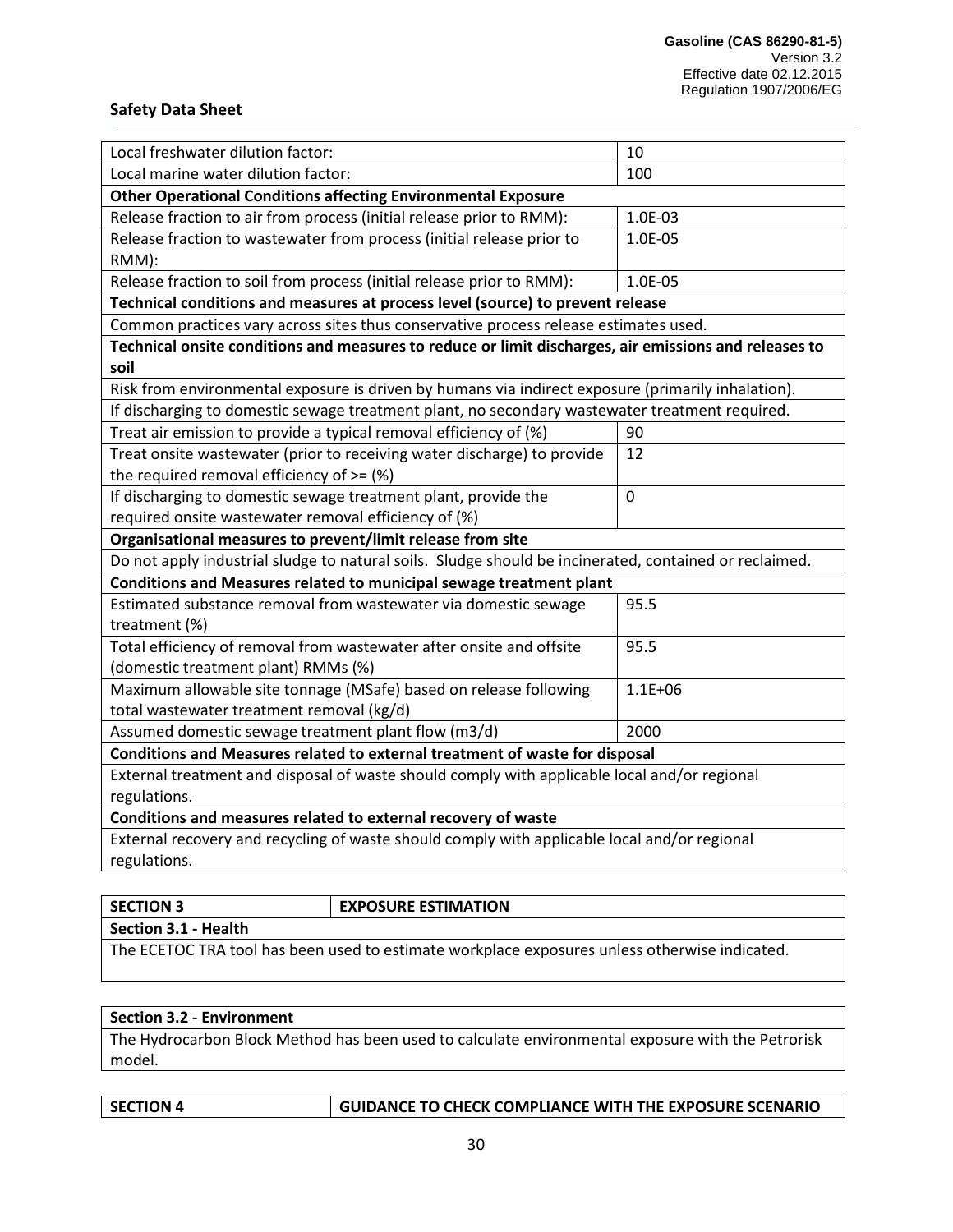## Safety Data Sheet

| | |
|---|---|
| Local freshwater dilution factor: | 10 |
| Local marine water dilution factor: | 100 |
| **Other Operational Conditions affecting Environmental Exposure** | |
| Release fraction to air from process (initial release prior to RMM): | 1.0E-03 |
| Release fraction to wastewater from process (initial release prior to RMM): | 1.0E-05 |
| Release fraction to soil from process (initial release prior to RMM): | 1.0E-05 |
| **Technical conditions and measures at process level (source) to prevent release** | |
| Common practices vary across sites thus conservative process release estimates used. | |
| **Technical onsite conditions and measures to reduce or limit discharges, air emissions and releases to soil** | |
| Risk from environmental exposure is driven by humans via indirect exposure (primarily inhalation). | |
| If discharging to domestic sewage treatment plant, no secondary wastewater treatment required. | |
| Treat air emission to provide a typical removal efficiency of (%) | 90 |
| Treat onsite wastewater (prior to receiving water discharge) to provide the required removal efficiency of >= (%) | 12 |
| If discharging to domestic sewage treatment plant, provide the required onsite wastewater removal efficiency of (%) | 0 |
| **Organisational measures to prevent/limit release from site** | |
| Do not apply industrial sludge to natural soils. Sludge should be incinerated, contained or reclaimed. | |
| **Conditions and Measures related to municipal sewage treatment plant** | |
| Estimated substance removal from wastewater via domestic sewage treatment (%) | 95.5 |
| Total efficiency of removal from wastewater after onsite and offsite (domestic treatment plant) RMMs (%) | 95.5 |
| Maximum allowable site tonnage (MSafe) based on release following total wastewater treatment removal (kg/d) | 1.1E+06 |
| Assumed domestic sewage treatment plant flow (m3/d) | 2000 |
| **Conditions and Measures related to external treatment of waste for disposal** | |
| External treatment and disposal of waste should comply with applicable local and/or regional regulations. | |
| **Conditions and measures related to external recovery of waste** | |
| External recovery and recycling of waste should comply with applicable local and/or regional regulations. | |

| SECTION 3 | EXPOSURE ESTIMATION |
|---|---|
| **Section 3.1 - Health** | |
| The ECETOC TRA tool has been used to estimate workplace exposures unless otherwise indicated. | |

| Section 3.2 - Environment |
|---|
| The Hydrocarbon Block Method has been used to calculate environmental exposure with the Petrorisk model. |

| SECTION 4 | GUIDANCE TO CHECK COMPLIANCE WITH THE EXPOSURE SCENARIO |
|---|---|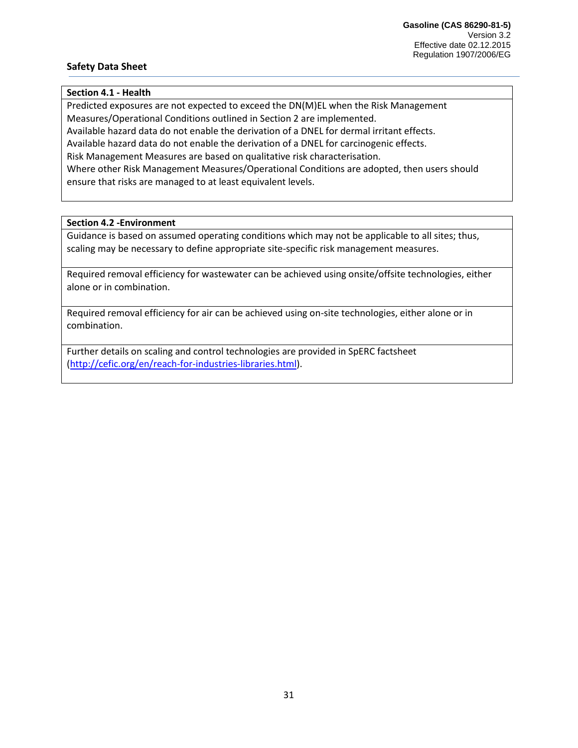## Section 4.1 - Health

Predicted exposures are not expected to exceed the DN(M)EL when the Risk Management Measures/Operational Conditions outlined in Section 2 are implemented.
Available hazard data do not enable the derivation of a DNEL for dermal irritant effects.
Available hazard data do not enable the derivation of a DNEL for carcinogenic effects.
Risk Management Measures are based on qualitative risk characterisation.
Where other Risk Management Measures/Operational Conditions are adopted, then users should ensure that risks are managed to at least equivalent levels.

## Section 4.2 -Environment

Guidance is based on assumed operating conditions which may not be applicable to all sites; thus, scaling may be necessary to define appropriate site-specific risk management measures.

Required removal efficiency for wastewater can be achieved using onsite/offsite technologies, either alone or in combination.

Required removal efficiency for air can be achieved using on-site technologies, either alone or in combination.

Further details on scaling and control technologies are provided in SpERC factsheet (http://cefic.org/en/reach-for-industries-libraries.html).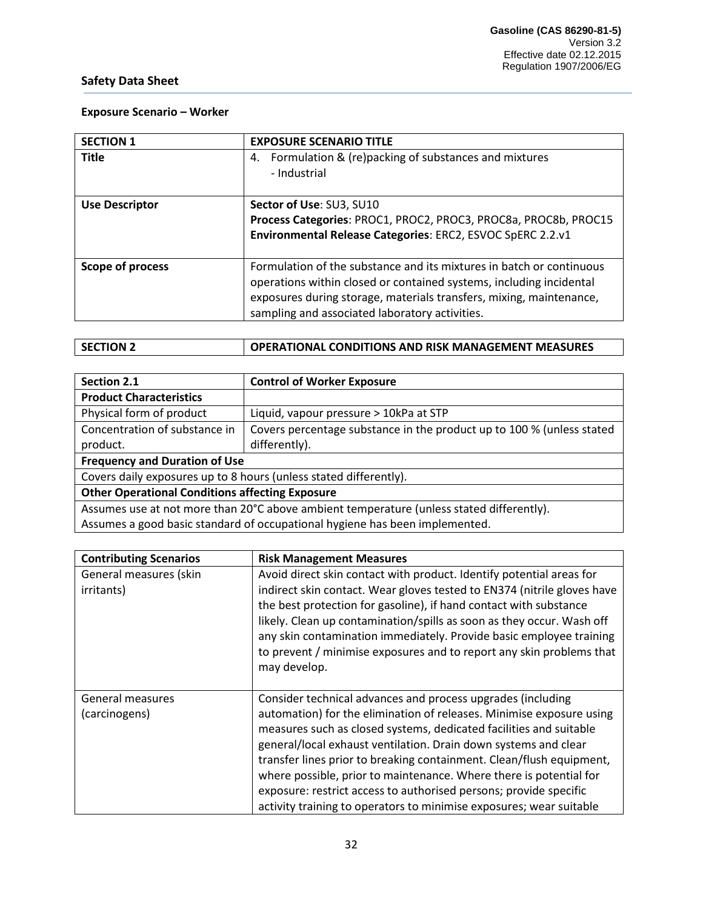## Safety Data Sheet

### Exposure Scenario – Worker

| SECTION 1 | EXPOSURE SCENARIO TITLE |
|---|---|
| **Title** | 4. Formulation & (re)packing of substances and mixtures<br>- Industrial |
| **Use Descriptor** | **Sector of Use**: SU3, SU10<br>**Process Categories**: PROC1, PROC2, PROC3, PROC8a, PROC8b, PROC15<br>**Environmental Release Categories**: ERC2, ESVOC SpERC 2.2.v1 |
| **Scope of process** | Formulation of the substance and its mixtures in batch or continuous operations within closed or contained systems, including incidental exposures during storage, materials transfers, mixing, maintenance, sampling and associated laboratory activities. |

| SECTION 2 | OPERATIONAL CONDITIONS AND RISK MANAGEMENT MEASURES |
|---|---|

| Section 2.1 | Control of Worker Exposure |
|---|---|
| **Product Characteristics** | |
| Physical form of product | Liquid, vapour pressure > 10kPa at STP |
| Concentration of substance in product. | Covers percentage substance in the product up to 100 % (unless stated differently). |
| **Frequency and Duration of Use** | |
| Covers daily exposures up to 8 hours (unless stated differently). | |
| **Other Operational Conditions affecting Exposure** | |
| Assumes use at not more than 20°C above ambient temperature (unless stated differently).<br>Assumes a good basic standard of occupational hygiene has been implemented. | |

| Contributing Scenarios | Risk Management Measures |
|---|---|
| General measures (skin irritants) | Avoid direct skin contact with product. Identify potential areas for indirect skin contact. Wear gloves tested to EN374 (nitrile gloves have the best protection for gasoline), if hand contact with substance likely. Clean up contamination/spills as soon as they occur. Wash off any skin contamination immediately. Provide basic employee training to prevent / minimise exposures and to report any skin problems that may develop. |
| General measures (carcinogens) | Consider technical advances and process upgrades (including automation) for the elimination of releases. Minimise exposure using measures such as closed systems, dedicated facilities and suitable general/local exhaust ventilation. Drain down systems and clear transfer lines prior to breaking containment. Clean/flush equipment, where possible, prior to maintenance. Where there is potential for exposure: restrict access to authorised persons; provide specific activity training to operators to minimise exposures; wear suitable |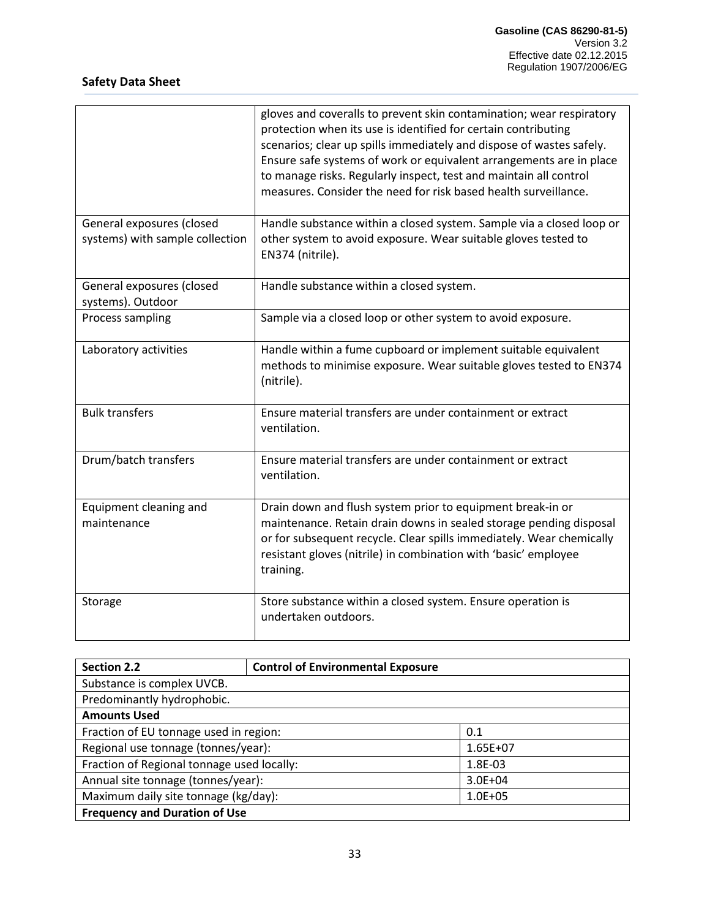**Safety Data Sheet**

| | |
|---|---|
| | gloves and coveralls to prevent skin contamination; wear respiratory protection when its use is identified for certain contributing scenarios; clear up spills immediately and dispose of wastes safely. Ensure safe systems of work or equivalent arrangements are in place to manage risks. Regularly inspect, test and maintain all control measures. Consider the need for risk based health surveillance. |
| General exposures (closed systems) with sample collection | Handle substance within a closed system. Sample via a closed loop or other system to avoid exposure. Wear suitable gloves tested to EN374 (nitrile). |
| General exposures (closed systems). Outdoor | Handle substance within a closed system. |
| Process sampling | Sample via a closed loop or other system to avoid exposure. |
| Laboratory activities | Handle within a fume cupboard or implement suitable equivalent methods to minimise exposure. Wear suitable gloves tested to EN374 (nitrile). |
| Bulk transfers | Ensure material transfers are under containment or extract ventilation. |
| Drum/batch transfers | Ensure material transfers are under containment or extract ventilation. |
| Equipment cleaning and maintenance | Drain down and flush system prior to equipment break-in or maintenance. Retain drain downs in sealed storage pending disposal or for subsequent recycle. Clear spills immediately. Wear chemically resistant gloves (nitrile) in combination with 'basic' employee training. |
| Storage | Store substance within a closed system. Ensure operation is undertaken outdoors. |

| **Section 2.2** | **Control of Environmental Exposure** |
|---|---|
| Substance is complex UVCB. | |
| Predominantly hydrophobic. | |
| **Amounts Used** | |
| Fraction of EU tonnage used in region: | 0.1 |
| Regional use tonnage (tonnes/year): | 1.65E+07 |
| Fraction of Regional tonnage used locally: | 1.8E-03 |
| Annual site tonnage (tonnes/year): | 3.0E+04 |
| Maximum daily site tonnage (kg/day): | 1.0E+05 |
| **Frequency and Duration of Use** | |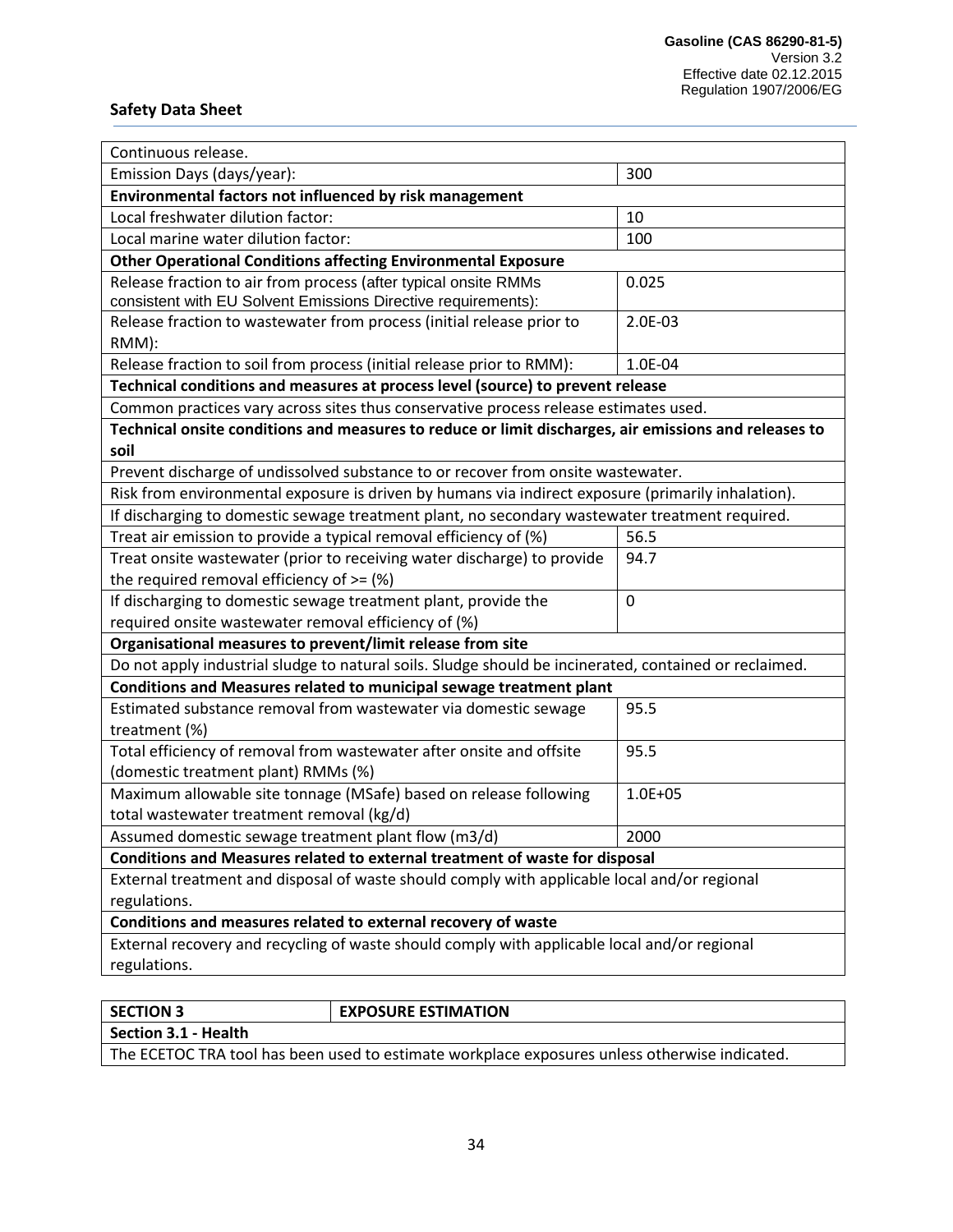**Safety Data Sheet**

| | |
|---|---|
| Continuous release. | |
| Emission Days (days/year): | 300 |
| **Environmental factors not influenced by risk management** | |
| Local freshwater dilution factor: | 10 |
| Local marine water dilution factor: | 100 |
| **Other Operational Conditions affecting Environmental Exposure** | |
| Release fraction to air from process (after typical onsite RMMs consistent with EU Solvent Emissions Directive requirements): | 0.025 |
| Release fraction to wastewater from process (initial release prior to RMM): | 2.0E-03 |
| Release fraction to soil from process (initial release prior to RMM): | 1.0E-04 |
| **Technical conditions and measures at process level (source) to prevent release** | |
| Common practices vary across sites thus conservative process release estimates used. | |
| **Technical onsite conditions and measures to reduce or limit discharges, air emissions and releases to soil** | |
| Prevent discharge of undissolved substance to or recover from onsite wastewater. | |
| Risk from environmental exposure is driven by humans via indirect exposure (primarily inhalation). | |
| If discharging to domestic sewage treatment plant, no secondary wastewater treatment required. | |
| Treat air emission to provide a typical removal efficiency of (%) | 56.5 |
| Treat onsite wastewater (prior to receiving water discharge) to provide the required removal efficiency of >= (%) | 94.7 |
| If discharging to domestic sewage treatment plant, provide the required onsite wastewater removal efficiency of (%) | 0 |
| **Organisational measures to prevent/limit release from site** | |
| Do not apply industrial sludge to natural soils. Sludge should be incinerated, contained or reclaimed. | |
| **Conditions and Measures related to municipal sewage treatment plant** | |
| Estimated substance removal from wastewater via domestic sewage treatment (%) | 95.5 |
| Total efficiency of removal from wastewater after onsite and offsite (domestic treatment plant) RMMs (%) | 95.5 |
| Maximum allowable site tonnage (MSafe) based on release following total wastewater treatment removal (kg/d) | 1.0E+05 |
| Assumed domestic sewage treatment plant flow (m3/d) | 2000 |
| **Conditions and Measures related to external treatment of waste for disposal** | |
| External treatment and disposal of waste should comply with applicable local and/or regional regulations. | |
| **Conditions and measures related to external recovery of waste** | |
| External recovery and recycling of waste should comply with applicable local and/or regional regulations. | |

| **SECTION 3** | **EXPOSURE ESTIMATION** |
|---|---|
| **Section 3.1 - Health** | |
| The ECETOC TRA tool has been used to estimate workplace exposures unless otherwise indicated. | |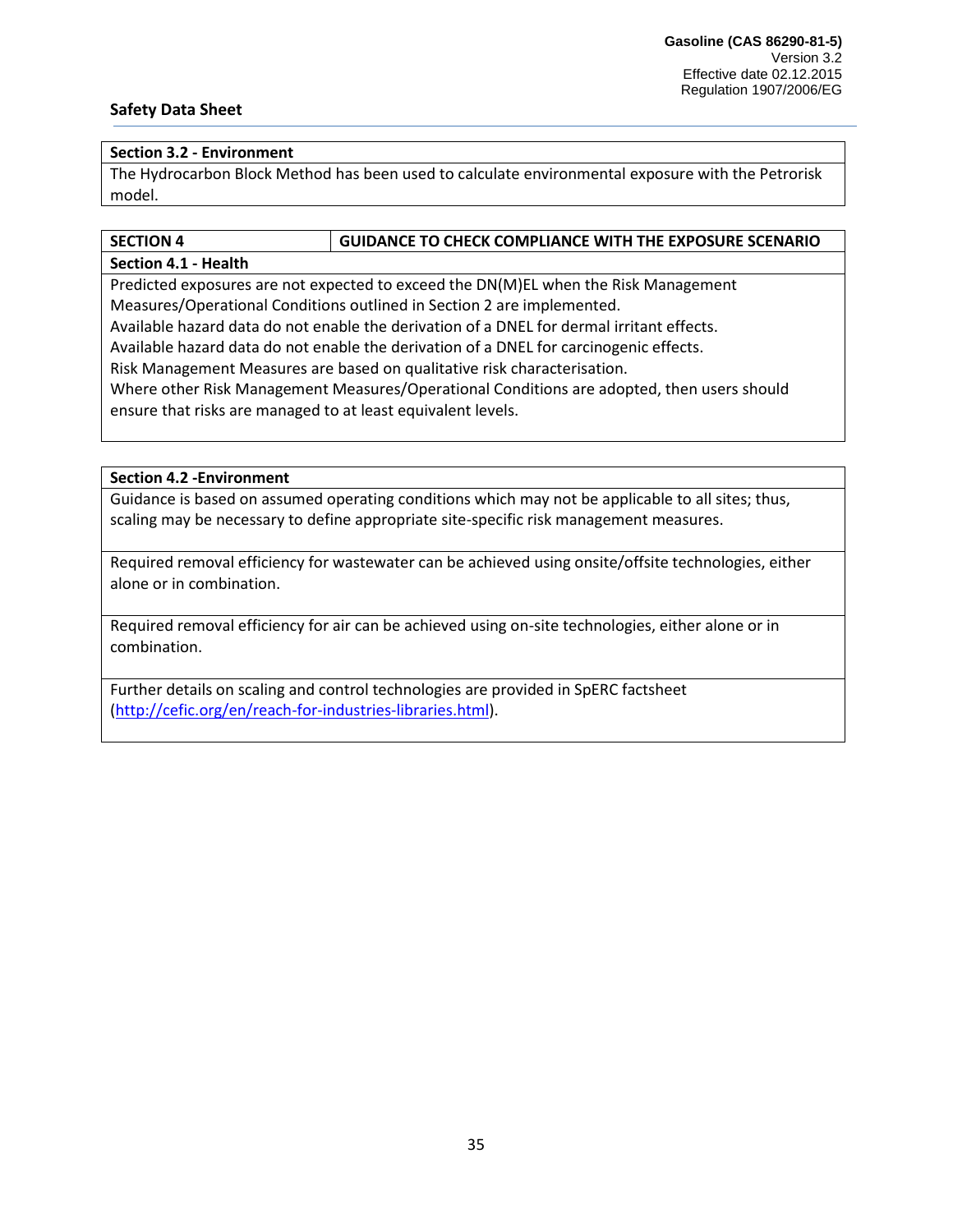#### Section 3.2 - Environment

The Hydrocarbon Block Method has been used to calculate environmental exposure with the Petrorisk model.

| SECTION 4 | GUIDANCE TO CHECK COMPLIANCE WITH THE EXPOSURE SCENARIO |
|---|---|

#### Section 4.1 - Health

Predicted exposures are not expected to exceed the DN(M)EL when the Risk Management Measures/Operational Conditions outlined in Section 2 are implemented.
Available hazard data do not enable the derivation of a DNEL for dermal irritant effects.
Available hazard data do not enable the derivation of a DNEL for carcinogenic effects.
Risk Management Measures are based on qualitative risk characterisation.
Where other Risk Management Measures/Operational Conditions are adopted, then users should ensure that risks are managed to at least equivalent levels.

#### Section 4.2 -Environment

Guidance is based on assumed operating conditions which may not be applicable to all sites; thus, scaling may be necessary to define appropriate site-specific risk management measures.

Required removal efficiency for wastewater can be achieved using onsite/offsite technologies, either alone or in combination.

Required removal efficiency for air can be achieved using on-site technologies, either alone or in combination.

Further details on scaling and control technologies are provided in SpERC factsheet (http://cefic.org/en/reach-for-industries-libraries.html).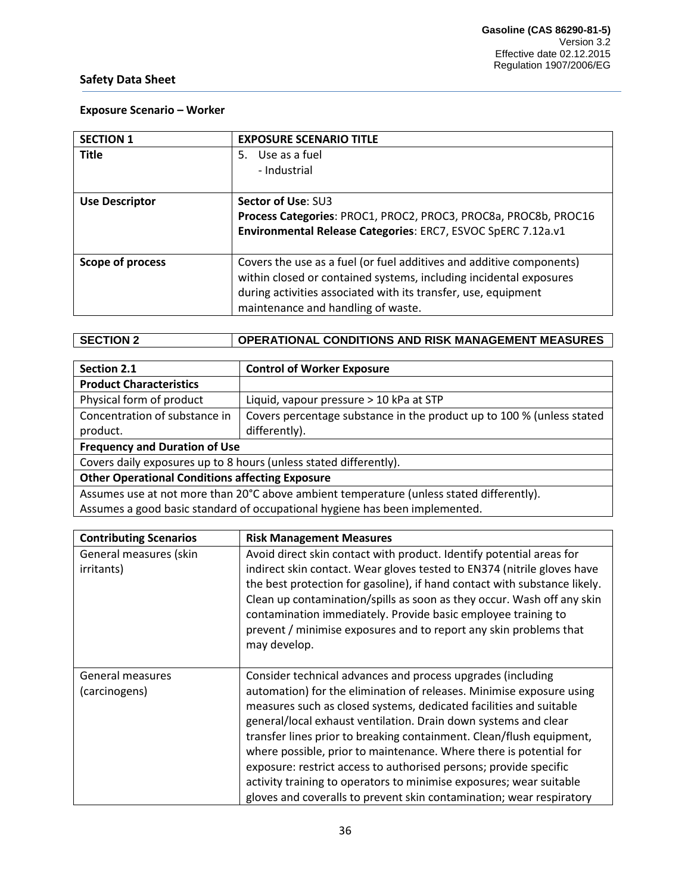## Safety Data Sheet

### Exposure Scenario – Worker

| SECTION 1 | EXPOSURE SCENARIO TITLE |
|---|---|
| **Title** | 5. Use as a fuel<br>- Industrial |
| **Use Descriptor** | **Sector of Use**: SU3<br>**Process Categories**: PROC1, PROC2, PROC3, PROC8a, PROC8b, PROC16<br>**Environmental Release Categories**: ERC7, ESVOC SpERC 7.12a.v1 |
| **Scope of process** | Covers the use as a fuel (or fuel additives and additive components) within closed or contained systems, including incidental exposures during activities associated with its transfer, use, equipment maintenance and handling of waste. |

| SECTION 2 | OPERATIONAL CONDITIONS AND RISK MANAGEMENT MEASURES |
|---|---|

| Section 2.1 | Control of Worker Exposure |
|---|---|
| **Product Characteristics** | |
| Physical form of product | Liquid, vapour pressure > 10 kPa at STP |
| Concentration of substance in product. | Covers percentage substance in the product up to 100 % (unless stated differently). |
| **Frequency and Duration of Use** | |
| Covers daily exposures up to 8 hours (unless stated differently). | |
| **Other Operational Conditions affecting Exposure** | |
| Assumes use at not more than 20°C above ambient temperature (unless stated differently).<br>Assumes a good basic standard of occupational hygiene has been implemented. | |

| Contributing Scenarios | Risk Management Measures |
|---|---|
| General measures (skin irritants) | Avoid direct skin contact with product. Identify potential areas for indirect skin contact. Wear gloves tested to EN374 (nitrile gloves have the best protection for gasoline), if hand contact with substance likely. Clean up contamination/spills as soon as they occur. Wash off any skin contamination immediately. Provide basic employee training to prevent / minimise exposures and to report any skin problems that may develop. |
| General measures (carcinogens) | Consider technical advances and process upgrades (including automation) for the elimination of releases. Minimise exposure using measures such as closed systems, dedicated facilities and suitable general/local exhaust ventilation. Drain down systems and clear transfer lines prior to breaking containment. Clean/flush equipment, where possible, prior to maintenance. Where there is potential for exposure: restrict access to authorised persons; provide specific activity training to operators to minimise exposures; wear suitable gloves and coveralls to prevent skin contamination; wear respiratory |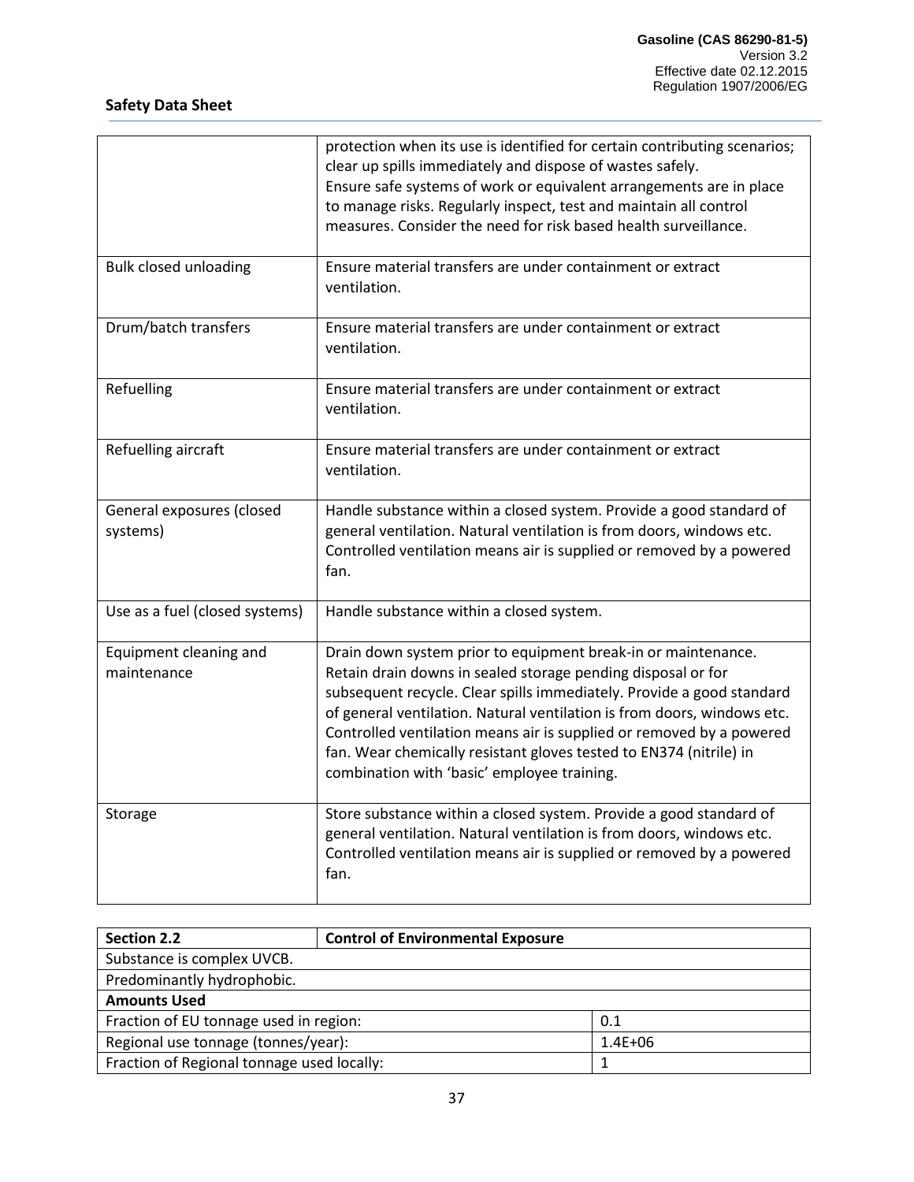## Safety Data Sheet

| | |
|---|---|
| | protection when its use is identified for certain contributing scenarios; clear up spills immediately and dispose of wastes safely. Ensure safe systems of work or equivalent arrangements are in place to manage risks. Regularly inspect, test and maintain all control measures. Consider the need for risk based health surveillance. |
| Bulk closed unloading | Ensure material transfers are under containment or extract ventilation. |
| Drum/batch transfers | Ensure material transfers are under containment or extract ventilation. |
| Refuelling | Ensure material transfers are under containment or extract ventilation. |
| Refuelling aircraft | Ensure material transfers are under containment or extract ventilation. |
| General exposures (closed systems) | Handle substance within a closed system. Provide a good standard of general ventilation. Natural ventilation is from doors, windows etc. Controlled ventilation means air is supplied or removed by a powered fan. |
| Use as a fuel (closed systems) | Handle substance within a closed system. |
| Equipment cleaning and maintenance | Drain down system prior to equipment break-in or maintenance. Retain drain downs in sealed storage pending disposal or for subsequent recycle. Clear spills immediately. Provide a good standard of general ventilation. Natural ventilation is from doors, windows etc. Controlled ventilation means air is supplied or removed by a powered fan. Wear chemically resistant gloves tested to EN374 (nitrile) in combination with 'basic' employee training. |
| Storage | Store substance within a closed system. Provide a good standard of general ventilation. Natural ventilation is from doors, windows etc. Controlled ventilation means air is supplied or removed by a powered fan. |

| **Section 2.2** | **Control of Environmental Exposure** |
|---|---|
| Substance is complex UVCB. | |
| Predominantly hydrophobic. | |
| **Amounts Used** | |
| Fraction of EU tonnage used in region: | 0.1 |
| Regional use tonnage (tonnes/year): | 1.4E+06 |
| Fraction of Regional tonnage used locally: | 1 |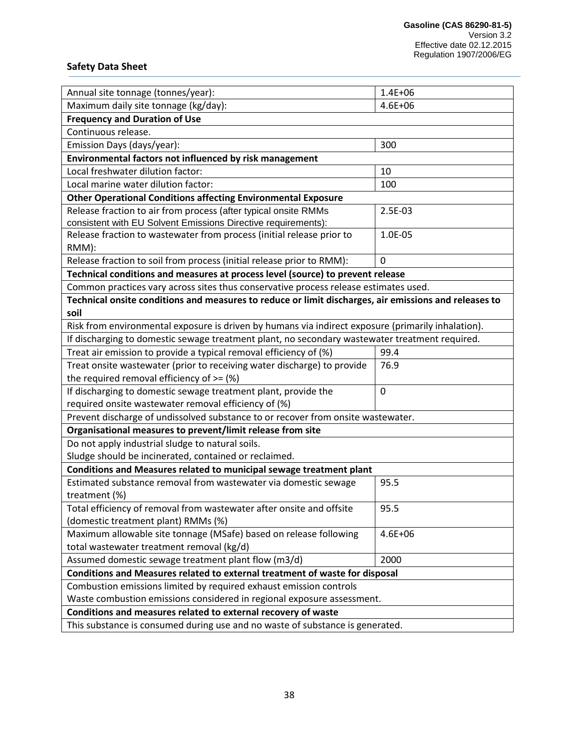## Safety Data Sheet

| | |
|---|---|
| Annual site tonnage (tonnes/year): | 1.4E+06 |
| Maximum daily site tonnage (kg/day): | 4.6E+06 |
| **Frequency and Duration of Use** | |
| Continuous release. | |
| Emission Days (days/year): | 300 |
| **Environmental factors not influenced by risk management** | |
| Local freshwater dilution factor: | 10 |
| Local marine water dilution factor: | 100 |
| **Other Operational Conditions affecting Environmental Exposure** | |
| Release fraction to air from process (after typical onsite RMMs consistent with EU Solvent Emissions Directive requirements): | 2.5E-03 |
| Release fraction to wastewater from process (initial release prior to RMM): | 1.0E-05 |
| Release fraction to soil from process (initial release prior to RMM): | 0 |
| **Technical conditions and measures at process level (source) to prevent release** | |
| Common practices vary across sites thus conservative process release estimates used. | |
| **Technical onsite conditions and measures to reduce or limit discharges, air emissions and releases to soil** | |
| Risk from environmental exposure is driven by humans via indirect exposure (primarily inhalation). | |
| If discharging to domestic sewage treatment plant, no secondary wastewater treatment required. | |
| Treat air emission to provide a typical removal efficiency of (%) | 99.4 |
| Treat onsite wastewater (prior to receiving water discharge) to provide the required removal efficiency of >= (%) | 76.9 |
| If discharging to domestic sewage treatment plant, provide the required onsite wastewater removal efficiency of (%) | 0 |
| Prevent discharge of undissolved substance to or recover from onsite wastewater. | |
| **Organisational measures to prevent/limit release from site** | |
| Do not apply industrial sludge to natural soils. Sludge should be incinerated, contained or reclaimed. | |
| **Conditions and Measures related to municipal sewage treatment plant** | |
| Estimated substance removal from wastewater via domestic sewage treatment (%) | 95.5 |
| Total efficiency of removal from wastewater after onsite and offsite (domestic treatment plant) RMMs (%) | 95.5 |
| Maximum allowable site tonnage (MSafe) based on release following total wastewater treatment removal (kg/d) | 4.6E+06 |
| Assumed domestic sewage treatment plant flow (m3/d) | 2000 |
| **Conditions and Measures related to external treatment of waste for disposal** | |
| Combustion emissions limited by required exhaust emission controls Waste combustion emissions considered in regional exposure assessment. | |
| **Conditions and measures related to external recovery of waste** | |
| This substance is consumed during use and no waste of substance is generated. | |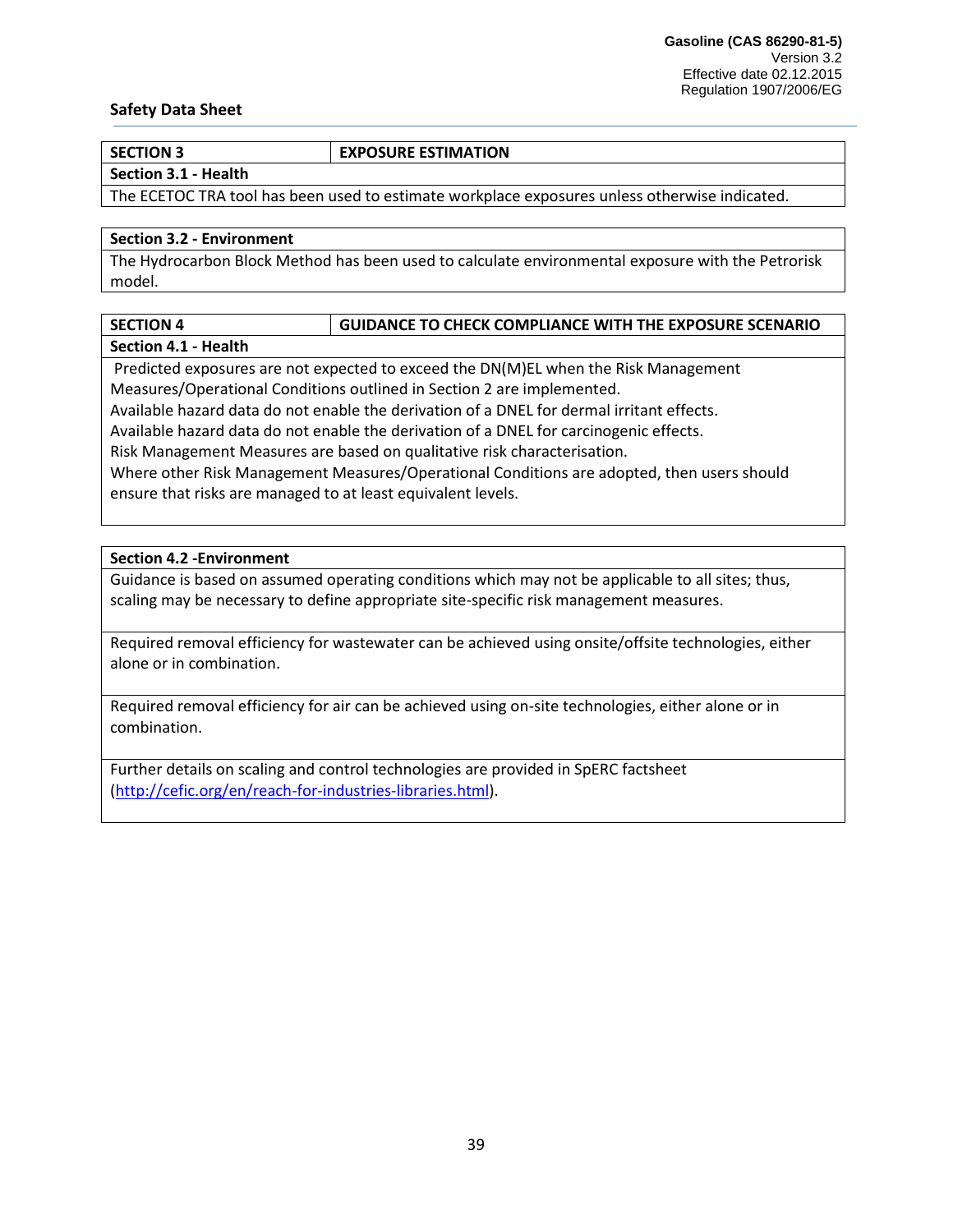## Safety Data Sheet

| SECTION 3 | EXPOSURE ESTIMATION |
|---|---|
| **Section 3.1 - Health** | |
| The ECETOC TRA tool has been used to estimate workplace exposures unless otherwise indicated. | |

| |
|---|
| **Section 3.2 - Environment** |
| The Hydrocarbon Block Method has been used to calculate environmental exposure with the Petrorisk model. |

| SECTION 4 | GUIDANCE TO CHECK COMPLIANCE WITH THE EXPOSURE SCENARIO |
|---|---|
| **Section 4.1 - Health** | |
| Predicted exposures are not expected to exceed the DN(M)EL when the Risk Management Measures/Operational Conditions outlined in Section 2 are implemented.<br>Available hazard data do not enable the derivation of a DNEL for dermal irritant effects.<br>Available hazard data do not enable the derivation of a DNEL for carcinogenic effects.<br>Risk Management Measures are based on qualitative risk characterisation.<br>Where other Risk Management Measures/Operational Conditions are adopted, then users should ensure that risks are managed to at least equivalent levels. | |

| |
|---|
| **Section 4.2 -Environment** |
| Guidance is based on assumed operating conditions which may not be applicable to all sites; thus, scaling may be necessary to define appropriate site-specific risk management measures. |
| Required removal efficiency for wastewater can be achieved using onsite/offsite technologies, either alone or in combination. |
| Required removal efficiency for air can be achieved using on-site technologies, either alone or in combination. |
| Further details on scaling and control technologies are provided in SpERC factsheet (http://cefic.org/en/reach-for-industries-libraries.html). |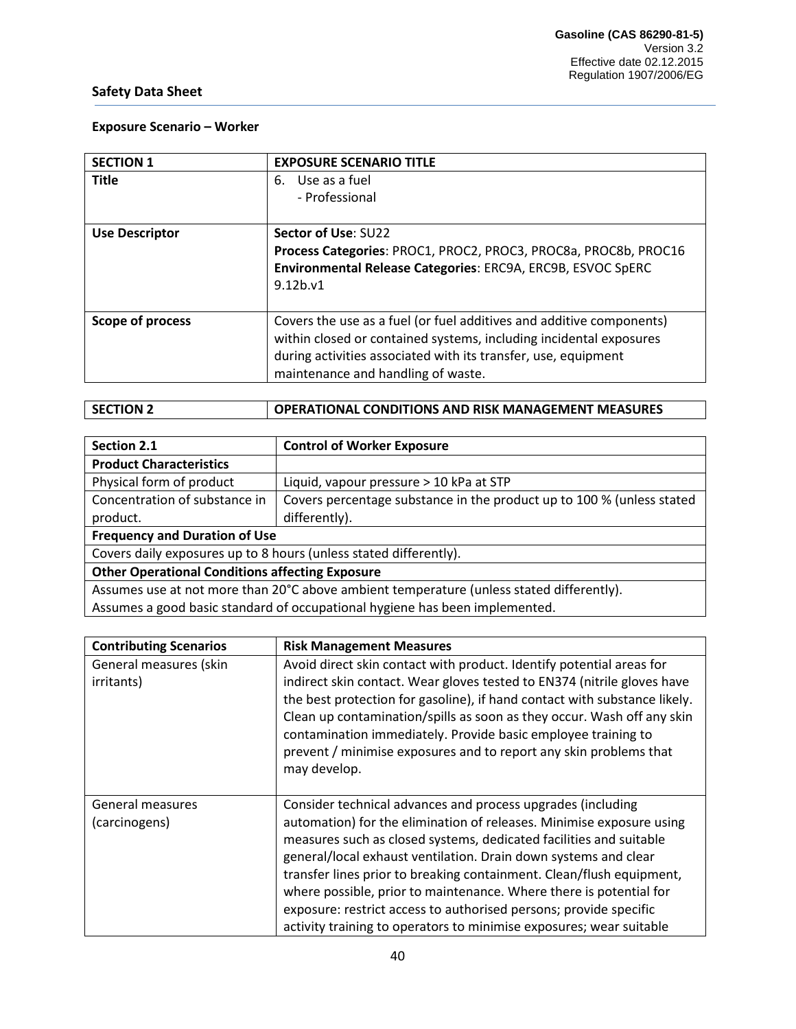## Safety Data Sheet

### Exposure Scenario – Worker

| SECTION 1 | EXPOSURE SCENARIO TITLE |
|---|---|
| **Title** | 6. Use as a fuel<br>- Professional |
| **Use Descriptor** | **Sector of Use**: SU22<br>**Process Categories**: PROC1, PROC2, PROC3, PROC8a, PROC8b, PROC16<br>**Environmental Release Categories**: ERC9A, ERC9B, ESVOC SpERC 9.12b.v1 |
| **Scope of process** | Covers the use as a fuel (or fuel additives and additive components) within closed or contained systems, including incidental exposures during activities associated with its transfer, use, equipment maintenance and handling of waste. |

| SECTION 2 | OPERATIONAL CONDITIONS AND RISK MANAGEMENT MEASURES |
|---|---|

| Section 2.1 | Control of Worker Exposure |
|---|---|
| **Product Characteristics** | |
| Physical form of product | Liquid, vapour pressure > 10 kPa at STP |
| Concentration of substance in product. | Covers percentage substance in the product up to 100 % (unless stated differently). |
| **Frequency and Duration of Use** | |
| Covers daily exposures up to 8 hours (unless stated differently). | |
| **Other Operational Conditions affecting Exposure** | |
| Assumes use at not more than 20°C above ambient temperature (unless stated differently).<br>Assumes a good basic standard of occupational hygiene has been implemented. | |

| Contributing Scenarios | Risk Management Measures |
|---|---|
| General measures (skin irritants) | Avoid direct skin contact with product. Identify potential areas for indirect skin contact. Wear gloves tested to EN374 (nitrile gloves have the best protection for gasoline), if hand contact with substance likely. Clean up contamination/spills as soon as they occur. Wash off any skin contamination immediately. Provide basic employee training to prevent / minimise exposures and to report any skin problems that may develop. |
| General measures (carcinogens) | Consider technical advances and process upgrades (including automation) for the elimination of releases. Minimise exposure using measures such as closed systems, dedicated facilities and suitable general/local exhaust ventilation. Drain down systems and clear transfer lines prior to breaking containment. Clean/flush equipment, where possible, prior to maintenance. Where there is potential for exposure: restrict access to authorised persons; provide specific activity training to operators to minimise exposures; wear suitable |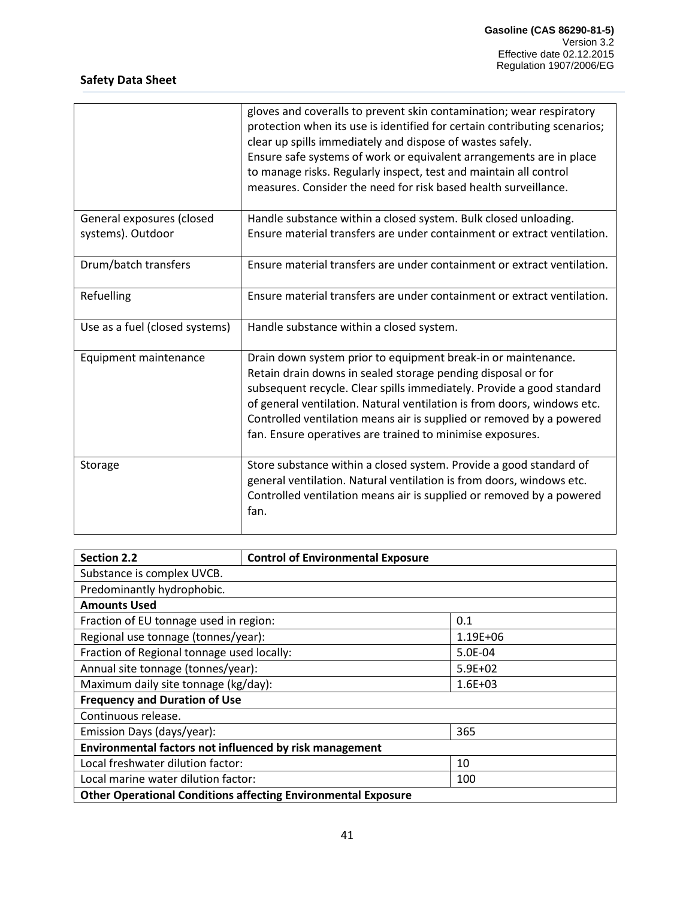## Safety Data Sheet

| | |
|---|---|
| | gloves and coveralls to prevent skin contamination; wear respiratory protection when its use is identified for certain contributing scenarios; clear up spills immediately and dispose of wastes safely. Ensure safe systems of work or equivalent arrangements are in place to manage risks. Regularly inspect, test and maintain all control measures. Consider the need for risk based health surveillance. |
| General exposures (closed systems). Outdoor | Handle substance within a closed system. Bulk closed unloading. Ensure material transfers are under containment or extract ventilation. |
| Drum/batch transfers | Ensure material transfers are under containment or extract ventilation. |
| Refuelling | Ensure material transfers are under containment or extract ventilation. |
| Use as a fuel (closed systems) | Handle substance within a closed system. |
| Equipment maintenance | Drain down system prior to equipment break-in or maintenance. Retain drain downs in sealed storage pending disposal or for subsequent recycle. Clear spills immediately. Provide a good standard of general ventilation. Natural ventilation is from doors, windows etc. Controlled ventilation means air is supplied or removed by a powered fan. Ensure operatives are trained to minimise exposures. |
| Storage | Store substance within a closed system. Provide a good standard of general ventilation. Natural ventilation is from doors, windows etc. Controlled ventilation means air is supplied or removed by a powered fan. |

| **Section 2.2** | **Control of Environmental Exposure** |
|---|---|
| Substance is complex UVCB. | |
| Predominantly hydrophobic. | |
| **Amounts Used** | |
| Fraction of EU tonnage used in region: | 0.1 |
| Regional use tonnage (tonnes/year): | 1.19E+06 |
| Fraction of Regional tonnage used locally: | 5.0E-04 |
| Annual site tonnage (tonnes/year): | 5.9E+02 |
| Maximum daily site tonnage (kg/day): | 1.6E+03 |
| **Frequency and Duration of Use** | |
| Continuous release. | |
| Emission Days (days/year): | 365 |
| **Environmental factors not influenced by risk management** | |
| Local freshwater dilution factor: | 10 |
| Local marine water dilution factor: | 100 |
| **Other Operational Conditions affecting Environmental Exposure** | |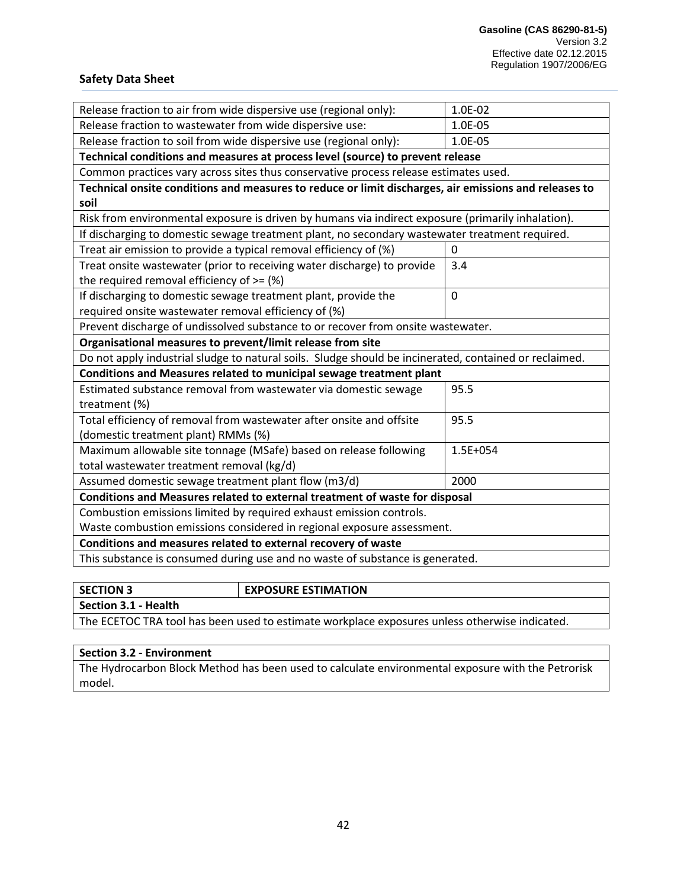**Safety Data Sheet**

| | |
|---|---|
| Release fraction to air from wide dispersive use (regional only): | 1.0E-02 |
| Release fraction to wastewater from wide dispersive use: | 1.0E-05 |
| Release fraction to soil from wide dispersive use (regional only): | 1.0E-05 |
| **Technical conditions and measures at process level (source) to prevent release** | |
| Common practices vary across sites thus conservative process release estimates used. | |
| **Technical onsite conditions and measures to reduce or limit discharges, air emissions and releases to soil** | |
| Risk from environmental exposure is driven by humans via indirect exposure (primarily inhalation). | |
| If discharging to domestic sewage treatment plant, no secondary wastewater treatment required. | |
| Treat air emission to provide a typical removal efficiency of (%) | 0 |
| Treat onsite wastewater (prior to receiving water discharge) to provide the required removal efficiency of >= (%) | 3.4 |
| If discharging to domestic sewage treatment plant, provide the required onsite wastewater removal efficiency of (%) | 0 |
| Prevent discharge of undissolved substance to or recover from onsite wastewater. | |
| **Organisational measures to prevent/limit release from site** | |
| Do not apply industrial sludge to natural soils. Sludge should be incinerated, contained or reclaimed. | |
| **Conditions and Measures related to municipal sewage treatment plant** | |
| Estimated substance removal from wastewater via domestic sewage treatment (%) | 95.5 |
| Total efficiency of removal from wastewater after onsite and offsite (domestic treatment plant) RMMs (%) | 95.5 |
| Maximum allowable site tonnage (MSafe) based on release following total wastewater treatment removal (kg/d) | 1.5E+054 |
| Assumed domestic sewage treatment plant flow (m3/d) | 2000 |
| **Conditions and Measures related to external treatment of waste for disposal** | |
| Combustion emissions limited by required exhaust emission controls.<br>Waste combustion emissions considered in regional exposure assessment. | |
| **Conditions and measures related to external recovery of waste** | |
| This substance is consumed during use and no waste of substance is generated. | |

| **SECTION 3** | **EXPOSURE ESTIMATION** |
|---|---|
| **Section 3.1 - Health** | |
| The ECETOC TRA tool has been used to estimate workplace exposures unless otherwise indicated. | |

| **Section 3.2 - Environment** |
|---|
| The Hydrocarbon Block Method has been used to calculate environmental exposure with the Petrorisk model. |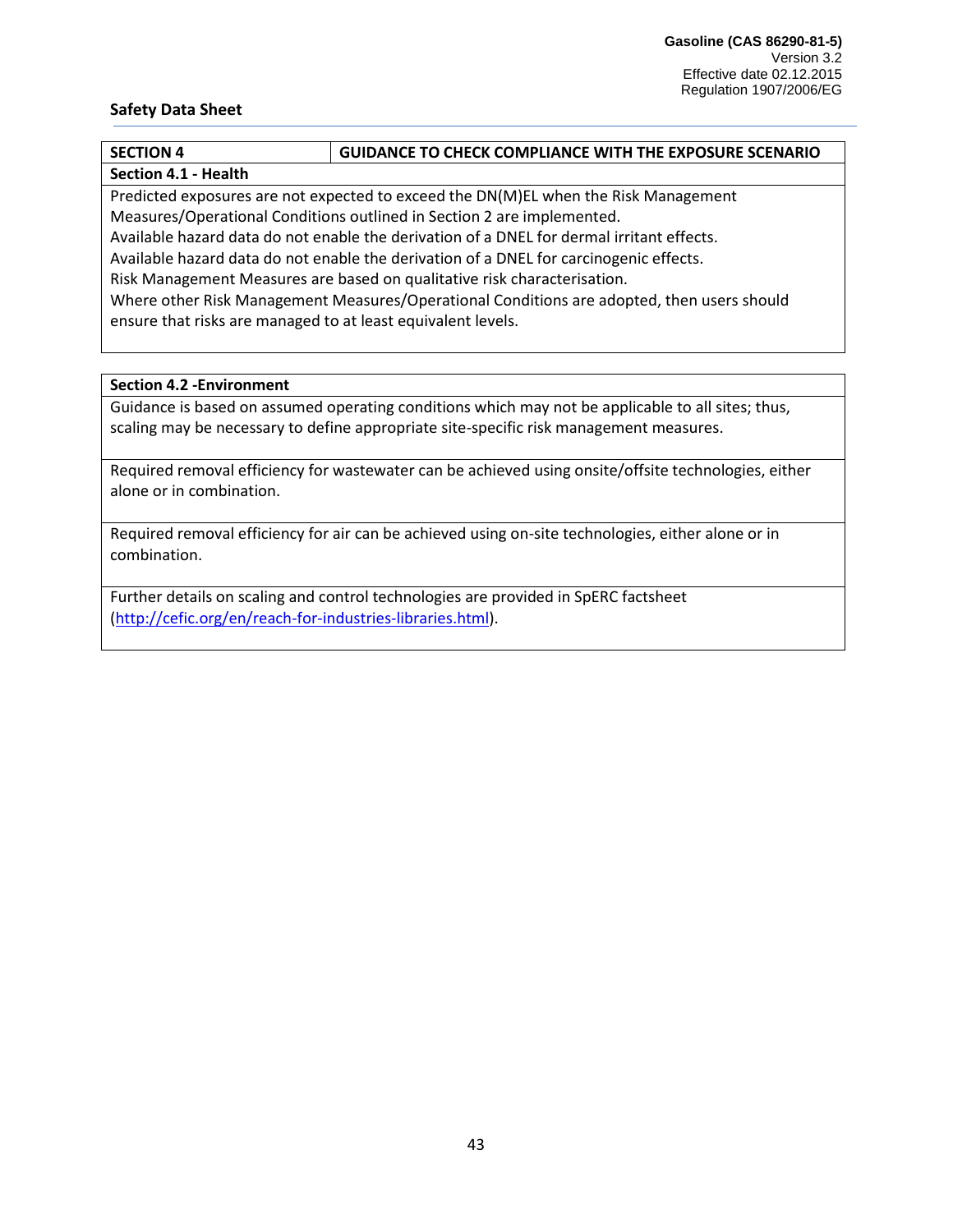| SECTION 4 | GUIDANCE TO CHECK COMPLIANCE WITH THE EXPOSURE SCENARIO |
|---|---|

**Section 4.1 - Health**

Predicted exposures are not expected to exceed the DN(M)EL when the Risk Management Measures/Operational Conditions outlined in Section 2 are implemented.
Available hazard data do not enable the derivation of a DNEL for dermal irritant effects.
Available hazard data do not enable the derivation of a DNEL for carcinogenic effects.
Risk Management Measures are based on qualitative risk characterisation.
Where other Risk Management Measures/Operational Conditions are adopted, then users should ensure that risks are managed to at least equivalent levels.

**Section 4.2 -Environment**

Guidance is based on assumed operating conditions which may not be applicable to all sites; thus, scaling may be necessary to define appropriate site-specific risk management measures.

Required removal efficiency for wastewater can be achieved using onsite/offsite technologies, either alone or in combination.

Required removal efficiency for air can be achieved using on-site technologies, either alone or in combination.

Further details on scaling and control technologies are provided in SpERC factsheet (http://cefic.org/en/reach-for-industries-libraries.html).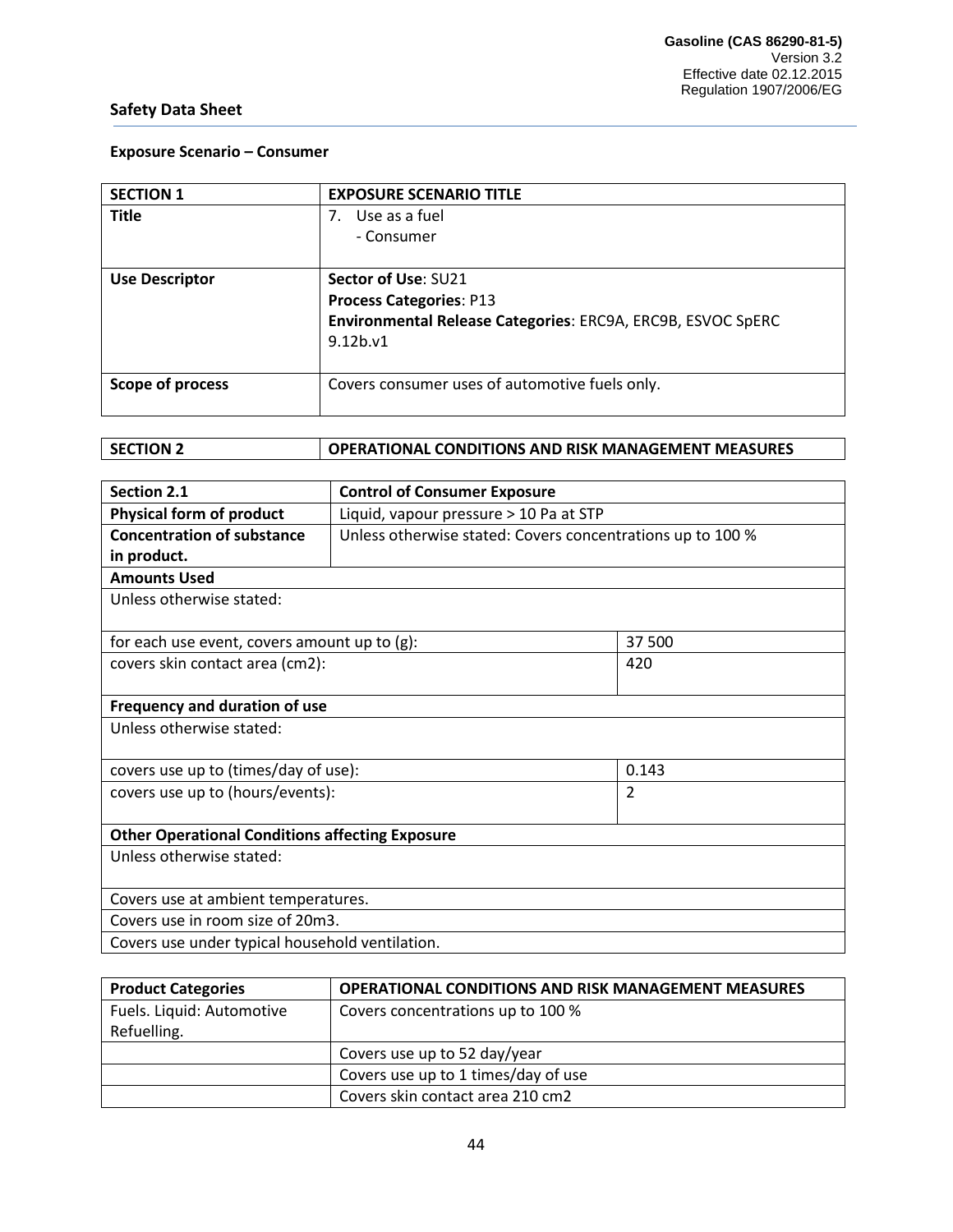**Safety Data Sheet**

**Exposure Scenario – Consumer**

| **SECTION 1** | **EXPOSURE SCENARIO TITLE** |
|---|---|
| **Title** | 7. Use as a fuel<br>- Consumer |
| **Use Descriptor** | **Sector of Use**: SU21<br>**Process Categories**: P13<br>**Environmental Release Categories**: ERC9A, ERC9B, ESVOC SpERC 9.12b.v1 |
| **Scope of process** | Covers consumer uses of automotive fuels only. |

| **SECTION 2** | **OPERATIONAL CONDITIONS AND RISK MANAGEMENT MEASURES** |
|---|---|

| **Section 2.1** | **Control of Consumer Exposure** |
|---|---|
| **Physical form of product** | Liquid, vapour pressure > 10 Pa at STP |
| **Concentration of substance in product.** | Unless otherwise stated: Covers concentrations up to 100 % |
| **Amounts Used** | |
| Unless otherwise stated: | |
| for each use event, covers amount up to (g): | 37 500 |
| covers skin contact area (cm2): | 420 |
| **Frequency and duration of use** | |
| Unless otherwise stated: | |
| covers use up to (times/day of use): | 0.143 |
| covers use up to (hours/events): | 2 |
| **Other Operational Conditions affecting Exposure** | |
| Unless otherwise stated: | |
| Covers use at ambient temperatures. | |
| Covers use in room size of 20m3. | |
| Covers use under typical household ventilation. | |

| **Product Categories** | **OPERATIONAL CONDITIONS AND RISK MANAGEMENT MEASURES** |
|---|---|
| Fuels. Liquid: Automotive Refuelling. | Covers concentrations up to 100 % |
| | Covers use up to 52 day/year |
| | Covers use up to 1 times/day of use |
| | Covers skin contact area 210 cm2 |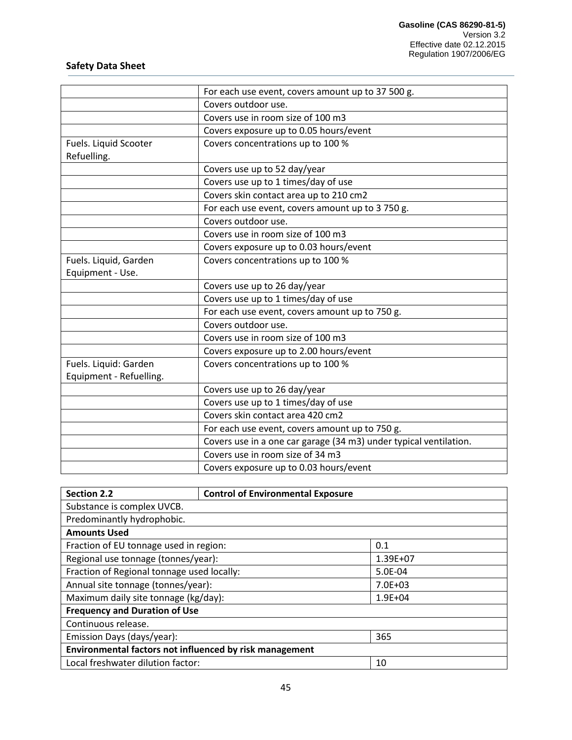## Safety Data Sheet

| | |
|---|---|
| | For each use event, covers amount up to 37 500 g. |
| | Covers outdoor use. |
| | Covers use in room size of 100 m3 |
| | Covers exposure up to 0.05 hours/event |
| Fuels. Liquid Scooter Refuelling. | Covers concentrations up to 100 % |
| | Covers use up to 52 day/year |
| | Covers use up to 1 times/day of use |
| | Covers skin contact area up to 210 cm2 |
| | For each use event, covers amount up to 3 750 g. |
| | Covers outdoor use. |
| | Covers use in room size of 100 m3 |
| | Covers exposure up to 0.03 hours/event |
| Fuels. Liquid, Garden Equipment - Use. | Covers concentrations up to 100 % |
| | Covers use up to 26 day/year |
| | Covers use up to 1 times/day of use |
| | For each use event, covers amount up to 750 g. |
| | Covers outdoor use. |
| | Covers use in room size of 100 m3 |
| | Covers exposure up to 2.00 hours/event |
| Fuels. Liquid: Garden Equipment - Refuelling. | Covers concentrations up to 100 % |
| | Covers use up to 26 day/year |
| | Covers use up to 1 times/day of use |
| | Covers skin contact area 420 cm2 |
| | For each use event, covers amount up to 750 g. |
| | Covers use in a one car garage (34 m3) under typical ventilation. |
| | Covers use in room size of 34 m3 |
| | Covers exposure up to 0.03 hours/event |

| **Section 2.2** | **Control of Environmental Exposure** |
|---|---|
| Substance is complex UVCB. | |
| Predominantly hydrophobic. | |
| **Amounts Used** | |
| Fraction of EU tonnage used in region: | 0.1 |
| Regional use tonnage (tonnes/year): | 1.39E+07 |
| Fraction of Regional tonnage used locally: | 5.0E-04 |
| Annual site tonnage (tonnes/year): | 7.0E+03 |
| Maximum daily site tonnage (kg/day): | 1.9E+04 |
| **Frequency and Duration of Use** | |
| Continuous release. | |
| Emission Days (days/year): | 365 |
| **Environmental factors not influenced by risk management** | |
| Local freshwater dilution factor: | 10 |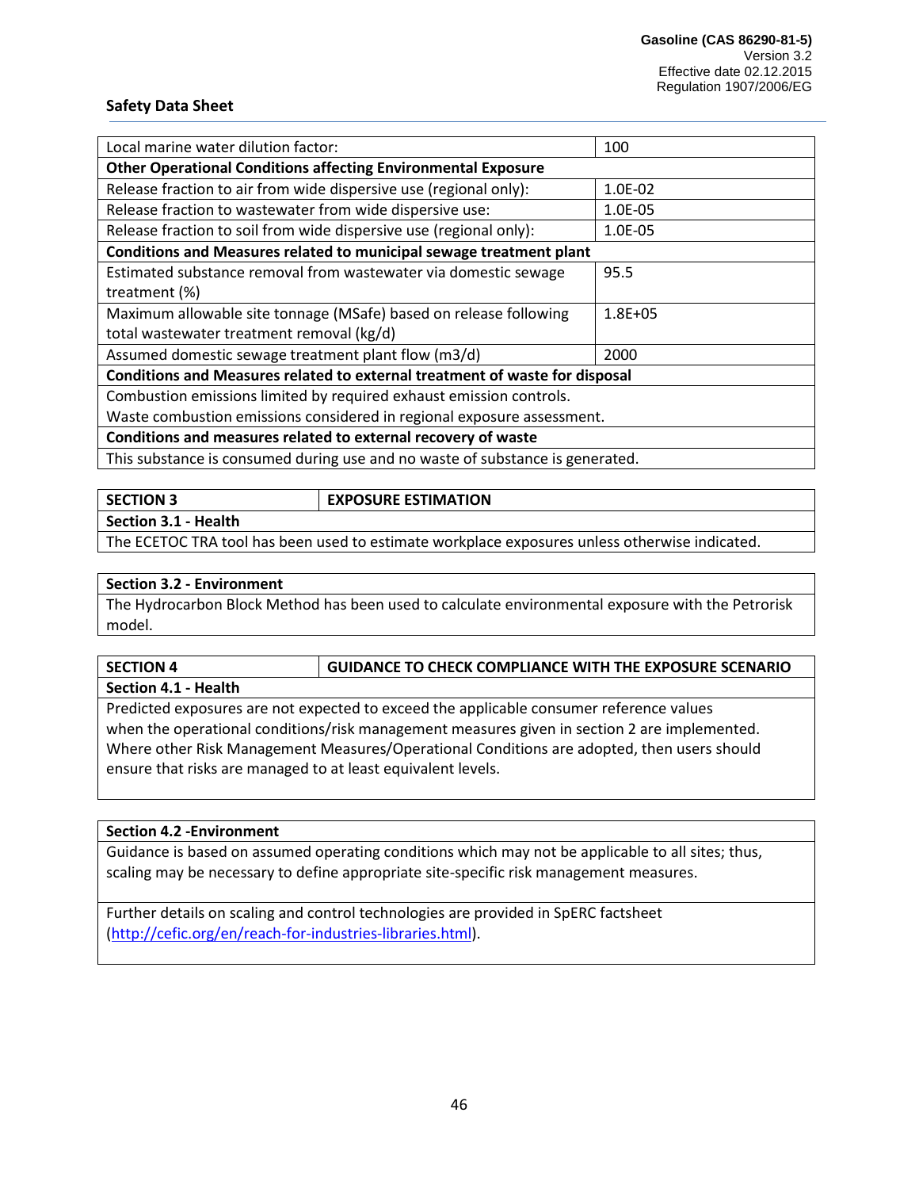| | |
|---|---|
| Local marine water dilution factor: | 100 |
| **Other Operational Conditions affecting Environmental Exposure** | |
| Release fraction to air from wide dispersive use (regional only): | 1.0E-02 |
| Release fraction to wastewater from wide dispersive use: | 1.0E-05 |
| Release fraction to soil from wide dispersive use (regional only): | 1.0E-05 |
| **Conditions and Measures related to municipal sewage treatment plant** | |
| Estimated substance removal from wastewater via domestic sewage treatment (%) | 95.5 |
| Maximum allowable site tonnage (MSafe) based on release following total wastewater treatment removal (kg/d) | 1.8E+05 |
| Assumed domestic sewage treatment plant flow (m3/d) | 2000 |
| **Conditions and Measures related to external treatment of waste for disposal** | |
| Combustion emissions limited by required exhaust emission controls. Waste combustion emissions considered in regional exposure assessment. | |
| **Conditions and measures related to external recovery of waste** | |
| This substance is consumed during use and no waste of substance is generated. | |

| SECTION 3 | EXPOSURE ESTIMATION |
|---|---|
| **Section 3.1 - Health** | |
| The ECETOC TRA tool has been used to estimate workplace exposures unless otherwise indicated. | |

**Section 3.2 - Environment**

The Hydrocarbon Block Method has been used to calculate environmental exposure with the Petrorisk model.

| SECTION 4 | GUIDANCE TO CHECK COMPLIANCE WITH THE EXPOSURE SCENARIO |
|---|---|
| **Section 4.1 - Health** | |
| Predicted exposures are not expected to exceed the applicable consumer reference values when the operational conditions/risk management measures given in section 2 are implemented. Where other Risk Management Measures/Operational Conditions are adopted, then users should ensure that risks are managed to at least equivalent levels. | |

**Section 4.2 -Environment**

Guidance is based on assumed operating conditions which may not be applicable to all sites; thus, scaling may be necessary to define appropriate site-specific risk management measures.

Further details on scaling and control technologies are provided in SpERC factsheet (http://cefic.org/en/reach-for-industries-libraries.html).